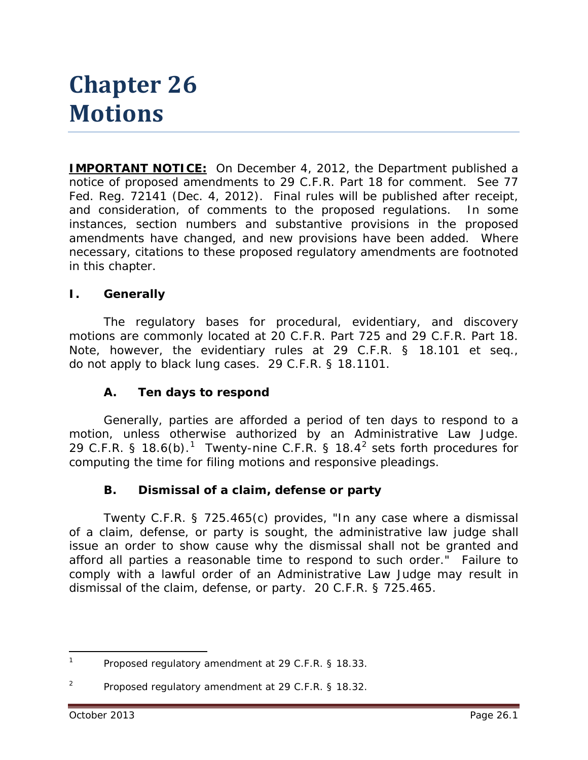# Chapter 26
# Motions

**IMPORTANT NOTICE:** On December 4, 2012, the Department published a notice of proposed amendments to 29 C.F.R. Part 18 for comment. *See* 77 Fed. Reg. 72141 (Dec. 4, 2012). Final rules will be published after receipt, and consideration, of comments to the proposed regulations. In some instances, section numbers and substantive provisions in the proposed amendments have changed, and new provisions have been added. Where necessary, citations to these proposed regulatory amendments are footnoted in this chapter.

## I. Generally

The regulatory bases for procedural, evidentiary, and discovery motions are commonly located at 20 C.F.R. Part 725 and 29 C.F.R. Part 18. Note, however, the evidentiary rules at 29 C.F.R. § 18.101 *et seq.*, do not apply to black lung cases. 29 C.F.R. § 18.1101.

### A. Ten days to respond

Generally, parties are afforded a period of ten days to respond to a motion, unless otherwise authorized by an Administrative Law Judge. 29 C.F.R. § 18.6(b).[1] Twenty-nine C.F.R. § 18.4[2] sets forth procedures for computing the time for filing motions and responsive pleadings.

### B. Dismissal of a claim, defense or party

Twenty C.F.R. § 725.465(c) provides, "In any case where a dismissal of a claim, defense, or party is sought, the administrative law judge shall issue an order to show cause why the dismissal shall not be granted and afford all parties a reasonable time to respond to such order." Failure to comply with a lawful order of an Administrative Law Judge may result in dismissal of the claim, defense, or party. 20 C.F.R. § 725.465.

---

[1] Proposed regulatory amendment at 29 C.F.R. § 18.33.

[2] Proposed regulatory amendment at 29 C.F.R. § 18.32.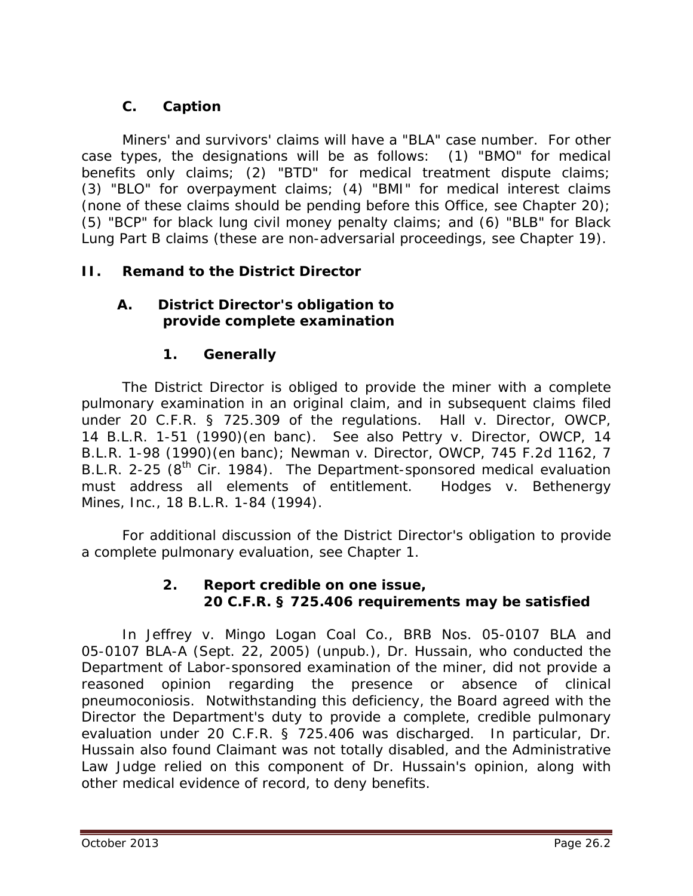### C. Caption

Miners' and survivors' claims will have a "BLA" case number. For other case types, the designations will be as follows: (1) "BMO" for medical benefits only claims; (2) "BTD" for medical treatment dispute claims; (3) "BLO" for overpayment claims; (4) "BMI" for medical interest claims (none of these claims should be pending before this Office, see Chapter 20); (5) "BCP" for black lung civil money penalty claims; and (6) "BLB" for Black Lung Part B claims (these are non-adversarial proceedings, see Chapter 19).

## II. Remand to the District Director

### A. District Director's obligation to provide complete examination

#### 1. Generally

The District Director is obliged to provide the miner with a complete pulmonary examination in an original claim, and in subsequent claims filed under 20 C.F.R. § 725.309 of the regulations. *Hall v. Director, OWCP*, 14 B.L.R. 1-51 (1990)(en banc). *See also Pettry v. Director, OWCP*, 14 B.L.R. 1-98 (1990)(en banc); *Newman v. Director, OWCP*, 745 F.2d 1162, 7 B.L.R. 2-25 (8th Cir. 1984). The Department-sponsored medical evaluation must address all elements of entitlement. *Hodges v. Bethenergy Mines, Inc.*, 18 B.L.R. 1-84 (1994).

For additional discussion of the District Director's obligation to provide a complete pulmonary evaluation, see Chapter 1.

#### 2. Report credible on one issue, 20 C.F.R. § 725.406 requirements may be satisfied

In *Jeffrey v. Mingo Logan Coal Co.*, BRB Nos. 05-0107 BLA and 05-0107 BLA-A (Sept. 22, 2005) (unpub.), Dr. Hussain, who conducted the Department of Labor-sponsored examination of the miner, did not provide a reasoned opinion regarding the presence or absence of clinical pneumoconiosis. Notwithstanding this deficiency, the Board agreed with the Director the Department's duty to provide a complete, credible pulmonary evaluation under 20 C.F.R. § 725.406 was discharged. In particular, Dr. Hussain also found Claimant was not totally disabled, and the Administrative Law Judge relied on this component of Dr. Hussain's opinion, along with other medical evidence of record, to deny benefits.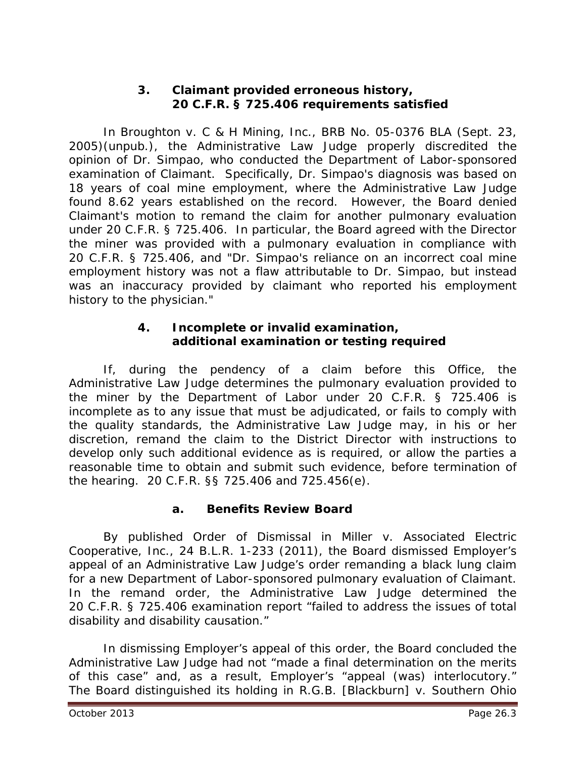### 3. Claimant provided erroneous history, 20 C.F.R. § 725.406 requirements satisfied

In *Broughton v. C & H Mining, Inc.*, BRB No. 05-0376 BLA (Sept. 23, 2005)(unpub.), the Administrative Law Judge properly discredited the opinion of Dr. Simpao, who conducted the Department of Labor-sponsored examination of Claimant. Specifically, Dr. Simpao's diagnosis was based on 18 years of coal mine employment, where the Administrative Law Judge found 8.62 years established on the record. However, the Board denied Claimant's motion to remand the claim for another pulmonary evaluation under 20 C.F.R. § 725.406. In particular, the Board agreed with the Director the miner was provided with a pulmonary evaluation in compliance with 20 C.F.R. § 725.406, and "Dr. Simpao's reliance on an incorrect coal mine employment history was not a flaw attributable to Dr. Simpao, but instead was an inaccuracy provided by claimant who reported his employment history to the physician."

### 4. Incomplete or invalid examination, additional examination or testing required

If, during the pendency of a claim before this Office, the Administrative Law Judge determines the pulmonary evaluation provided to the miner by the Department of Labor under 20 C.F.R. § 725.406 is incomplete as to any issue that must be adjudicated, or fails to comply with the quality standards, the Administrative Law Judge may, in his or her discretion, remand the claim to the District Director with instructions to develop only such additional evidence as is required, or allow the parties a reasonable time to obtain and submit such evidence, before termination of the hearing. 20 C.F.R. §§ 725.406 and 725.456(e).

#### a. Benefits Review Board

By published Order of Dismissal in *Miller v. Associated Electric Cooperative, Inc.*, 24 B.L.R. 1-233 (2011), the Board dismissed Employer's appeal of an Administrative Law Judge's order remanding a black lung claim for a new Department of Labor-sponsored pulmonary evaluation of Claimant. In the remand order, the Administrative Law Judge determined the 20 C.F.R. § 725.406 examination report "failed to address the issues of total disability and disability causation."

In dismissing Employer's appeal of this order, the Board concluded the Administrative Law Judge had not "made a final determination on the merits of this case" and, as a result, Employer's "appeal (was) interlocutory." The Board distinguished its holding in *R.G.B. [Blackburn] v. Southern Ohio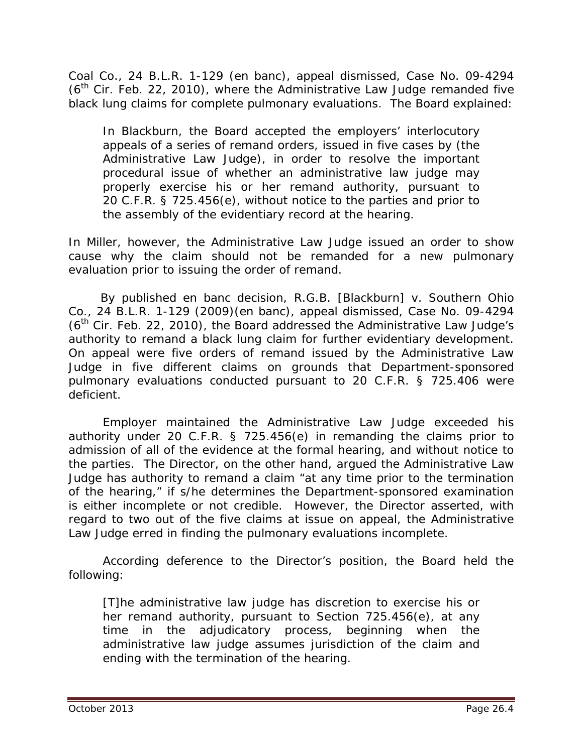*Coal Co.*, 24 B.L.R. 1-129 (en banc), *appeal dismissed*, Case No. 09-4294 (6th Cir. Feb. 22, 2010), where the Administrative Law Judge remanded five black lung claims for complete pulmonary evaluations. The Board explained:

> In *Blackburn*, the Board accepted the employers' interlocutory appeals of a series of remand orders, issued in five cases by (the Administrative Law Judge), in order to resolve the important procedural issue of whether an administrative law judge may properly exercise his or her remand authority, pursuant to 20 C.F.R. § 725.456(e), without notice to the parties and prior to the assembly of the evidentiary record at the hearing.

In *Miller*, however, the Administrative Law Judge issued an order to show cause why the claim should not be remanded for a new pulmonary evaluation prior to issuing the order of remand.

By published en banc decision, *R.G.B. [Blackburn] v. Southern Ohio Co.*, 24 B.L.R. 1-129 (2009)(en banc), *appeal dismissed*, Case No. 09-4294 (6th Cir. Feb. 22, 2010), the Board addressed the Administrative Law Judge's authority to remand a black lung claim for further evidentiary development. On appeal were five orders of remand issued by the Administrative Law Judge in five different claims on grounds that Department-sponsored pulmonary evaluations conducted pursuant to 20 C.F.R. § 725.406 were deficient.

Employer maintained the Administrative Law Judge exceeded his authority under 20 C.F.R. § 725.456(e) in remanding the claims prior to admission of all of the evidence at the formal hearing, and without notice to the parties. The Director, on the other hand, argued the Administrative Law Judge has authority to remand a claim "at any time prior to the termination of the hearing," if s/he determines the Department-sponsored examination is either incomplete or not credible. However, the Director asserted, with regard to two out of the five claims at issue on appeal, the Administrative Law Judge erred in finding the pulmonary evaluations incomplete.

According deference to the Director's position, the Board held the following:

> [T]he administrative law judge has discretion to exercise his or her remand authority, pursuant to Section 725.456(e), at any time in the adjudicatory process, beginning when the administrative law judge assumes jurisdiction of the claim and ending with the termination of the hearing.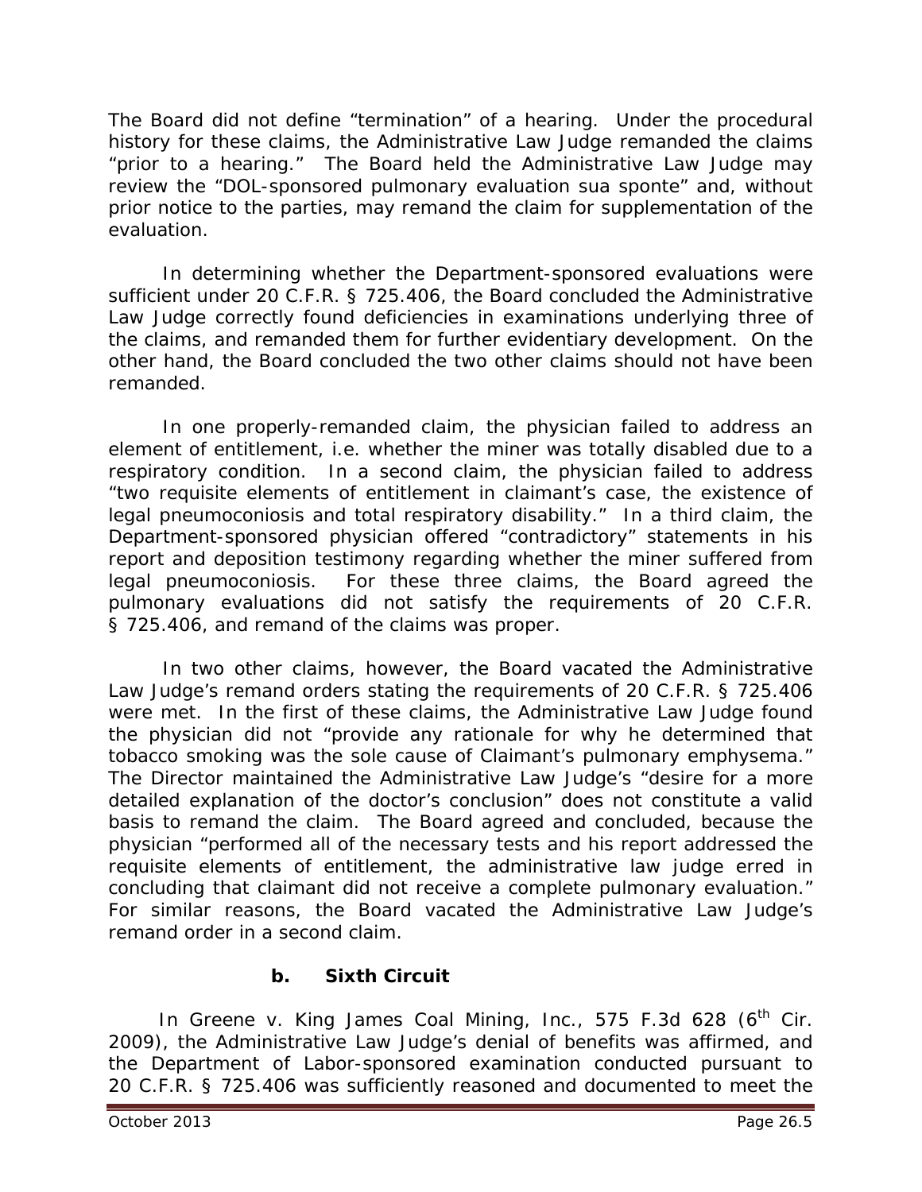The Board did not define "termination" of a hearing. Under the procedural history for these claims, the Administrative Law Judge remanded the claims "prior to a hearing." The Board held the Administrative Law Judge may review the "DOL-sponsored pulmonary evaluation sua sponte" and, without prior notice to the parties, may remand the claim for supplementation of the evaluation.

In determining whether the Department-sponsored evaluations were sufficient under 20 C.F.R. § 725.406, the Board concluded the Administrative Law Judge correctly found deficiencies in examinations underlying three of the claims, and remanded them for further evidentiary development. On the other hand, the Board concluded the two other claims should not have been remanded.

In one properly-remanded claim, the physician failed to address an element of entitlement, i.e. whether the miner was totally disabled due to a respiratory condition. In a second claim, the physician failed to address "two requisite elements of entitlement in claimant's case, the existence of legal pneumoconiosis and total respiratory disability." In a third claim, the Department-sponsored physician offered "contradictory" statements in his report and deposition testimony regarding whether the miner suffered from legal pneumoconiosis. For these three claims, the Board agreed the pulmonary evaluations did not satisfy the requirements of 20 C.F.R. § 725.406, and remand of the claims was proper.

In two other claims, however, the Board vacated the Administrative Law Judge's remand orders stating the requirements of 20 C.F.R. § 725.406 were met. In the first of these claims, the Administrative Law Judge found the physician did not "provide any rationale for why he determined that tobacco smoking was the sole cause of Claimant's pulmonary emphysema." The Director maintained the Administrative Law Judge's "desire for a more detailed explanation of the doctor's conclusion" does not constitute a valid basis to remand the claim. The Board agreed and concluded, because the physician "performed all of the necessary tests and his report addressed the requisite elements of entitlement, the administrative law judge erred in concluding that claimant did not receive a complete pulmonary evaluation." For similar reasons, the Board vacated the Administrative Law Judge's remand order in a second claim.

### b. Sixth Circuit

In *Greene v. King James Coal Mining, Inc.*, 575 F.3d 628 (6th Cir. 2009), the Administrative Law Judge's denial of benefits was affirmed, and the Department of Labor-sponsored examination conducted pursuant to 20 C.F.R. § 725.406 was sufficiently reasoned and documented to meet the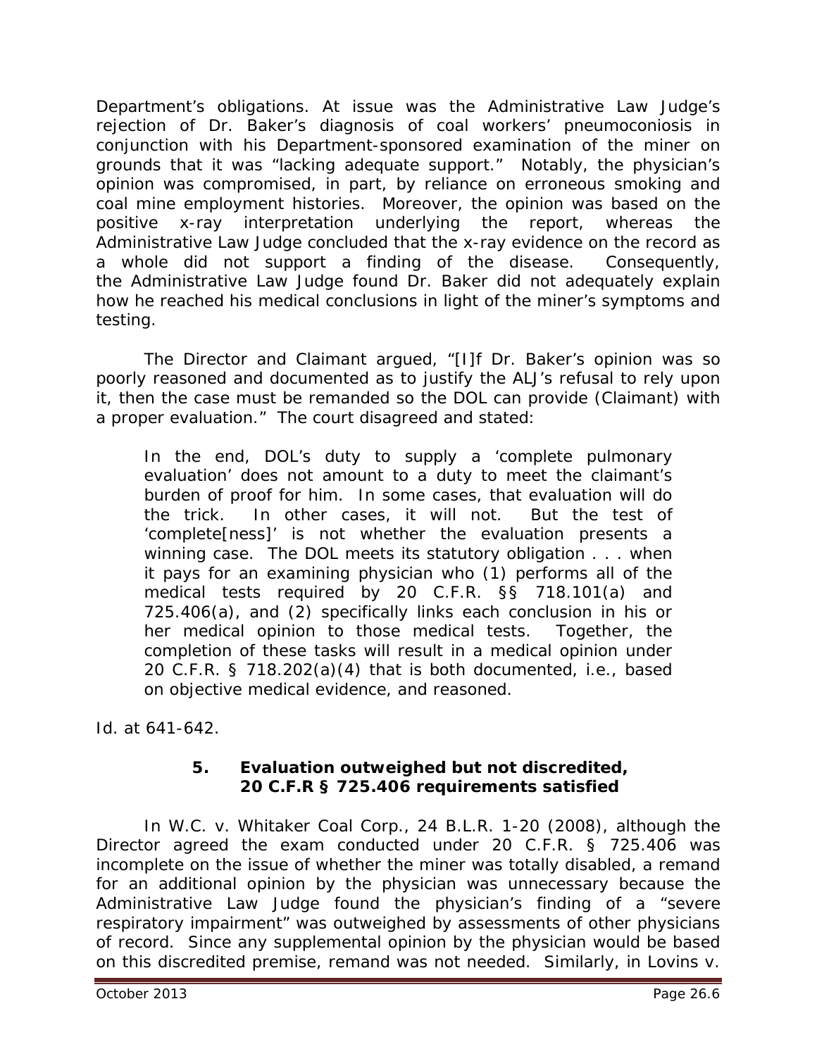Department's obligations. At issue was the Administrative Law Judge's rejection of Dr. Baker's diagnosis of coal workers' pneumoconiosis in conjunction with his Department-sponsored examination of the miner on grounds that it was "lacking adequate support." Notably, the physician's opinion was compromised, in part, by reliance on erroneous smoking and coal mine employment histories. Moreover, the opinion was based on the positive x-ray interpretation underlying the report, whereas the Administrative Law Judge concluded that the x-ray evidence on the record as a whole did not support a finding of the disease. Consequently, the Administrative Law Judge found Dr. Baker did not adequately explain how he reached his medical conclusions in light of the miner's symptoms and testing.

The Director and Claimant argued, "[I]f Dr. Baker's opinion was so poorly reasoned and documented as to justify the ALJ's refusal to rely upon it, then the case must be remanded so the DOL can provide (Claimant) with a proper evaluation." The court disagreed and stated:

> In the end, DOL's duty to supply a 'complete pulmonary evaluation' does not amount to a duty to meet the claimant's burden of proof for him. In some cases, that evaluation will do the trick. In other cases, it will not. But the test of 'complete[ness]' is not whether the evaluation presents a winning case. The DOL meets its statutory obligation . . . when it pays for an examining physician who (1) performs all of the medical tests required by 20 C.F.R. §§ 718.101(a) and 725.406(a), and (2) specifically links each conclusion in his or her medical opinion to those medical tests. Together, the completion of these tasks will result in a medical opinion under 20 C.F.R. § 718.202(a)(4) that is both documented, i.e., based on objective medical evidence, and reasoned.

*Id.* at 641-642.

### 5. Evaluation outweighed but not discredited, 20 C.F.R § 725.406 requirements satisfied

In *W.C. v. Whitaker Coal Corp.*, 24 B.L.R. 1-20 (2008), although the Director agreed the exam conducted under 20 C.F.R. § 725.406 was incomplete on the issue of whether the miner was totally disabled, a remand for an additional opinion by the physician was unnecessary because the Administrative Law Judge found the physician's finding of a "severe respiratory impairment" was outweighed by assessments of other physicians of record. Since any supplemental opinion by the physician would be based on this discredited premise, remand was not needed. Similarly, in *Lovins v.*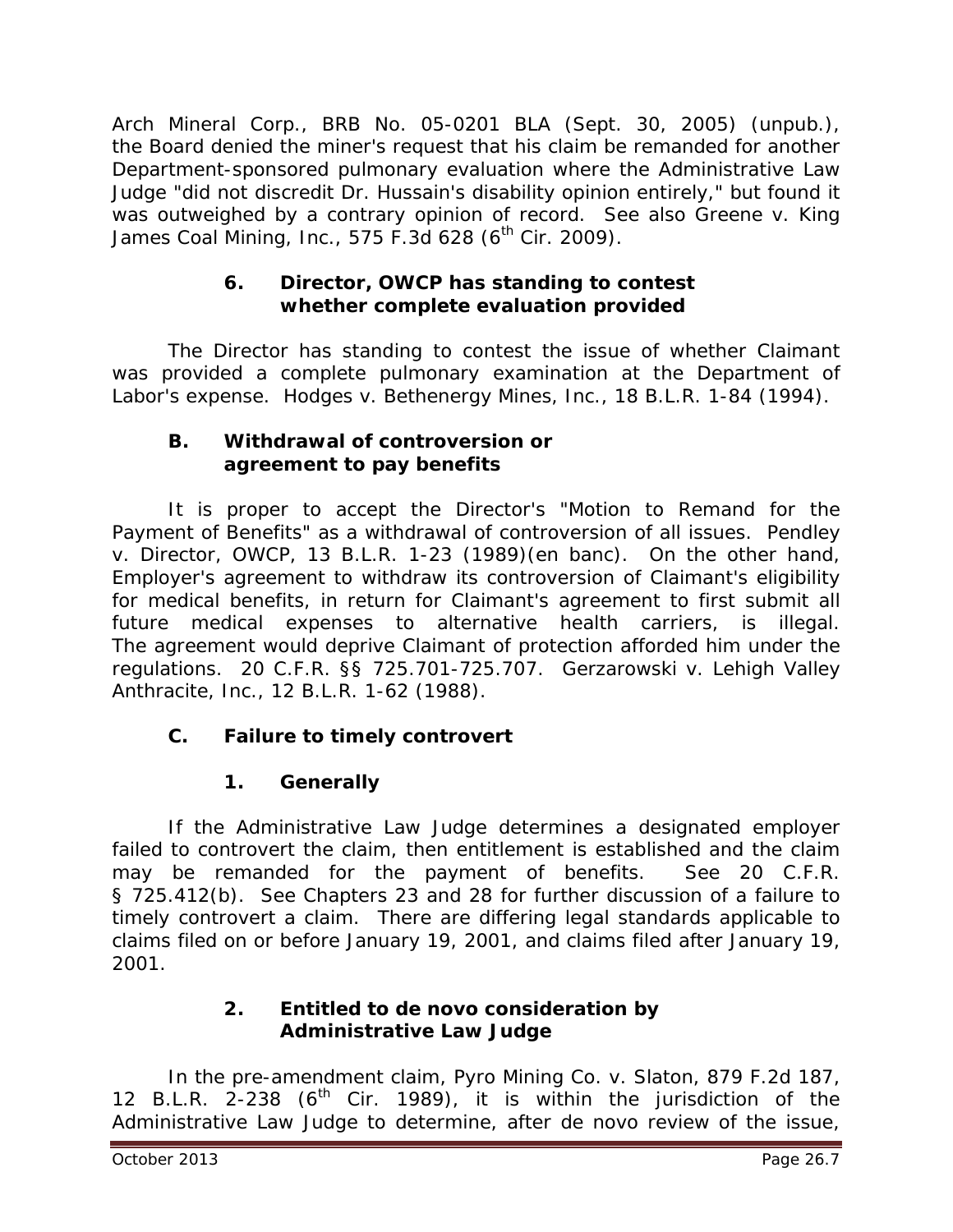Arch Mineral Corp., BRB No. 05-0201 BLA (Sept. 30, 2005) (unpub.), the Board denied the miner's request that his claim be remanded for another Department-sponsored pulmonary evaluation where the Administrative Law Judge "did not discredit Dr. Hussain's disability opinion entirely," but found it was outweighed by a contrary opinion of record. See also *Greene v. King James Coal Mining, Inc.*, 575 F.3d 628 (6th Cir. 2009).

#### 6. Director, OWCP has standing to contest whether complete evaluation provided

The Director has standing to contest the issue of whether Claimant was provided a complete pulmonary examination at the Department of Labor's expense. *Hodges v. Bethenergy Mines, Inc.*, 18 B.L.R. 1-84 (1994).

### B. Withdrawal of controversion or agreement to pay benefits

It is proper to accept the Director's "Motion to Remand for the Payment of Benefits" as a withdrawal of controversion of all issues. *Pendley v. Director, OWCP*, 13 B.L.R. 1-23 (1989)(en banc). On the other hand, Employer's agreement to withdraw its controversion of Claimant's eligibility for medical benefits, in return for Claimant's agreement to first submit all future medical expenses to alternative health carriers, is illegal. The agreement would deprive Claimant of protection afforded him under the regulations. 20 C.F.R. §§ 725.701-725.707. *Gerzarowski v. Lehigh Valley Anthracite, Inc.*, 12 B.L.R. 1-62 (1988).

### C. Failure to timely controvert

#### 1. Generally

If the Administrative Law Judge determines a designated employer failed to controvert the claim, then entitlement is established and the claim may be remanded for the payment of benefits. See 20 C.F.R. § 725.412(b). See Chapters 23 and 28 for further discussion of a failure to timely controvert a claim. There are differing legal standards applicable to claims filed on or before January 19, 2001, and claims filed after January 19, 2001.

#### 2. Entitled to de novo consideration by Administrative Law Judge

In the pre-amendment claim, *Pyro Mining Co. v. Slaton*, 879 F.2d 187, 12 B.L.R. 2-238 (6th Cir. 1989), it is within the jurisdiction of the Administrative Law Judge to determine, after de novo review of the issue,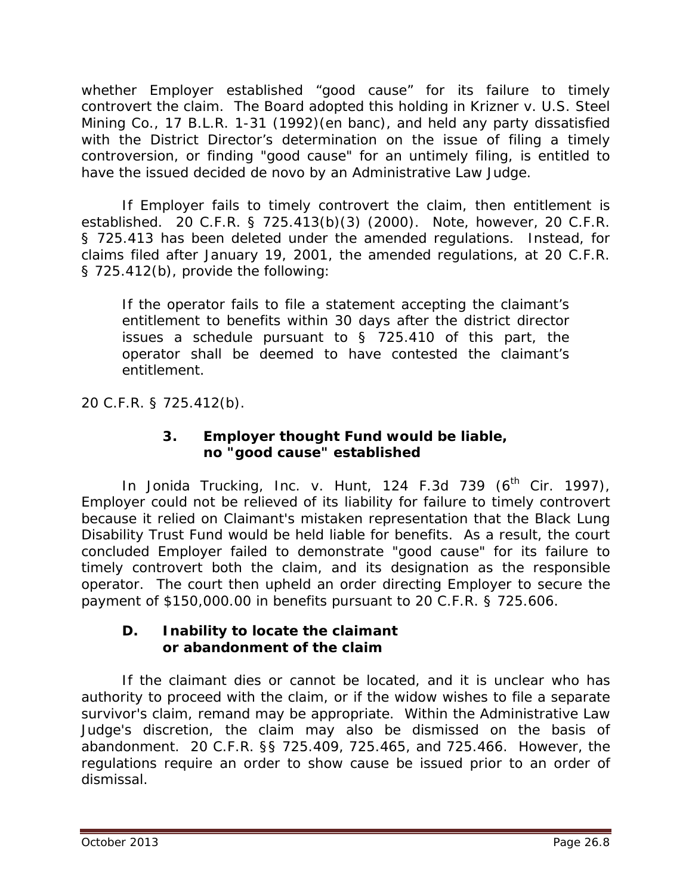whether Employer established "good cause" for its failure to timely controvert the claim. The Board adopted this holding in *Krizner v. U.S. Steel Mining Co.*, 17 B.L.R. 1-31 (1992)(en banc), and held any party dissatisfied with the District Director's determination on the issue of filing a timely controversion, or finding "good cause" for an untimely filing, is entitled to have the issued decided de novo by an Administrative Law Judge.

If Employer fails to timely controvert the claim, then entitlement is established. 20 C.F.R. § 725.413(b)(3) (2000). Note, however, 20 C.F.R. § 725.413 has been deleted under the amended regulations. Instead, for claims filed after January 19, 2001, the amended regulations, at 20 C.F.R. § 725.412(b), provide the following:

> If the operator fails to file a statement accepting the claimant's entitlement to benefits within 30 days after the district director issues a schedule pursuant to § 725.410 of this part, the operator shall be deemed to have contested the claimant's entitlement.

20 C.F.R. § 725.412(b).

### 3. Employer thought Fund would be liable, no "good cause" established

In *Jonida Trucking, Inc. v. Hunt*, 124 F.3d 739 (6th Cir. 1997), Employer could not be relieved of its liability for failure to timely controvert because it relied on Claimant's mistaken representation that the Black Lung Disability Trust Fund would be held liable for benefits. As a result, the court concluded Employer failed to demonstrate "good cause" for its failure to timely controvert both the claim, and its designation as the responsible operator. The court then upheld an order directing Employer to secure the payment of $150,000.00 in benefits pursuant to 20 C.F.R. § 725.606.

## D. Inability to locate the claimant or abandonment of the claim

If the claimant dies or cannot be located, and it is unclear who has authority to proceed with the claim, or if the widow wishes to file a separate survivor's claim, remand may be appropriate. Within the Administrative Law Judge's discretion, the claim may also be dismissed on the basis of abandonment. 20 C.F.R. §§ 725.409, 725.465, and 725.466. However, the regulations require an order to show cause be issued prior to an order of dismissal.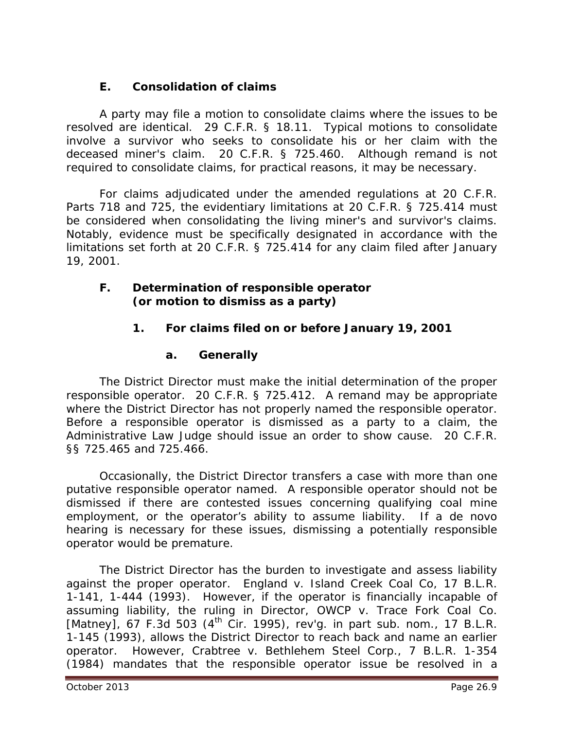### E. Consolidation of claims

A party may file a motion to consolidate claims where the issues to be resolved are identical. 29 C.F.R. § 18.11. Typical motions to consolidate involve a survivor who seeks to consolidate his or her claim with the deceased miner's claim. 20 C.F.R. § 725.460. Although remand is not required to consolidate claims, for practical reasons, it may be necessary.

For claims adjudicated under the amended regulations at 20 C.F.R. Parts 718 and 725, the evidentiary limitations at 20 C.F.R. § 725.414 must be considered when consolidating the living miner's and survivor's claims. Notably, evidence must be specifically designated in accordance with the limitations set forth at 20 C.F.R. § 725.414 for any claim filed after January 19, 2001.

### F. Determination of responsible operator (or motion to dismiss as a party)

#### 1. For claims filed on or before January 19, 2001

##### a. Generally

The District Director must make the initial determination of the proper responsible operator. 20 C.F.R. § 725.412. A remand may be appropriate where the District Director has not properly named the responsible operator. Before a responsible operator is dismissed as a party to a claim, the Administrative Law Judge should issue an order to show cause. 20 C.F.R. §§ 725.465 and 725.466.

Occasionally, the District Director transfers a case with more than one putative responsible operator named. A responsible operator should not be dismissed if there are contested issues concerning qualifying coal mine employment, or the operator's ability to assume liability. If a de novo hearing is necessary for these issues, dismissing a potentially responsible operator would be premature.

The District Director has the burden to investigate and assess liability against the proper operator. *England v. Island Creek Coal Co*, 17 B.L.R. 1-141, 1-444 (1993). However, if the operator is financially incapable of assuming liability, the ruling in *Director, OWCP v. Trace Fork Coal Co. [Matney]*, 67 F.3d 503 (4th Cir. 1995), *rev'g. in part sub. nom.*, 17 B.L.R. 1-145 (1993), allows the District Director to reach back and name an earlier operator. However, *Crabtree v. Bethlehem Steel Corp.*, 7 B.L.R. 1-354 (1984) mandates that the responsible operator issue be resolved in a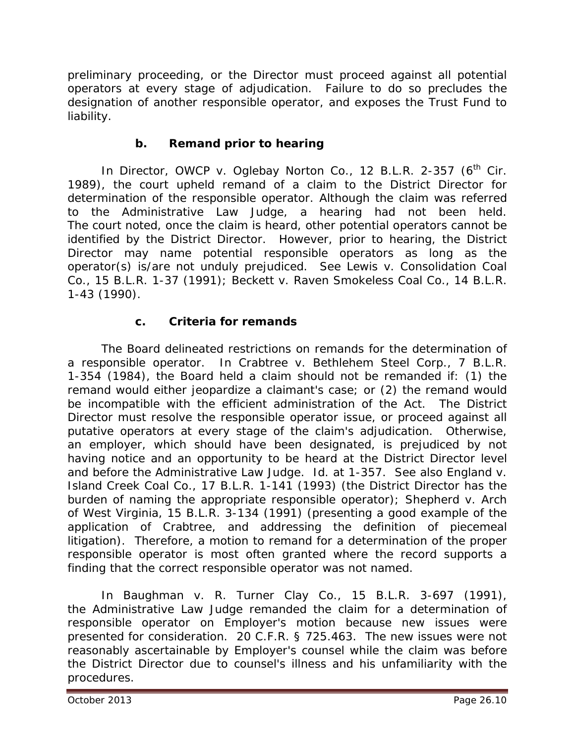preliminary proceeding, or the Director must proceed against all potential operators at every stage of adjudication. Failure to do so precludes the designation of another responsible operator, and exposes the Trust Fund to liability.

#### b. Remand prior to hearing

In *Director, OWCP v. Oglebay Norton Co.*, 12 B.L.R. 2-357 (6th Cir. 1989), the court upheld remand of a claim to the District Director for determination of the responsible operator. Although the claim was referred to the Administrative Law Judge, a hearing had not been held. The court noted, once the claim is heard, other potential operators cannot be identified by the District Director. However, prior to hearing, the District Director may name potential responsible operators as long as the operator(s) is/are not unduly prejudiced. *See Lewis v. Consolidation Coal Co.*, 15 B.L.R. 1-37 (1991); *Beckett v. Raven Smokeless Coal Co.*, 14 B.L.R. 1-43 (1990).

#### c. Criteria for remands

The Board delineated restrictions on remands for the determination of a responsible operator. In *Crabtree v. Bethlehem Steel Corp.*, 7 B.L.R. 1-354 (1984), the Board held a claim should not be remanded if: (1) the remand would either jeopardize a claimant's case; or (2) the remand would be incompatible with the efficient administration of the Act. The District Director must resolve the responsible operator issue, or proceed against all putative operators at every stage of the claim's adjudication. Otherwise, an employer, which should have been designated, is prejudiced by not having notice and an opportunity to be heard at the District Director level and before the Administrative Law Judge. *Id.* at 1-357. *See also England v. Island Creek Coal Co.*, 17 B.L.R. 1-141 (1993) (the District Director has the burden of naming the appropriate responsible operator); *Shepherd v. Arch of West Virginia*, 15 B.L.R. 3-134 (1991) (presenting a good example of the application of *Crabtree*, and addressing the definition of piecemeal litigation). Therefore, a motion to remand for a determination of the proper responsible operator is most often granted where the record supports a finding that the correct responsible operator was not named.

In *Baughman v. R. Turner Clay Co.*, 15 B.L.R. 3-697 (1991), the Administrative Law Judge remanded the claim for a determination of responsible operator on Employer's motion because new issues were presented for consideration. 20 C.F.R. § 725.463. The new issues were not reasonably ascertainable by Employer's counsel while the claim was before the District Director due to counsel's illness and his unfamiliarity with the procedures.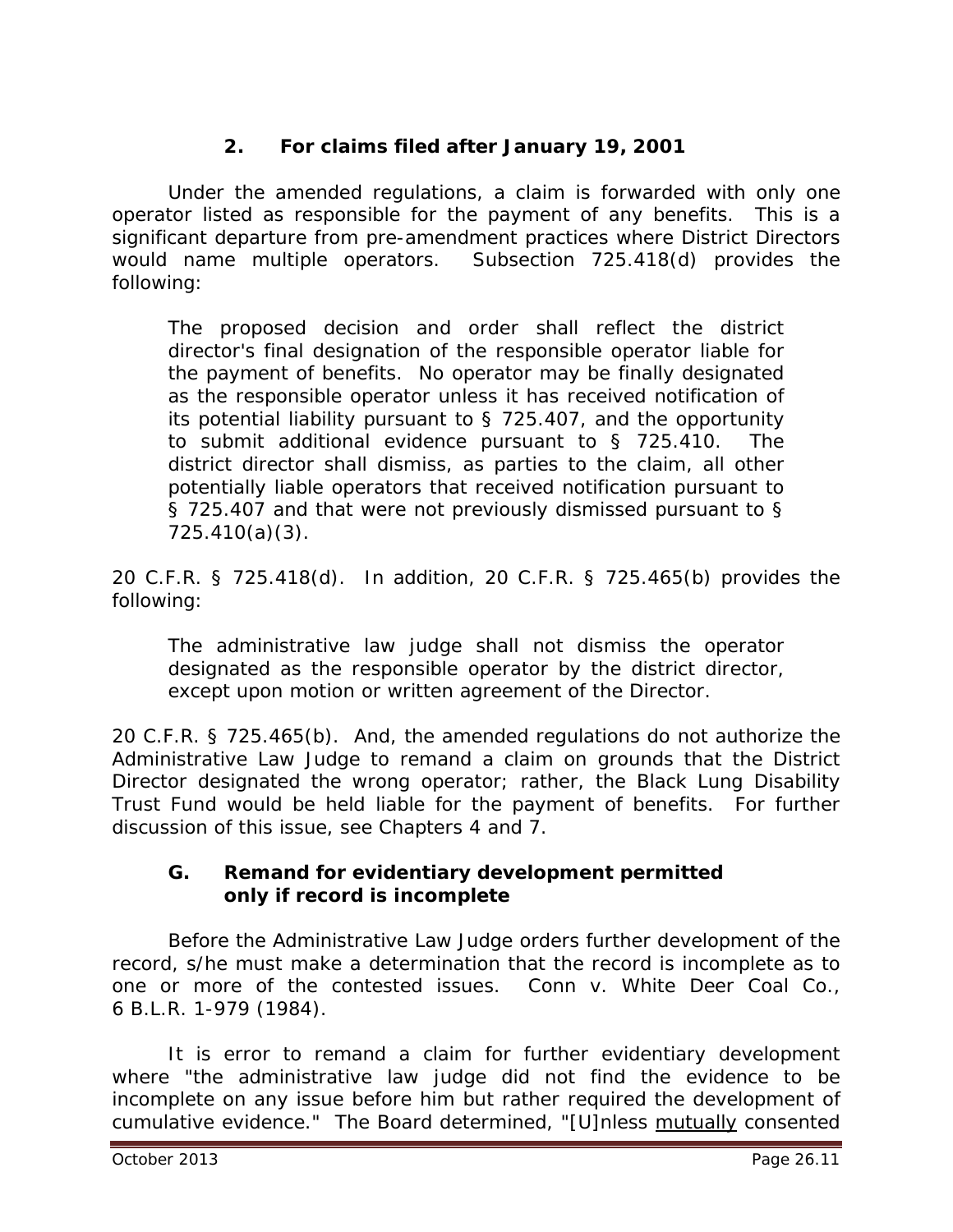### 2. For claims filed after January 19, 2001

Under the amended regulations, a claim is forwarded with only one operator listed as responsible for the payment of any benefits. This is a significant departure from pre-amendment practices where District Directors would name multiple operators. Subsection 725.418(d) provides the following:

> The proposed decision and order shall reflect the district director's final designation of the responsible operator liable for the payment of benefits. No operator may be finally designated as the responsible operator unless it has received notification of its potential liability pursuant to § 725.407, and the opportunity to submit additional evidence pursuant to § 725.410. The district director shall dismiss, as parties to the claim, all other potentially liable operators that received notification pursuant to § 725.407 and that were not previously dismissed pursuant to § 725.410(a)(3).

20 C.F.R. § 725.418(d). In addition, 20 C.F.R. § 725.465(b) provides the following:

> The administrative law judge shall not dismiss the operator designated as the responsible operator by the district director, except upon motion or written agreement of the Director.

20 C.F.R. § 725.465(b). And, the amended regulations do not authorize the Administrative Law Judge to remand a claim on grounds that the District Director designated the wrong operator; rather, the Black Lung Disability Trust Fund would be held liable for the payment of benefits. For further discussion of this issue, see Chapters 4 and 7.

## G. Remand for evidentiary development permitted only if record is incomplete

Before the Administrative Law Judge orders further development of the record, s/he must make a determination that the record is incomplete as to one or more of the contested issues. *Conn v. White Deer Coal Co.*, 6 B.L.R. 1-979 (1984).

It is error to remand a claim for further evidentiary development where "the administrative law judge did not find the evidence to be incomplete on any issue before him but rather required the development of cumulative evidence." The Board determined, "[U]nless mutually consented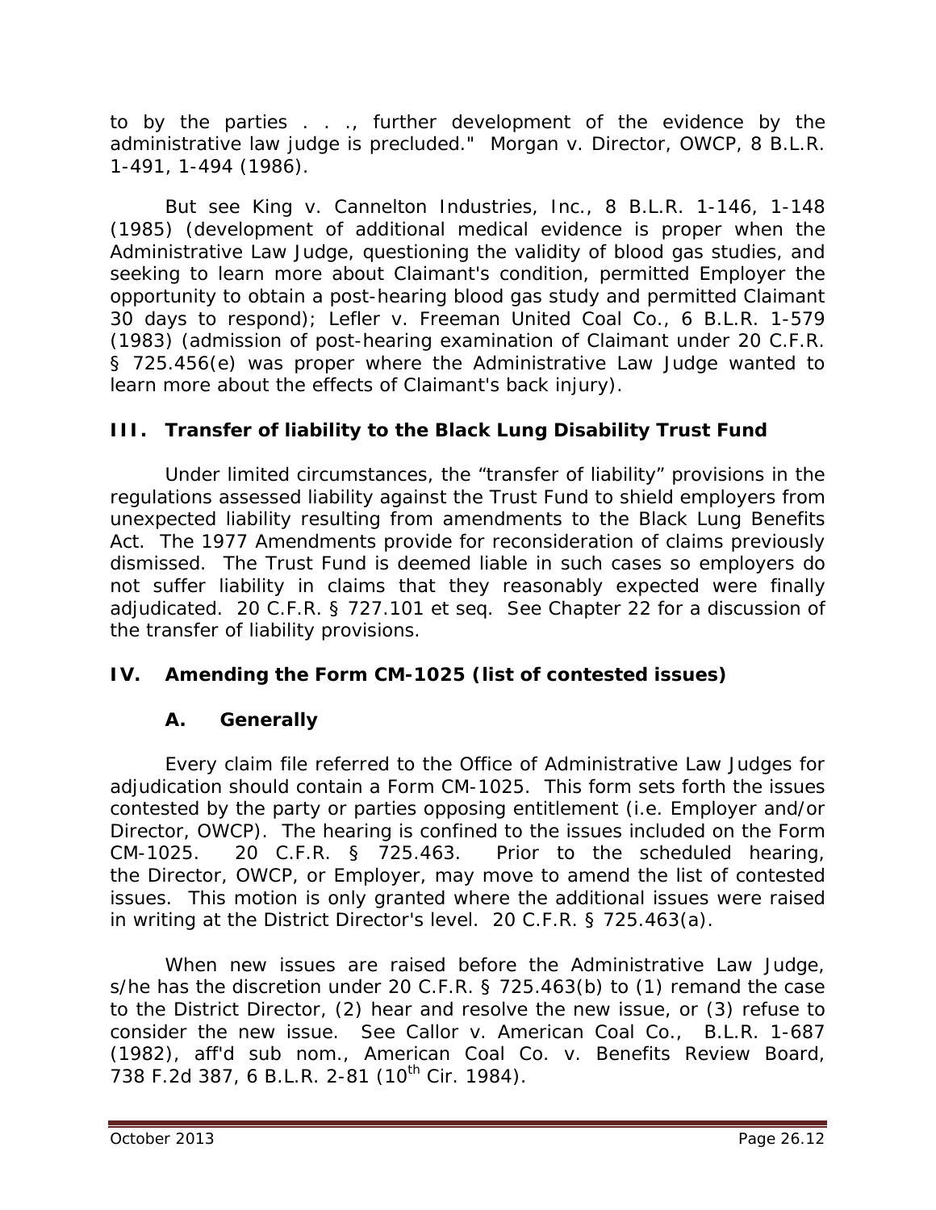to by the parties . . ., further development of the evidence by the administrative law judge is precluded." *Morgan v. Director, OWCP*, 8 B.L.R. 1-491, 1-494 (1986).

*But see King v. Cannelton Industries, Inc.*, 8 B.L.R. 1-146, 1-148 (1985) (development of additional medical evidence is proper when the Administrative Law Judge, questioning the validity of blood gas studies, and seeking to learn more about Claimant's condition, permitted Employer the opportunity to obtain a post-hearing blood gas study and permitted Claimant 30 days to respond); *Lefler v. Freeman United Coal Co.*, 6 B.L.R. 1-579 (1983) (admission of post-hearing examination of Claimant under 20 C.F.R. § 725.456(e) was proper where the Administrative Law Judge wanted to learn more about the effects of Claimant's back injury).

## III. Transfer of liability to the Black Lung Disability Trust Fund

Under limited circumstances, the "transfer of liability" provisions in the regulations assessed liability against the Trust Fund to shield employers from unexpected liability resulting from amendments to the Black Lung Benefits Act. The 1977 Amendments provide for reconsideration of claims previously dismissed. The Trust Fund is deemed liable in such cases so employers do not suffer liability in claims that they reasonably expected were finally adjudicated. 20 C.F.R. § 727.101 *et seq.* *See* Chapter 22 for a discussion of the transfer of liability provisions.

## IV. Amending the Form CM-1025 (list of contested issues)

### A. Generally

Every claim file referred to the Office of Administrative Law Judges for adjudication should contain a Form CM-1025. This form sets forth the issues contested by the party or parties opposing entitlement (i.e. Employer and/or Director, OWCP). The hearing is confined to the issues included on the Form CM-1025. 20 C.F.R. § 725.463. Prior to the scheduled hearing, the Director, OWCP, or Employer, may move to amend the list of contested issues. This motion is only granted where the additional issues were raised in writing at the District Director's level. 20 C.F.R. § 725.463(a).

When new issues are raised before the Administrative Law Judge, s/he has the discretion under 20 C.F.R. § 725.463(b) to (1) remand the case to the District Director, (2) hear and resolve the new issue, or (3) refuse to consider the new issue. *See Callor v. American Coal Co.*, B.L.R. 1-687 (1982), *aff'd sub nom.*, *American Coal Co. v. Benefits Review Board*, 738 F.2d 387, 6 B.L.R. 2-81 (10th Cir. 1984).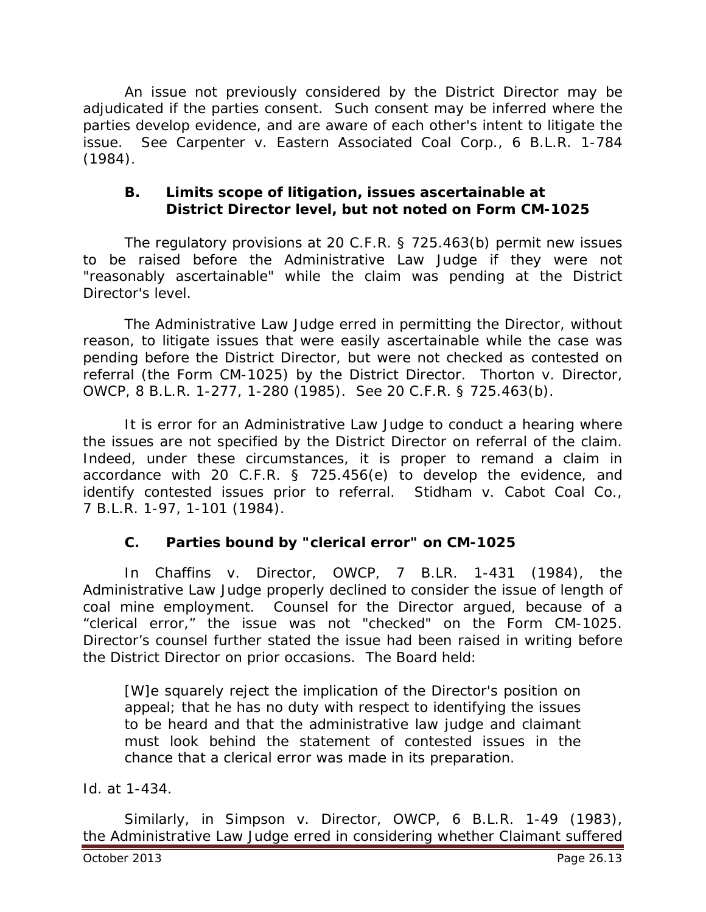An issue not previously considered by the District Director may be adjudicated if the parties consent. Such consent may be inferred where the parties develop evidence, and are aware of each other's intent to litigate the issue. *See Carpenter v. Eastern Associated Coal Corp.*, 6 B.L.R. 1-784 (1984).

### B. Limits scope of litigation, issues ascertainable at District Director level, but not noted on Form CM-1025

The regulatory provisions at 20 C.F.R. § 725.463(b) permit new issues to be raised before the Administrative Law Judge if they were not "reasonably ascertainable" while the claim was pending at the District Director's level.

The Administrative Law Judge erred in permitting the Director, without reason, to litigate issues that were easily ascertainable while the case was pending before the District Director, but were not checked as contested on referral (the Form CM-1025) by the District Director. *Thorton v. Director, OWCP*, 8 B.L.R. 1-277, 1-280 (1985). *See* 20 C.F.R. § 725.463(b).

It is error for an Administrative Law Judge to conduct a hearing where the issues are not specified by the District Director on referral of the claim. Indeed, under these circumstances, it is proper to remand a claim in accordance with 20 C.F.R. § 725.456(e) to develop the evidence, and identify contested issues prior to referral. *Stidham v. Cabot Coal Co.*, 7 B.L.R. 1-97, 1-101 (1984).

### C. Parties bound by "clerical error" on CM-1025

In *Chaffins v. Director, OWCP*, 7 B.LR. 1-431 (1984), the Administrative Law Judge properly declined to consider the issue of length of coal mine employment. Counsel for the Director argued, because of a "clerical error," the issue was not "checked" on the Form CM-1025. Director's counsel further stated the issue had been raised in writing before the District Director on prior occasions. The Board held:

> [W]e squarely reject the implication of the Director's position on appeal; that he has no duty with respect to identifying the issues to be heard and that the administrative law judge and claimant must look behind the statement of contested issues in the chance that a clerical error was made in its preparation.

*Id.* at 1-434.

Similarly, in *Simpson v. Director, OWCP*, 6 B.L.R. 1-49 (1983), the Administrative Law Judge erred in considering whether Claimant suffered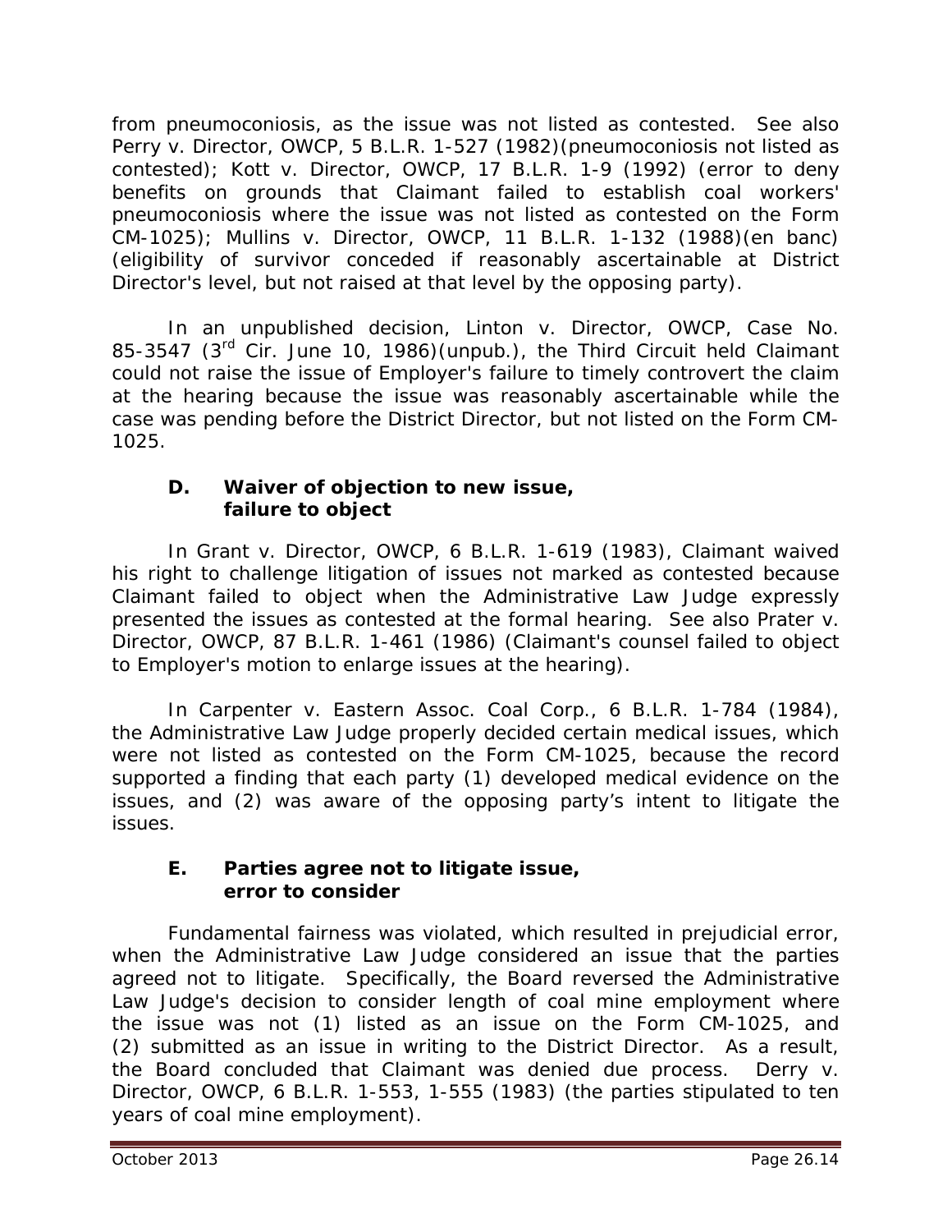from pneumoconiosis, as the issue was not listed as contested. *See also* *Perry v. Director, OWCP*, 5 B.L.R. 1-527 (1982)(pneumoconiosis not listed as contested); *Kott v. Director, OWCP*, 17 B.L.R. 1-9 (1992) (error to deny benefits on grounds that Claimant failed to establish coal workers' pneumoconiosis where the issue was not listed as contested on the Form CM-1025); *Mullins v. Director, OWCP*, 11 B.L.R. 1-132 (1988)(en banc) (eligibility of survivor conceded if reasonably ascertainable at District Director's level, but not raised at that level by the opposing party).

In an unpublished decision, *Linton v. Director, OWCP*, Case No. 85-3547 (3rd Cir. June 10, 1986)(unpub.), the Third Circuit held Claimant could not raise the issue of Employer's failure to timely controvert the claim at the hearing because the issue was reasonably ascertainable while the case was pending before the District Director, but not listed on the Form CM-1025.

### D. Waiver of objection to new issue, failure to object

In *Grant v. Director, OWCP*, 6 B.L.R. 1-619 (1983), Claimant waived his right to challenge litigation of issues not marked as contested because Claimant failed to object when the Administrative Law Judge expressly presented the issues as contested at the formal hearing. *See also* *Prater v. Director, OWCP*, 87 B.L.R. 1-461 (1986) (Claimant's counsel failed to object to Employer's motion to enlarge issues at the hearing).

In *Carpenter v. Eastern Assoc. Coal Corp.*, 6 B.L.R. 1-784 (1984), the Administrative Law Judge properly decided certain medical issues, which were not listed as contested on the Form CM-1025, because the record supported a finding that each party (1) developed medical evidence on the issues, and (2) was aware of the opposing party's intent to litigate the issues.

### E. Parties agree not to litigate issue, error to consider

Fundamental fairness was violated, which resulted in prejudicial error, when the Administrative Law Judge considered an issue that the parties agreed not to litigate. Specifically, the Board reversed the Administrative Law Judge's decision to consider length of coal mine employment where the issue was not (1) listed as an issue on the Form CM-1025, and (2) submitted as an issue in writing to the District Director. As a result, the Board concluded that Claimant was denied due process. *Derry v. Director, OWCP*, 6 B.L.R. 1-553, 1-555 (1983) (the parties stipulated to ten years of coal mine employment).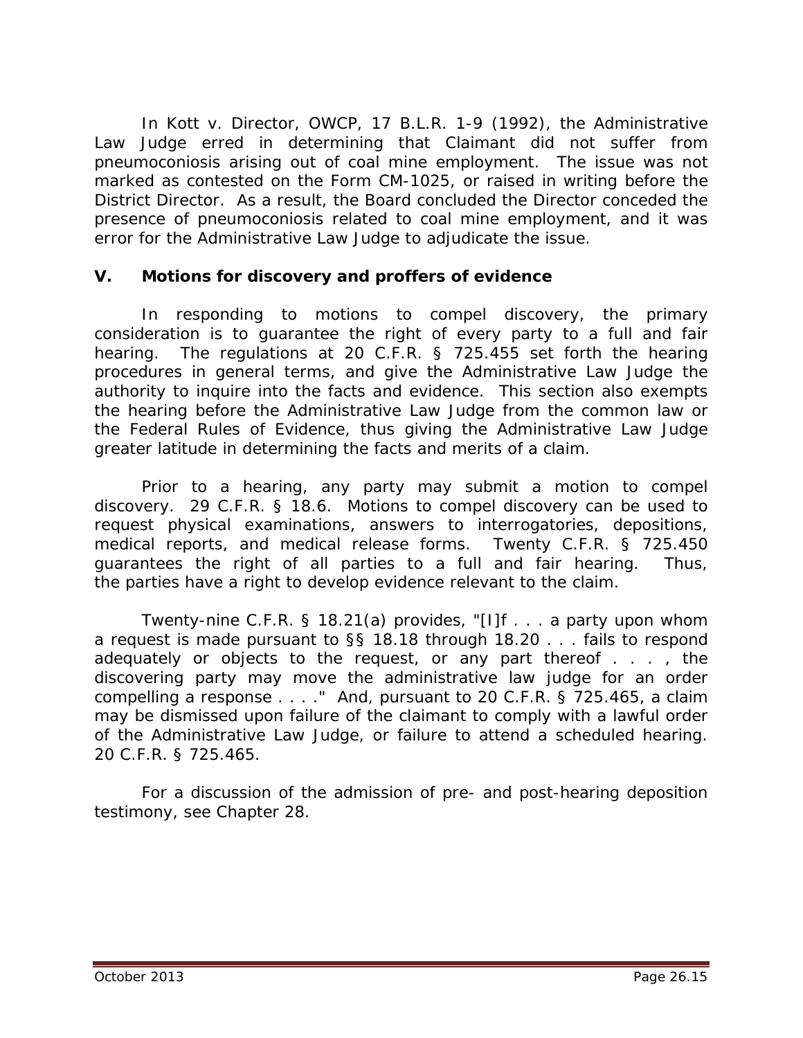In *Kott v. Director, OWCP*, 17 B.L.R. 1-9 (1992), the Administrative Law Judge erred in determining that Claimant did not suffer from pneumoconiosis arising out of coal mine employment. The issue was not marked as contested on the Form CM-1025, or raised in writing before the District Director. As a result, the Board concluded the Director conceded the presence of pneumoconiosis related to coal mine employment, and it was error for the Administrative Law Judge to adjudicate the issue.

## V. Motions for discovery and proffers of evidence

In responding to motions to compel discovery, the primary consideration is to guarantee the right of every party to a full and fair hearing. The regulations at 20 C.F.R. § 725.455 set forth the hearing procedures in general terms, and give the Administrative Law Judge the authority to inquire into the facts and evidence. This section also exempts the hearing before the Administrative Law Judge from the common law or the Federal Rules of Evidence, thus giving the Administrative Law Judge greater latitude in determining the facts and merits of a claim.

Prior to a hearing, any party may submit a motion to compel discovery. 29 C.F.R. § 18.6. Motions to compel discovery can be used to request physical examinations, answers to interrogatories, depositions, medical reports, and medical release forms. Twenty C.F.R. § 725.450 guarantees the right of all parties to a full and fair hearing. Thus, the parties have a right to develop evidence relevant to the claim.

Twenty-nine C.F.R. § 18.21(a) provides, "[I]f . . . a party upon whom a request is made pursuant to §§ 18.18 through 18.20 . . . fails to respond adequately or objects to the request, or any part thereof . . . , the discovering party may move the administrative law judge for an order compelling a response . . . ." And, pursuant to 20 C.F.R. § 725.465, a claim may be dismissed upon failure of the claimant to comply with a lawful order of the Administrative Law Judge, or failure to attend a scheduled hearing. 20 C.F.R. § 725.465.

For a discussion of the admission of pre- and post-hearing deposition testimony, see Chapter 28.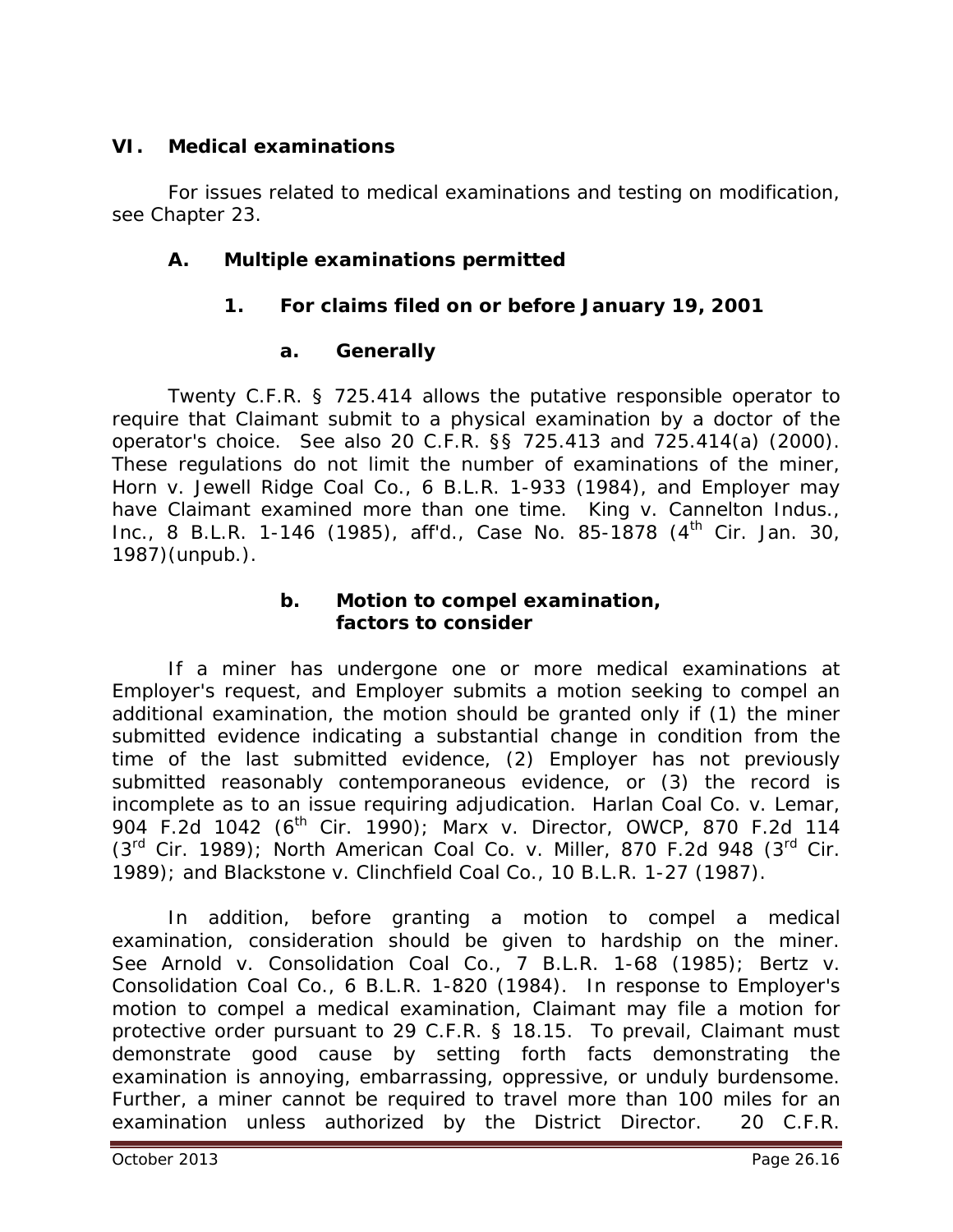## VI. Medical examinations

For issues related to medical examinations and testing on modification, see Chapter 23.

### A. Multiple examinations permitted

#### 1. For claims filed on or before January 19, 2001

##### a. Generally

Twenty C.F.R. § 725.414 allows the putative responsible operator to require that Claimant submit to a physical examination by a doctor of the operator's choice. *See also* 20 C.F.R. §§ 725.413 and 725.414(a) (2000). These regulations do not limit the number of examinations of the miner, *Horn v. Jewell Ridge Coal Co.*, 6 B.L.R. 1-933 (1984), and Employer may have Claimant examined more than one time. *King v. Cannelton Indus., Inc.*, 8 B.L.R. 1-146 (1985), *aff'd.*, Case No. 85-1878 (4th Cir. Jan. 30, 1987)(unpub.).

##### b. Motion to compel examination, factors to consider

If a miner has undergone one or more medical examinations at Employer's request, and Employer submits a motion seeking to compel an additional examination, the motion should be granted only if (1) the miner submitted evidence indicating a substantial change in condition from the time of the last submitted evidence, (2) Employer has not previously submitted reasonably contemporaneous evidence, or (3) the record is incomplete as to an issue requiring adjudication. *Harlan Coal Co. v. Lemar*, 904 F.2d 1042 (6th Cir. 1990); *Marx v. Director, OWCP*, 870 F.2d 114 (3rd Cir. 1989); *North American Coal Co. v. Miller*, 870 F.2d 948 (3rd Cir. 1989); and *Blackstone v. Clinchfield Coal Co.*, 10 B.L.R. 1-27 (1987).

In addition, before granting a motion to compel a medical examination, consideration should be given to hardship on the miner. *See Arnold v. Consolidation Coal Co.*, 7 B.L.R. 1-68 (1985); *Bertz v. Consolidation Coal Co.*, 6 B.L.R. 1-820 (1984). In response to Employer's motion to compel a medical examination, Claimant may file a motion for protective order pursuant to 29 C.F.R. § 18.15. To prevail, Claimant must demonstrate good cause by setting forth facts demonstrating the examination is annoying, embarrassing, oppressive, or unduly burdensome. Further, a miner cannot be required to travel more than 100 miles for an examination unless authorized by the District Director. 20 C.F.R.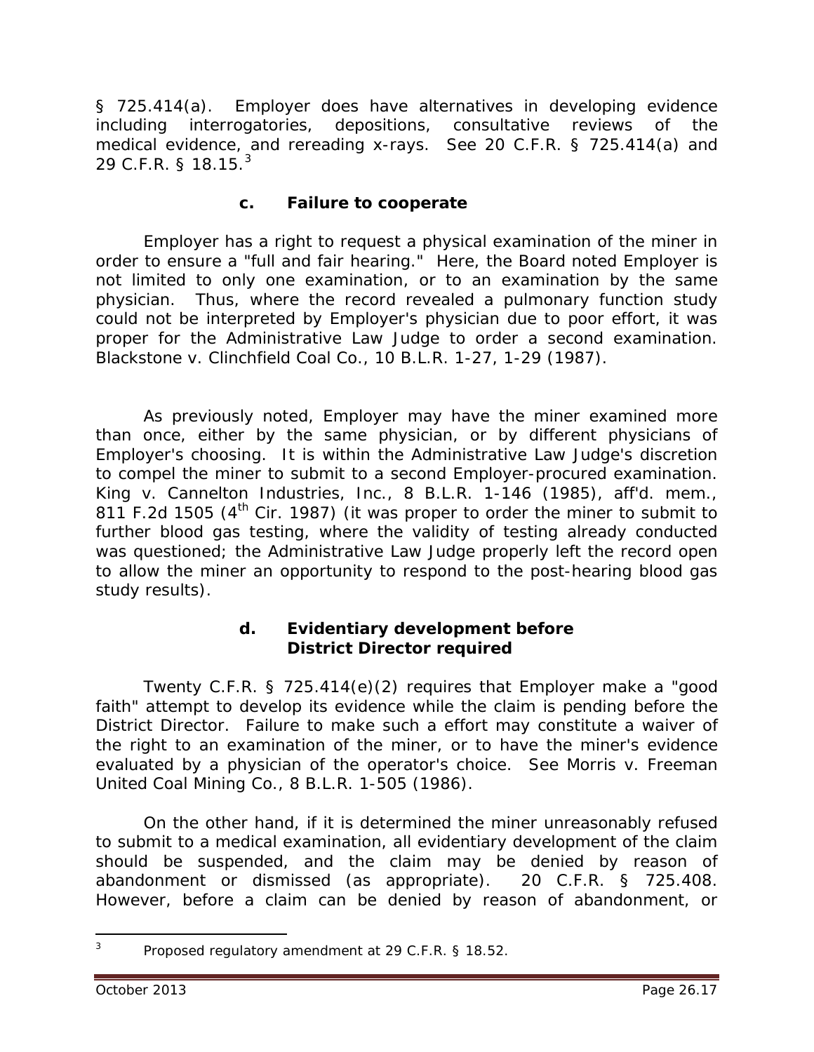§ 725.414(a). Employer does have alternatives in developing evidence including interrogatories, depositions, consultative reviews of the medical evidence, and rereading x-rays. *See* 20 C.F.R. § 725.414(a) and 29 C.F.R. § 18.15.[3]

#### c. Failure to cooperate

Employer has a right to request a physical examination of the miner in order to ensure a "full and fair hearing." Here, the Board noted Employer is not limited to only one examination, or to an examination by the same physician. Thus, where the record revealed a pulmonary function study could not be interpreted by Employer's physician due to poor effort, it was proper for the Administrative Law Judge to order a second examination. *Blackstone v. Clinchfield Coal Co.*, 10 B.L.R. 1-27, 1-29 (1987).

As previously noted, Employer may have the miner examined more than once, either by the same physician, or by different physicians of Employer's choosing. It is within the Administrative Law Judge's discretion to compel the miner to submit to a second Employer-procured examination. *King v. Cannelton Industries, Inc.*, 8 B.L.R. 1-146 (1985), *aff'd. mem.*, 811 F.2d 1505 (4th Cir. 1987) (it was proper to order the miner to submit to further blood gas testing, where the validity of testing already conducted was questioned; the Administrative Law Judge properly left the record open to allow the miner an opportunity to respond to the post-hearing blood gas study results).

#### d. Evidentiary development before District Director required

Twenty C.F.R. § 725.414(e)(2) requires that Employer make a "good faith" attempt to develop its evidence while the claim is pending before the District Director. Failure to make such a effort may constitute a waiver of the right to an examination of the miner, or to have the miner's evidence evaluated by a physician of the operator's choice. *See Morris v. Freeman United Coal Mining Co.*, 8 B.L.R. 1-505 (1986).

On the other hand, if it is determined the miner unreasonably refused to submit to a medical examination, all evidentiary development of the claim should be suspended, and the claim may be denied by reason of abandonment or dismissed (as appropriate). 20 C.F.R. § 725.408. However, before a claim can be denied by reason of abandonment, or

---

[3] Proposed regulatory amendment at 29 C.F.R. § 18.52.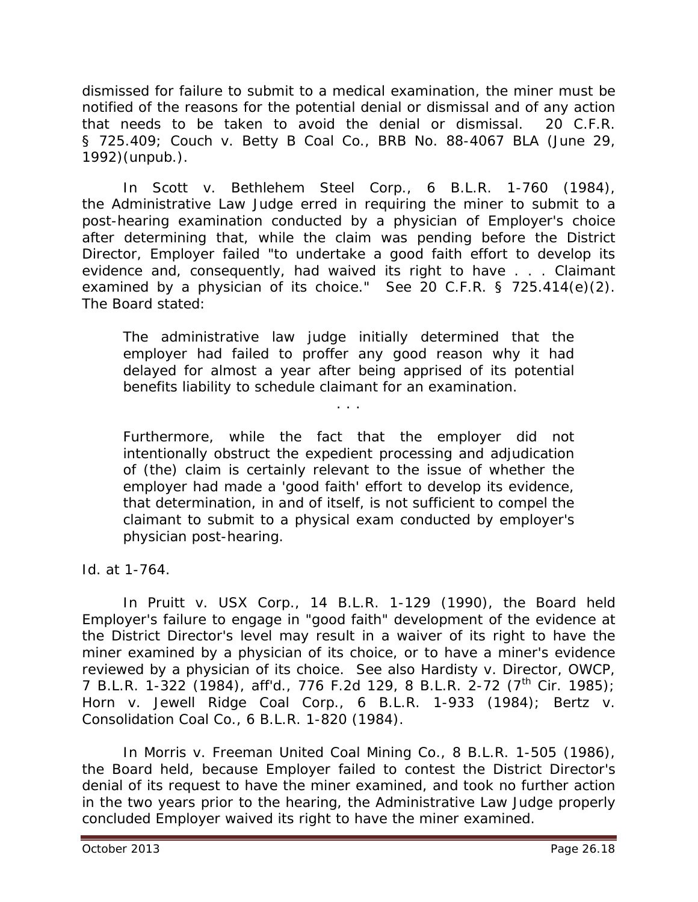dismissed for failure to submit to a medical examination, the miner must be notified of the reasons for the potential denial or dismissal and of any action that needs to be taken to avoid the denial or dismissal. 20 C.F.R. § 725.409; *Couch v. Betty B Coal Co.*, BRB No. 88-4067 BLA (June 29, 1992)(unpub.).

In *Scott v. Bethlehem Steel Corp.*, 6 B.L.R. 1-760 (1984), the Administrative Law Judge erred in requiring the miner to submit to a post-hearing examination conducted by a physician of Employer's choice after determining that, while the claim was pending before the District Director, Employer failed "to undertake a good faith effort to develop its evidence and, consequently, had waived its right to have . . . Claimant examined by a physician of its choice." *See* 20 C.F.R. § 725.414(e)(2). The Board stated:

> The administrative law judge initially determined that the employer had failed to proffer any good reason why it had delayed for almost a year after being apprised of its potential benefits liability to schedule claimant for an examination.
>
> . . .
>
> Furthermore, while the fact that the employer did not intentionally obstruct the expedient processing and adjudication of (the) claim is certainly relevant to the issue of whether the employer had made a 'good faith' effort to develop its evidence, that determination, in and of itself, is not sufficient to compel the claimant to submit to a physical exam conducted by employer's physician post-hearing.

*Id.* at 1-764.

In *Pruitt v. USX Corp.*, 14 B.L.R. 1-129 (1990), the Board held Employer's failure to engage in "good faith" development of the evidence at the District Director's level may result in a waiver of its right to have the miner examined by a physician of its choice, or to have a miner's evidence reviewed by a physician of its choice. *See also Hardisty v. Director, OWCP*, 7 B.L.R. 1-322 (1984), *aff'd.*, 776 F.2d 129, 8 B.L.R. 2-72 (7th Cir. 1985); *Horn v. Jewell Ridge Coal Corp.*, 6 B.L.R. 1-933 (1984); *Bertz v. Consolidation Coal Co.*, 6 B.L.R. 1-820 (1984).

In *Morris v. Freeman United Coal Mining Co.*, 8 B.L.R. 1-505 (1986), the Board held, because Employer failed to contest the District Director's denial of its request to have the miner examined, and took no further action in the two years prior to the hearing, the Administrative Law Judge properly concluded Employer waived its right to have the miner examined.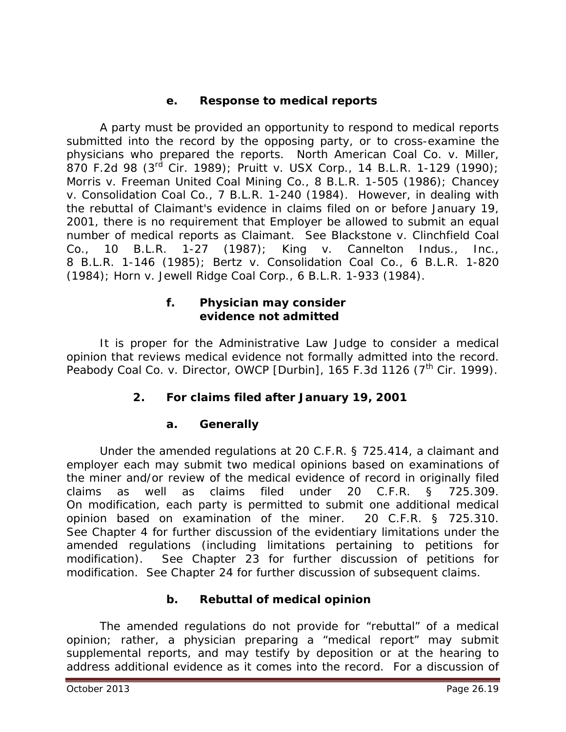#### e. Response to medical reports

A party must be provided an opportunity to respond to medical reports submitted into the record by the opposing party, or to cross-examine the physicians who prepared the reports. *North American Coal Co. v. Miller*, 870 F.2d 98 (3rd Cir. 1989); *Pruitt v. USX Corp.*, 14 B.L.R. 1-129 (1990); *Morris v. Freeman United Coal Mining Co.*, 8 B.L.R. 1-505 (1986); *Chancey v. Consolidation Coal Co.*, 7 B.L.R. 1-240 (1984). However, in dealing with the rebuttal of Claimant's evidence in claims filed on or before January 19, 2001, there is no requirement that Employer be allowed to submit an equal number of medical reports as Claimant. *See Blackstone v. Clinchfield Coal Co.*, 10 B.L.R. 1-27 (1987); *King v. Cannelton Indus., Inc.*, 8 B.L.R. 1-146 (1985); *Bertz v. Consolidation Coal Co.*, 6 B.L.R. 1-820 (1984); *Horn v. Jewell Ridge Coal Corp.*, 6 B.L.R. 1-933 (1984).

#### f. Physician may consider evidence not admitted

It is proper for the Administrative Law Judge to consider a medical opinion that reviews medical evidence not formally admitted into the record. *Peabody Coal Co. v. Director, OWCP [Durbin]*, 165 F.3d 1126 (7th Cir. 1999).

### 2. For claims filed after January 19, 2001

#### a. Generally

Under the amended regulations at 20 C.F.R. § 725.414, a claimant and employer each may submit two medical opinions based on examinations of the miner and/or review of the medical evidence of record in originally filed claims as well as claims filed under 20 C.F.R. § 725.309. On modification, each party is permitted to submit one additional medical opinion based on examination of the miner. 20 C.F.R. § 725.310. *See* Chapter 4 for further discussion of the evidentiary limitations under the amended regulations (including limitations pertaining to petitions for modification). *See* Chapter 23 for further discussion of petitions for modification. *See* Chapter 24 for further discussion of subsequent claims.

#### b. Rebuttal of medical opinion

The amended regulations do not provide for "rebuttal" of a medical opinion; rather, a physician preparing a "medical report" may submit supplemental reports, and may testify by deposition or at the hearing to address additional evidence as it comes into the record. For a discussion of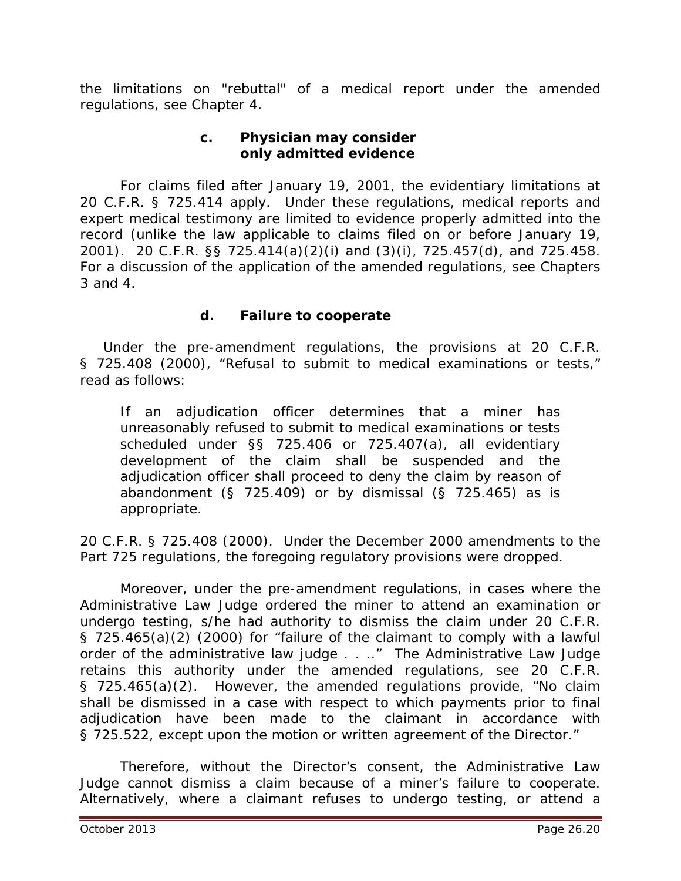the limitations on "rebuttal" of a medical report under the amended regulations, see Chapter 4.

#### c. Physician may consider only admitted evidence

For claims filed after January 19, 2001, the evidentiary limitations at 20 C.F.R. § 725.414 apply. Under these regulations, medical reports and expert medical testimony are limited to evidence properly admitted into the record (unlike the law applicable to claims filed on or before January 19, 2001). 20 C.F.R. §§ 725.414(a)(2)(i) and (3)(i), 725.457(d), and 725.458. For a discussion of the application of the amended regulations, see Chapters 3 and 4.

#### d. Failure to cooperate

Under the pre-amendment regulations, the provisions at 20 C.F.R. § 725.408 (2000), "Refusal to submit to medical examinations or tests," read as follows:

> If an adjudication officer determines that a miner has unreasonably refused to submit to medical examinations or tests scheduled under §§ 725.406 or 725.407(a), all evidentiary development of the claim shall be suspended and the adjudication officer shall proceed to deny the claim by reason of abandonment (§ 725.409) or by dismissal (§ 725.465) as is appropriate.

20 C.F.R. § 725.408 (2000). Under the December 2000 amendments to the Part 725 regulations, the foregoing regulatory provisions were dropped.

Moreover, under the pre-amendment regulations, in cases where the Administrative Law Judge ordered the miner to attend an examination or undergo testing, s/he had authority to dismiss the claim under 20 C.F.R. § 725.465(a)(2) (2000) for "failure of the claimant to comply with a lawful order of the administrative law judge . . .." The Administrative Law Judge retains this authority under the amended regulations, see 20 C.F.R. § 725.465(a)(2). However, the amended regulations provide, "No claim shall be dismissed in a case with respect to which payments prior to final adjudication have been made to the claimant in accordance with § 725.522, except upon the motion or written agreement of the Director."

Therefore, without the Director's consent, the Administrative Law Judge cannot dismiss a claim because of a miner's failure to cooperate. Alternatively, where a claimant refuses to undergo testing, or attend a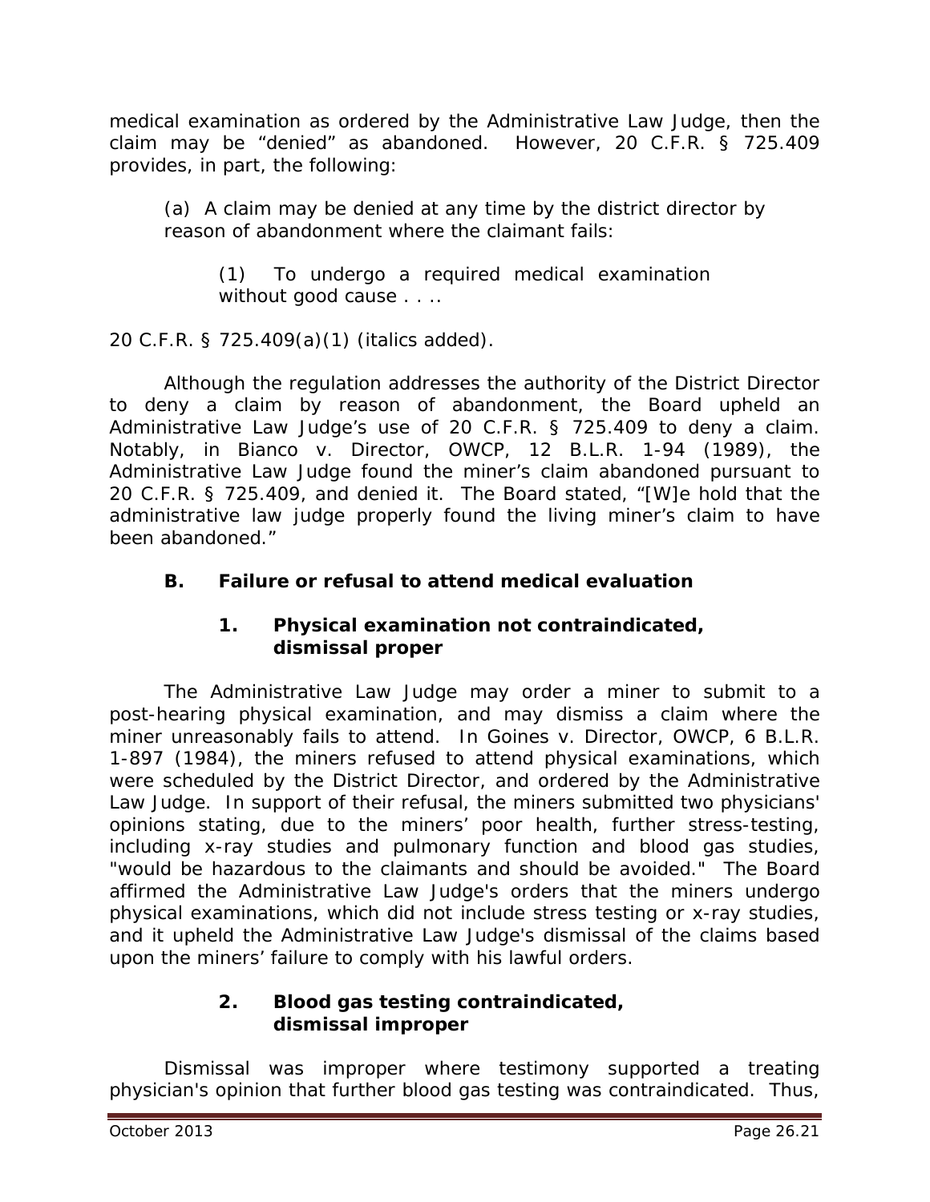medical examination as ordered by the Administrative Law Judge, then the claim may be "denied" as abandoned. However, 20 C.F.R. § 725.409 provides, in part, the following:

> (a) A claim may be denied at any time by the district director by reason of abandonment where the claimant fails:
>
> > (1) To undergo a required medical examination *without good cause* . . ..

20 C.F.R. § 725.409(a)(1) (italics added).

Although the regulation addresses the authority of the District Director to deny a claim by reason of abandonment, the Board upheld an Administrative Law Judge's use of 20 C.F.R. § 725.409 to deny a claim. Notably, in *Bianco v. Director, OWCP*, 12 B.L.R. 1-94 (1989), the Administrative Law Judge found the miner's claim abandoned pursuant to 20 C.F.R. § 725.409, and denied it. The Board stated, "[W]e hold that the administrative law judge properly found the living miner's claim to have been abandoned."

## B. Failure or refusal to attend medical evaluation

### 1. Physical examination not contraindicated, dismissal proper

The Administrative Law Judge may order a miner to submit to a post-hearing physical examination, and may dismiss a claim where the miner unreasonably fails to attend. In *Goines v. Director, OWCP*, 6 B.L.R. 1-897 (1984), the miners refused to attend physical examinations, which were scheduled by the District Director, and ordered by the Administrative Law Judge. In support of their refusal, the miners submitted two physicians' opinions stating, due to the miners' poor health, further stress-testing, including x-ray studies and pulmonary function and blood gas studies, "would be hazardous to the claimants and should be avoided." The Board affirmed the Administrative Law Judge's orders that the miners undergo physical examinations, which did not include stress testing or x-ray studies, and it upheld the Administrative Law Judge's dismissal of the claims based upon the miners' failure to comply with his lawful orders.

### 2. Blood gas testing contraindicated, dismissal improper

Dismissal was improper where testimony supported a treating physician's opinion that further blood gas testing was contraindicated. Thus,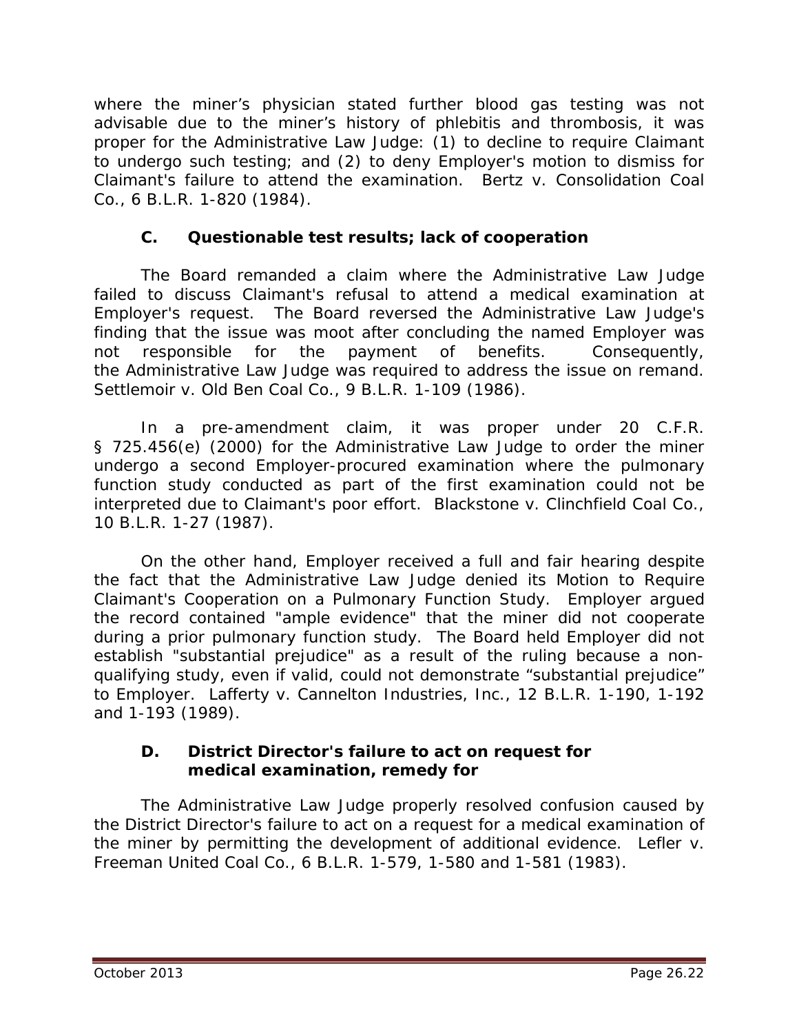where the miner's physician stated further blood gas testing was not advisable due to the miner's history of phlebitis and thrombosis, it was proper for the Administrative Law Judge: (1) to decline to require Claimant to undergo such testing; and (2) to deny Employer's motion to dismiss for Claimant's failure to attend the examination. *Bertz v. Consolidation Coal Co.*, 6 B.L.R. 1-820 (1984).

### C. Questionable test results; lack of cooperation

The Board remanded a claim where the Administrative Law Judge failed to discuss Claimant's refusal to attend a medical examination at Employer's request. The Board reversed the Administrative Law Judge's finding that the issue was moot after concluding the named Employer was not responsible for the payment of benefits. Consequently, the Administrative Law Judge was required to address the issue on remand. *Settlemoir v. Old Ben Coal Co.*, 9 B.L.R. 1-109 (1986).

In a pre-amendment claim, it was proper under 20 C.F.R. § 725.456(e) (2000) for the Administrative Law Judge to order the miner undergo a second Employer-procured examination where the pulmonary function study conducted as part of the first examination could not be interpreted due to Claimant's poor effort. *Blackstone v. Clinchfield Coal Co.*, 10 B.L.R. 1-27 (1987).

On the other hand, Employer received a full and fair hearing despite the fact that the Administrative Law Judge denied its Motion to Require Claimant's Cooperation on a Pulmonary Function Study. Employer argued the record contained "ample evidence" that the miner did not cooperate during a prior pulmonary function study. The Board held Employer did not establish "substantial prejudice" as a result of the ruling because a non-qualifying study, even if valid, could not demonstrate "substantial prejudice" to Employer. *Lafferty v. Cannelton Industries, Inc.*, 12 B.L.R. 1-190, 1-192 and 1-193 (1989).

### D. District Director's failure to act on request for medical examination, remedy for

The Administrative Law Judge properly resolved confusion caused by the District Director's failure to act on a request for a medical examination of the miner by permitting the development of additional evidence. *Lefler v. Freeman United Coal Co.*, 6 B.L.R. 1-579, 1-580 and 1-581 (1983).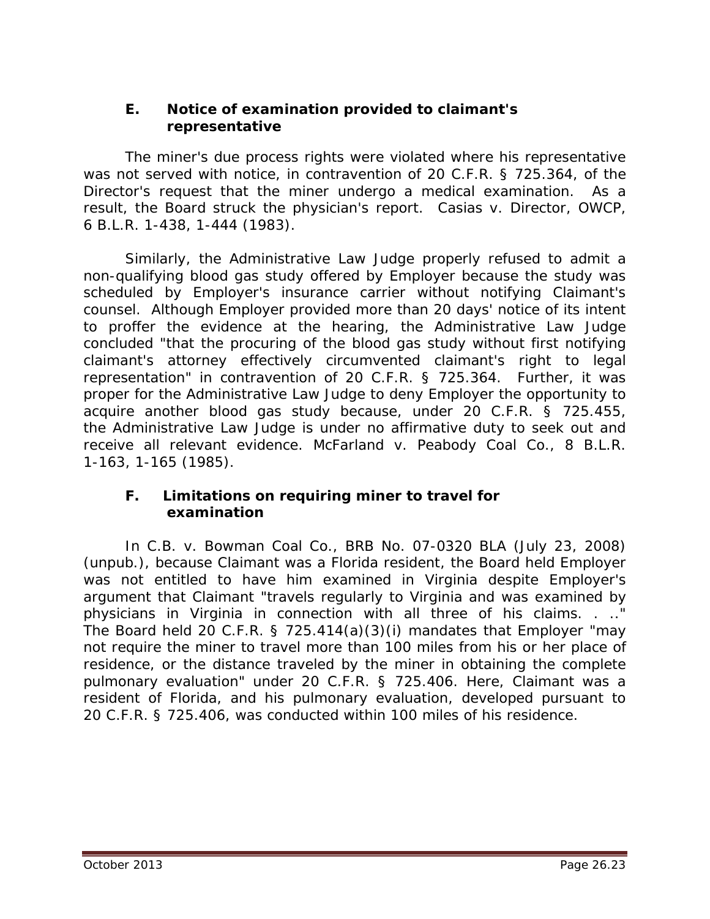### E. Notice of examination provided to claimant's representative

The miner's due process rights were violated where his representative was not served with notice, in contravention of 20 C.F.R. § 725.364, of the Director's request that the miner undergo a medical examination. As a result, the Board struck the physician's report. *Casias v. Director, OWCP*, 6 B.L.R. 1-438, 1-444 (1983).

Similarly, the Administrative Law Judge properly refused to admit a non-qualifying blood gas study offered by Employer because the study was scheduled by Employer's insurance carrier without notifying Claimant's counsel. Although Employer provided more than 20 days' notice of its intent to proffer the evidence at the hearing, the Administrative Law Judge concluded "that the procuring of the blood gas study without first notifying claimant's attorney effectively circumvented claimant's right to legal representation" in contravention of 20 C.F.R. § 725.364. Further, it was proper for the Administrative Law Judge to deny Employer the opportunity to acquire another blood gas study because, under 20 C.F.R. § 725.455, the Administrative Law Judge is under no affirmative duty to seek out and receive all relevant evidence. *McFarland v. Peabody Coal Co.*, 8 B.L.R. 1-163, 1-165 (1985).

### F. Limitations on requiring miner to travel for examination

In *C.B. v. Bowman Coal Co.*, BRB No. 07-0320 BLA (July 23, 2008) (unpub.), because Claimant was a Florida resident, the Board held Employer was not entitled to have him examined in Virginia despite Employer's argument that Claimant "travels regularly to Virginia and was examined by physicians in Virginia in connection with all three of his claims. . .." The Board held 20 C.F.R. § 725.414(a)(3)(i) mandates that Employer "may not require the miner to travel more than 100 miles from his or her place of residence, or the distance traveled by the miner in obtaining the complete pulmonary evaluation" under 20 C.F.R. § 725.406. Here, Claimant was a resident of Florida, and his pulmonary evaluation, developed pursuant to 20 C.F.R. § 725.406, was conducted within 100 miles of his residence.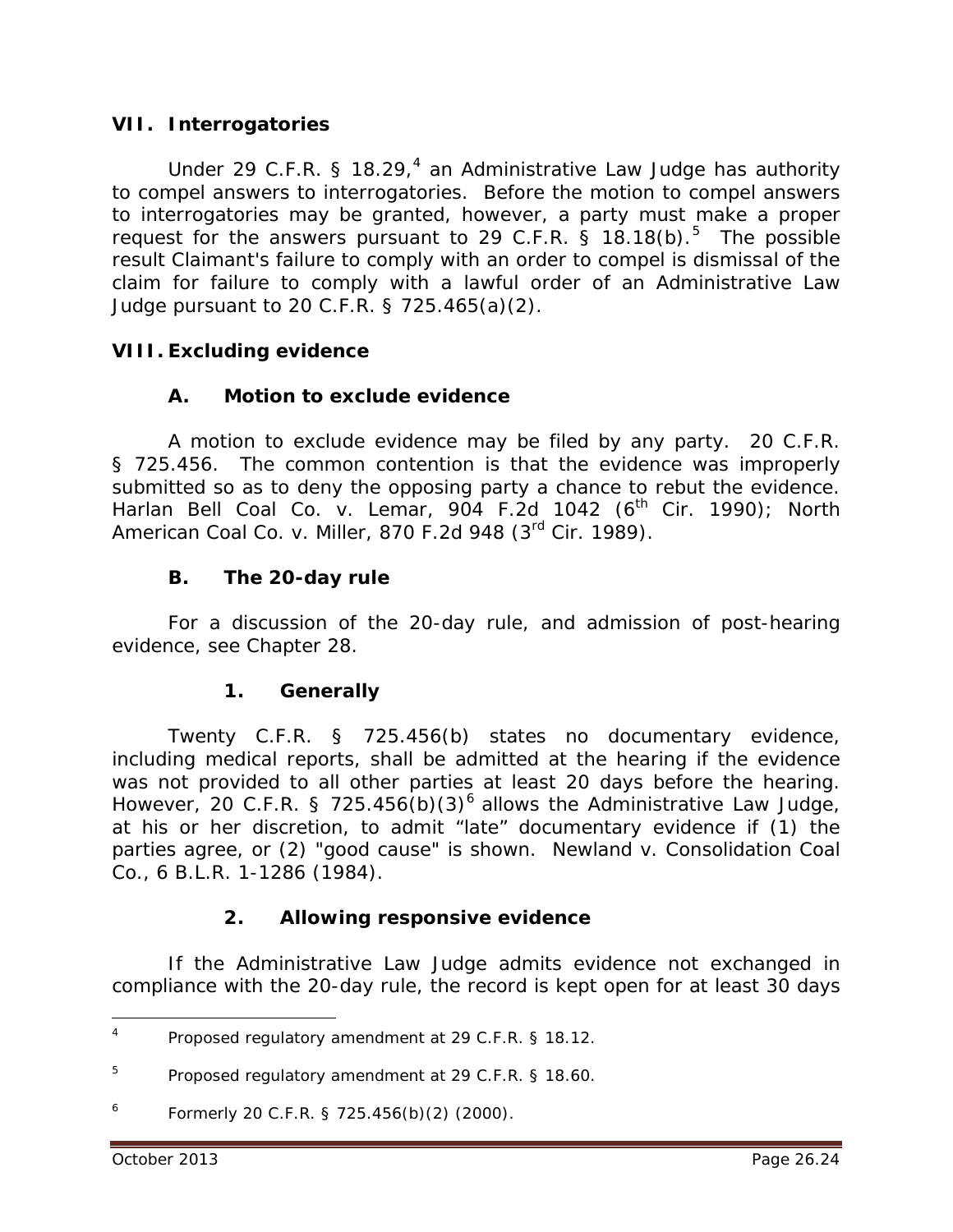## VII. Interrogatories

Under 29 C.F.R. § 18.29,[4] an Administrative Law Judge has authority to compel answers to interrogatories. Before the motion to compel answers to interrogatories may be granted, however, a party must make a proper request for the answers pursuant to 29 C.F.R. § 18.18(b).[5] The possible result Claimant's failure to comply with an order to compel is dismissal of the claim for failure to comply with a lawful order of an Administrative Law Judge pursuant to 20 C.F.R. § 725.465(a)(2).

## VIII. Excluding evidence

### A. Motion to exclude evidence

A motion to exclude evidence may be filed by any party. 20 C.F.R. § 725.456. The common contention is that the evidence was improperly submitted so as to deny the opposing party a chance to rebut the evidence. *Harlan Bell Coal Co. v. Lemar*, 904 F.2d 1042 (6th Cir. 1990); *North American Coal Co. v. Miller*, 870 F.2d 948 (3rd Cir. 1989).

### B. The 20-day rule

For a discussion of the 20-day rule, and admission of post-hearing evidence, see Chapter 28.

#### 1. Generally

Twenty C.F.R. § 725.456(b) states no documentary evidence, including medical reports, shall be admitted at the hearing if the evidence was not provided to all other parties at least 20 days before the hearing. However, 20 C.F.R. § 725.456(b)(3)[6] allows the Administrative Law Judge, at his or her discretion, to admit "late" documentary evidence if (1) the parties agree, or (2) "good cause" is shown. *Newland v. Consolidation Coal Co.*, 6 B.L.R. 1-1286 (1984).

#### 2. Allowing responsive evidence

If the Administrative Law Judge admits evidence not exchanged in compliance with the 20-day rule, the record is kept open for at least 30 days

---

[4] Proposed regulatory amendment at 29 C.F.R. § 18.12.

[5] Proposed regulatory amendment at 29 C.F.R. § 18.60.

[6] Formerly 20 C.F.R. § 725.456(b)(2) (2000).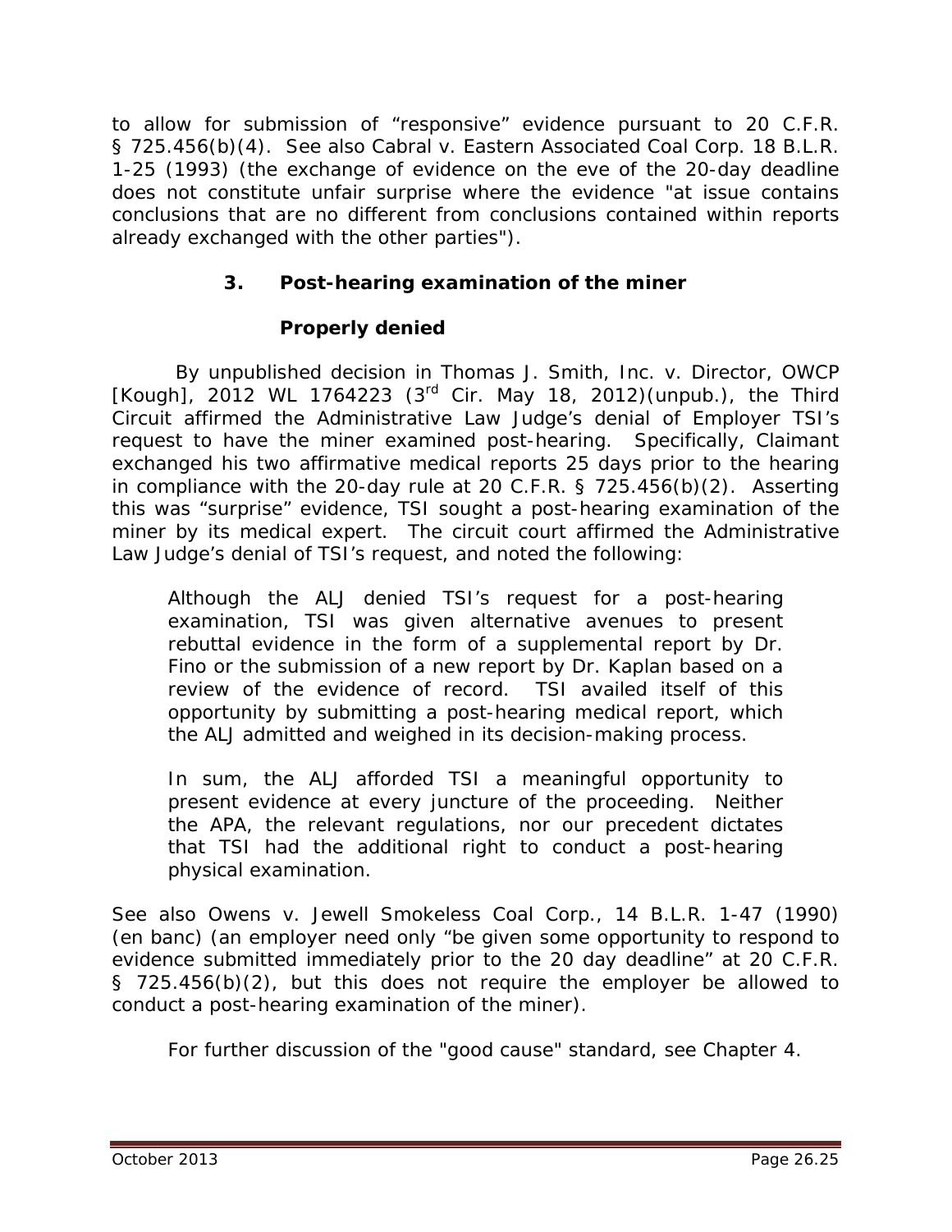to allow for submission of "responsive" evidence pursuant to 20 C.F.R. § 725.456(b)(4). *See also Cabral v. Eastern Associated Coal Corp.* 18 B.L.R. 1-25 (1993) (the exchange of evidence on the eve of the 20-day deadline does not constitute unfair surprise where the evidence "at issue contains conclusions that are no different from conclusions contained within reports already exchanged with the other parties").

### 3. Post-hearing examination of the miner

#### Properly denied

By unpublished decision in *Thomas J. Smith, Inc. v. Director, OWCP [Kough]*, 2012 WL 1764223 (3rd Cir. May 18, 2012)(unpub.), the Third Circuit affirmed the Administrative Law Judge's denial of Employer TSI's request to have the miner examined post-hearing. Specifically, Claimant exchanged his two affirmative medical reports 25 days prior to the hearing in compliance with the 20-day rule at 20 C.F.R. § 725.456(b)(2). Asserting this was "surprise" evidence, TSI sought a post-hearing examination of the miner by its medical expert. The circuit court affirmed the Administrative Law Judge's denial of TSI's request, and noted the following:

> Although the ALJ denied TSI's request for a post-hearing examination, TSI was given alternative avenues to present rebuttal evidence in the form of a supplemental report by Dr. Fino or the submission of a new report by Dr. Kaplan based on a review of the evidence of record. TSI availed itself of this opportunity by submitting a post-hearing medical report, which the ALJ admitted and weighed in its decision-making process.
>
> In sum, the ALJ afforded TSI a meaningful opportunity to present evidence at every juncture of the proceeding. Neither the APA, the relevant regulations, nor our precedent dictates that TSI had the additional right to conduct a post-hearing physical examination.

*See also Owens v. Jewell Smokeless Coal Corp.*, 14 B.L.R. 1-47 (1990) (en banc) (an employer need only "be given some opportunity to respond to evidence submitted immediately prior to the 20 day deadline" at 20 C.F.R. § 725.456(b)(2), but this does not require the employer be allowed to conduct a post-hearing examination of the miner).

For further discussion of the "good cause" standard, *see* Chapter 4.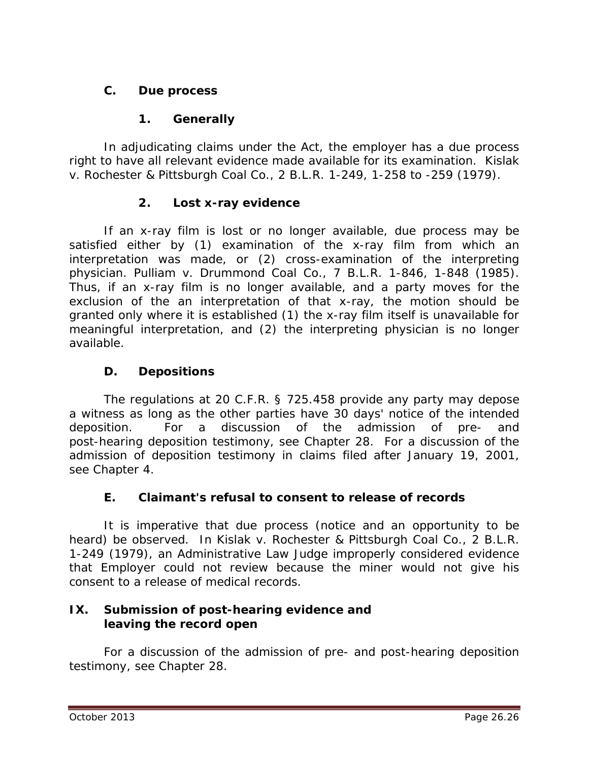### C. Due process

#### 1. Generally

In adjudicating claims under the Act, the employer has a due process right to have all relevant evidence made available for its examination. *Kislak v. Rochester & Pittsburgh Coal Co.*, 2 B.L.R. 1-249, 1-258 to -259 (1979).

#### 2. Lost x-ray evidence

If an x-ray film is lost or no longer available, due process may be satisfied either by (1) examination of the x-ray film from which an interpretation was made, or (2) cross-examination of the interpreting physician. *Pulliam v. Drummond Coal Co.*, 7 B.L.R. 1-846, 1-848 (1985). Thus, if an x-ray film is no longer available, and a party moves for the exclusion of the an interpretation of that x-ray, the motion should be granted only where it is established (1) the x-ray film itself is unavailable for meaningful interpretation, and (2) the interpreting physician is no longer available.

### D. Depositions

The regulations at 20 C.F.R. § 725.458 provide any party may depose a witness as long as the other parties have 30 days' notice of the intended deposition. For a discussion of the admission of pre- and post-hearing deposition testimony, see Chapter 28. For a discussion of the admission of deposition testimony in claims filed after January 19, 2001, see Chapter 4.

### E. Claimant's refusal to consent to release of records

It is imperative that due process (notice and an opportunity to be heard) be observed. In *Kislak v. Rochester & Pittsburgh Coal Co.*, 2 B.L.R. 1-249 (1979), an Administrative Law Judge improperly considered evidence that Employer could not review because the miner would not give his consent to a release of medical records.

## IX. Submission of post-hearing evidence and leaving the record open

For a discussion of the admission of pre- and post-hearing deposition testimony, see Chapter 28.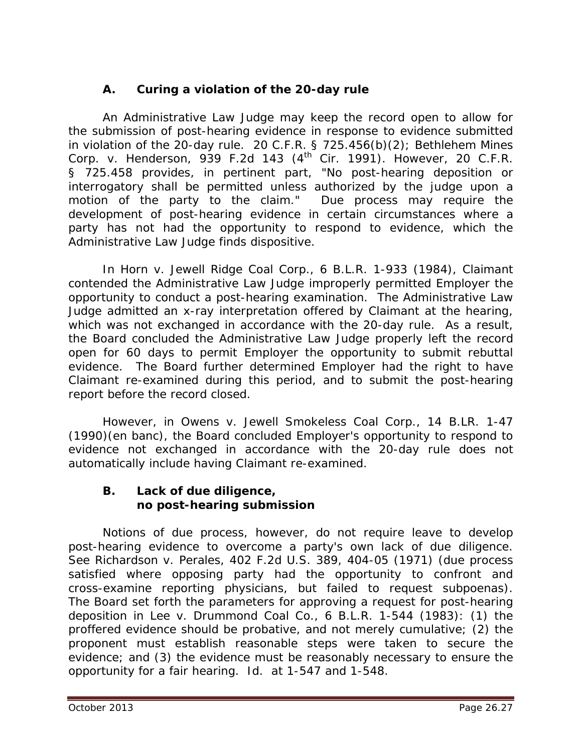### A. Curing a violation of the 20-day rule

An Administrative Law Judge may keep the record open to allow for the submission of post-hearing evidence in response to evidence submitted in violation of the 20-day rule. 20 C.F.R. § 725.456(b)(2); *Bethlehem Mines Corp. v. Henderson*, 939 F.2d 143 (4th Cir. 1991). However, 20 C.F.R. § 725.458 provides, in pertinent part, "No post-hearing deposition or interrogatory shall be permitted unless authorized by the judge upon a motion of the party to the claim." Due process may require the development of post-hearing evidence in certain circumstances where a party has not had the opportunity to respond to evidence, which the Administrative Law Judge finds dispositive.

In *Horn v. Jewell Ridge Coal Corp.*, 6 B.L.R. 1-933 (1984), Claimant contended the Administrative Law Judge improperly permitted Employer the opportunity to conduct a post-hearing examination. The Administrative Law Judge admitted an x-ray interpretation offered by Claimant at the hearing, which was not exchanged in accordance with the 20-day rule. As a result, the Board concluded the Administrative Law Judge properly left the record open for 60 days to permit Employer the opportunity to submit rebuttal evidence. The Board further determined Employer had the right to have Claimant re-examined during this period, and to submit the post-hearing report before the record closed.

However, in *Owens v. Jewell Smokeless Coal Corp.*, 14 B.LR. 1-47 (1990)(en banc), the Board concluded Employer's opportunity to respond to evidence not exchanged in accordance with the 20-day rule does not automatically include having Claimant re-examined.

### B. Lack of due diligence, no post-hearing submission

Notions of due process, however, do not require leave to develop post-hearing evidence to overcome a party's own lack of due diligence. *See Richardson v. Perales*, 402 F.2d U.S. 389, 404-05 (1971) (due process satisfied where opposing party had the opportunity to confront and cross-examine reporting physicians, but failed to request subpoenas). The Board set forth the parameters for approving a request for post-hearing deposition in *Lee v. Drummond Coal Co.*, 6 B.L.R. 1-544 (1983): (1) the proffered evidence should be probative, and not merely cumulative; (2) the proponent must establish reasonable steps were taken to secure the evidence; and (3) the evidence must be reasonably necessary to ensure the opportunity for a fair hearing. *Id.* at 1-547 and 1-548.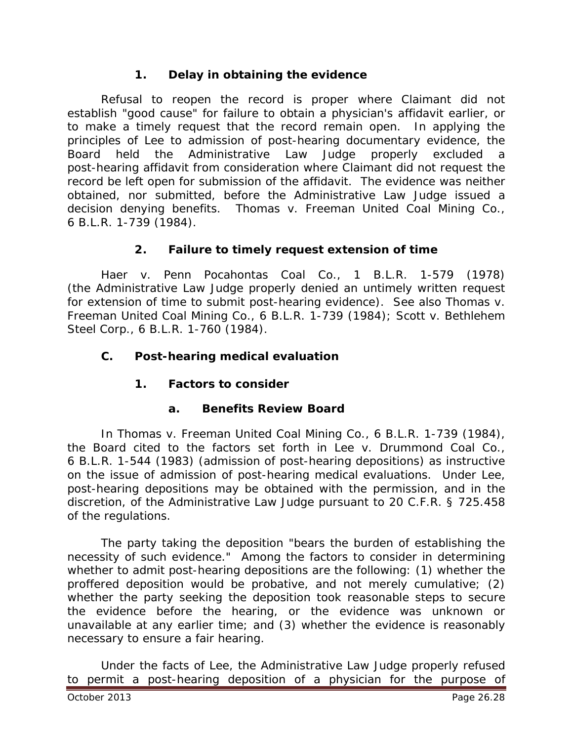### 1. Delay in obtaining the evidence

Refusal to reopen the record is proper where Claimant did not establish "good cause" for failure to obtain a physician's affidavit earlier, or to make a timely request that the record remain open. In applying the principles of Lee to admission of post-hearing documentary evidence, the Board held the Administrative Law Judge properly excluded a post-hearing affidavit from consideration where Claimant did not request the record be left open for submission of the affidavit. The evidence was neither obtained, nor submitted, before the Administrative Law Judge issued a decision denying benefits. *Thomas v. Freeman United Coal Mining Co.*, 6 B.L.R. 1-739 (1984).

### 2. Failure to timely request extension of time

*Haer v. Penn Pocahontas Coal Co.*, 1 B.L.R. 1-579 (1978) (the Administrative Law Judge properly denied an untimely written request for extension of time to submit post-hearing evidence). *See also Thomas v. Freeman United Coal Mining Co.*, 6 B.L.R. 1-739 (1984); *Scott v. Bethlehem Steel Corp.*, 6 B.L.R. 1-760 (1984).

## C. Post-hearing medical evaluation

### 1. Factors to consider

#### a. Benefits Review Board

In *Thomas v. Freeman United Coal Mining Co.*, 6 B.L.R. 1-739 (1984), the Board cited to the factors set forth in *Lee v. Drummond Coal Co.*, 6 B.L.R. 1-544 (1983) (admission of post-hearing depositions) as instructive on the issue of admission of post-hearing medical evaluations. Under Lee, post-hearing depositions may be obtained with the permission, and in the discretion, of the Administrative Law Judge pursuant to 20 C.F.R. § 725.458 of the regulations.

The party taking the deposition "bears the burden of establishing the necessity of such evidence." Among the factors to consider in determining whether to admit post-hearing depositions are the following: (1) whether the proffered deposition would be probative, and not merely cumulative; (2) whether the party seeking the deposition took reasonable steps to secure the evidence before the hearing, or the evidence was unknown or unavailable at any earlier time; and (3) whether the evidence is reasonably necessary to ensure a fair hearing.

Under the facts of Lee, the Administrative Law Judge properly refused to permit a post-hearing deposition of a physician for the purpose of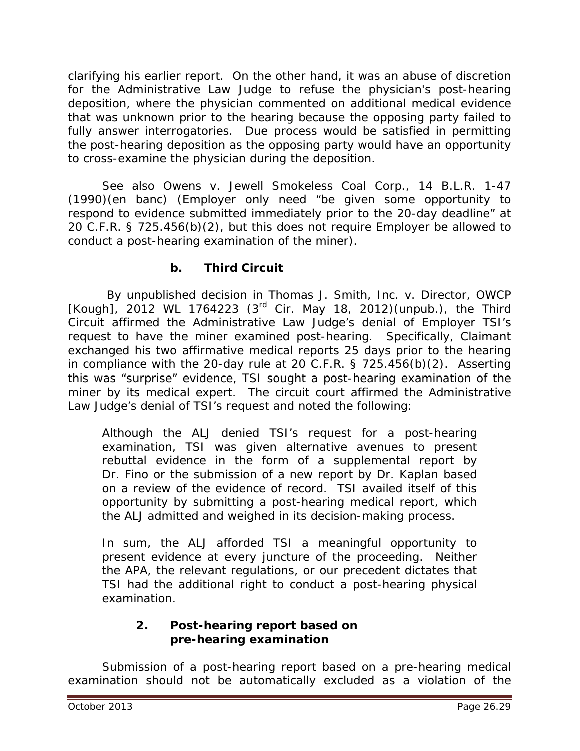clarifying his earlier report. On the other hand, it was an abuse of discretion for the Administrative Law Judge to refuse the physician's post-hearing deposition, where the physician commented on additional medical evidence that was unknown prior to the hearing because the opposing party failed to fully answer interrogatories. Due process would be satisfied in permitting the post-hearing deposition as the opposing party would have an opportunity to cross-examine the physician during the deposition.

See also *Owens v. Jewell Smokeless Coal Corp.*, 14 B.L.R. 1-47 (1990)(en banc) (Employer only need "be given some opportunity to respond to evidence submitted immediately prior to the 20-day deadline" at 20 C.F.R. § 725.456(b)(2), but this does not require Employer be allowed to conduct a post-hearing examination of the miner).

#### b. Third Circuit

By unpublished decision in *Thomas J. Smith, Inc. v. Director, OWCP [Kough]*, 2012 WL 1764223 (3rd Cir. May 18, 2012)(unpub.), the Third Circuit affirmed the Administrative Law Judge's denial of Employer TSI's request to have the miner examined post-hearing. Specifically, Claimant exchanged his two affirmative medical reports 25 days prior to the hearing in compliance with the 20-day rule at 20 C.F.R. § 725.456(b)(2). Asserting this was "surprise" evidence, TSI sought a post-hearing examination of the miner by its medical expert. The circuit court affirmed the Administrative Law Judge's denial of TSI's request and noted the following:

> Although the ALJ denied TSI's request for a post-hearing examination, TSI was given alternative avenues to present rebuttal evidence in the form of a supplemental report by Dr. Fino or the submission of a new report by Dr. Kaplan based on a review of the evidence of record. TSI availed itself of this opportunity by submitting a post-hearing medical report, which the ALJ admitted and weighed in its decision-making process.
>
> In sum, the ALJ afforded TSI a meaningful opportunity to present evidence at every juncture of the proceeding. Neither the APA, the relevant regulations, or our precedent dictates that TSI had the additional right to conduct a post-hearing physical examination.

### 2. Post-hearing report based on pre-hearing examination

Submission of a post-hearing report based on a pre-hearing medical examination should not be automatically excluded as a violation of the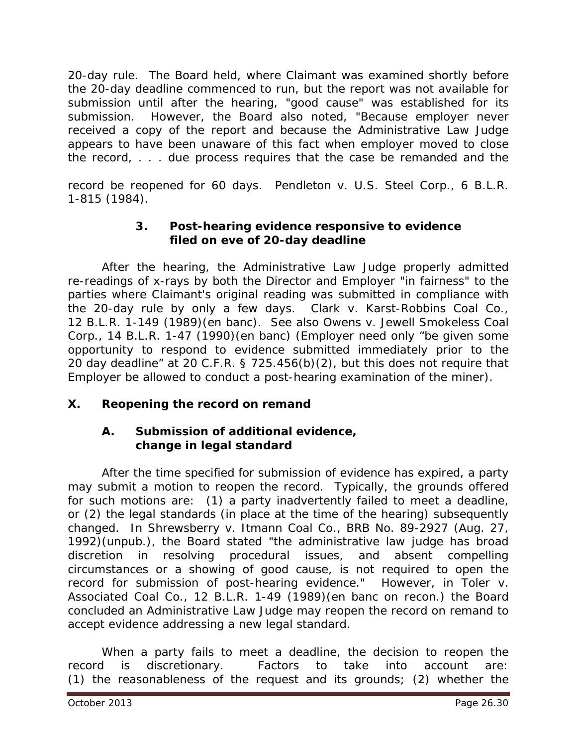20-day rule. The Board held, where Claimant was examined shortly before the 20-day deadline commenced to run, but the report was not available for submission until after the hearing, "good cause" was established for its submission. However, the Board also noted, "Because employer never received a copy of the report and because the Administrative Law Judge appears to have been unaware of this fact when employer moved to close the record, . . . due process requires that the case be remanded and the record be reopened for 60 days. *Pendleton v. U.S. Steel Corp.*, 6 B.L.R. 1-815 (1984).

#### 3. Post-hearing evidence responsive to evidence filed on eve of 20-day deadline

After the hearing, the Administrative Law Judge properly admitted re-readings of x-rays by both the Director and Employer "in fairness" to the parties where Claimant's original reading was submitted in compliance with the 20-day rule by only a few days. *Clark v. Karst-Robbins Coal Co.*, 12 B.L.R. 1-149 (1989)(en banc). *See also Owens v. Jewell Smokeless Coal Corp.*, 14 B.L.R. 1-47 (1990)(en banc) (Employer need only "be given some opportunity to respond to evidence submitted immediately prior to the 20 day deadline" at 20 C.F.R. § 725.456(b)(2), but this does not require that Employer be allowed to conduct a post-hearing examination of the miner).

## X. Reopening the record on remand

### A. Submission of additional evidence, change in legal standard

After the time specified for submission of evidence has expired, a party may submit a motion to reopen the record. Typically, the grounds offered for such motions are: (1) a party inadvertently failed to meet a deadline, or (2) the legal standards (in place at the time of the hearing) subsequently changed. In *Shrewsberry v. Itmann Coal Co.*, BRB No. 89-2927 (Aug. 27, 1992)(unpub.), the Board stated "the administrative law judge has broad discretion in resolving procedural issues, and absent compelling circumstances or a showing of good cause, is not required to open the record for submission of post-hearing evidence." However, in *Toler v. Associated Coal Co.*, 12 B.L.R. 1-49 (1989)(en banc on recon.) the Board concluded an Administrative Law Judge may reopen the record on remand to accept evidence addressing a new legal standard.

When a party fails to meet a deadline, the decision to reopen the record is discretionary. Factors to take into account are: (1) the reasonableness of the request and its grounds; (2) whether the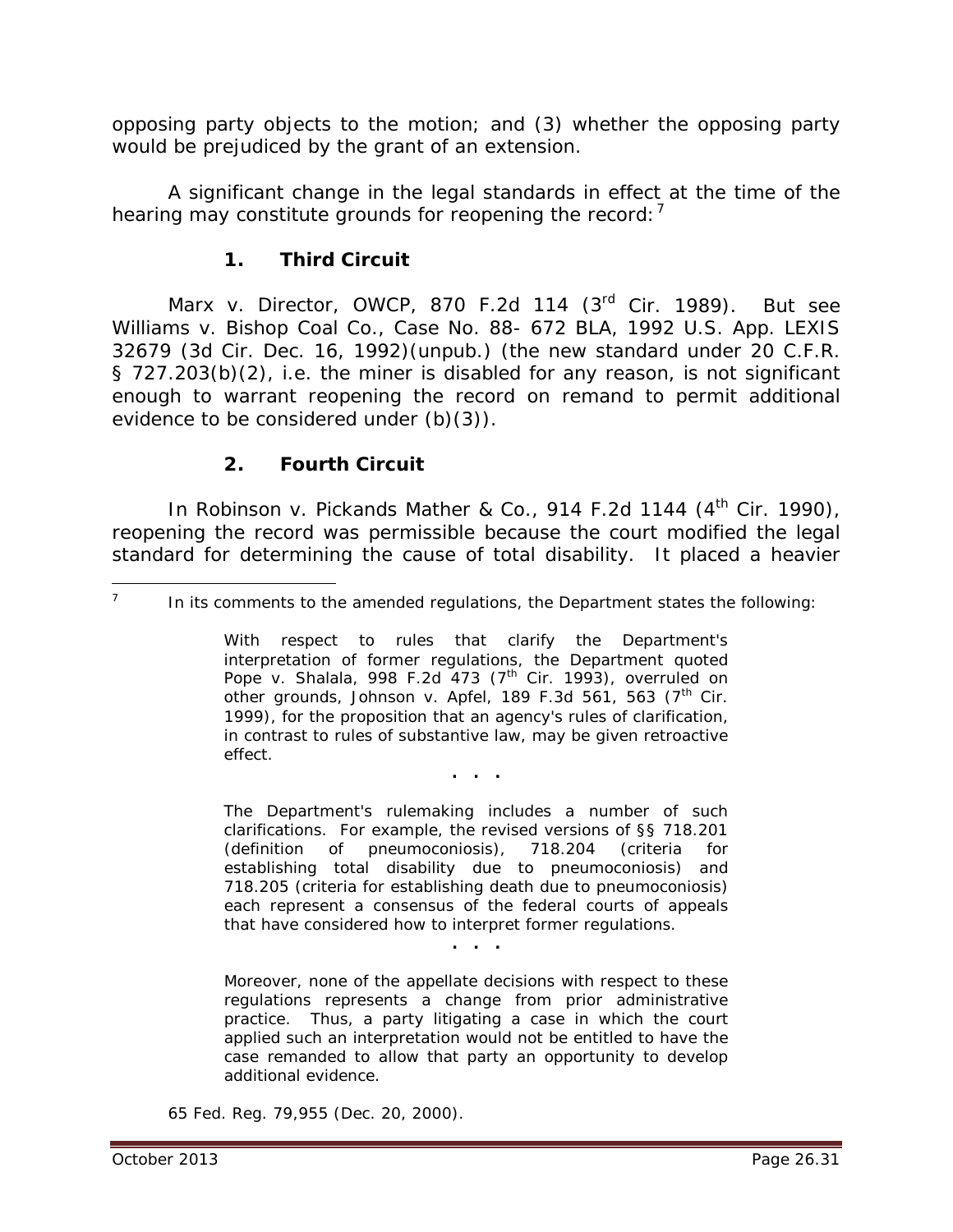opposing party objects to the motion; and (3) whether the opposing party would be prejudiced by the grant of an extension.

A significant change in the legal standards in effect at the time of the hearing may constitute grounds for reopening the record:[7]

### 1. Third Circuit

*Marx v. Director, OWCP*, 870 F.2d 114 (3rd Cir. 1989). *But see* *Williams v. Bishop Coal Co.*, Case No. 88- 672 BLA, 1992 U.S. App. LEXIS 32679 (3d Cir. Dec. 16, 1992)(unpub.) (the new standard under 20 C.F.R. § 727.203(b)(2), *i.e.* the miner is disabled for any reason, is not significant enough to warrant reopening the record on remand to permit additional evidence to be considered under (b)(3)).

### 2. Fourth Circuit

In *Robinson v. Pickands Mather & Co.*, 914 F.2d 1144 (4th Cir. 1990), reopening the record was permissible because the court modified the legal standard for determining the cause of total disability. It placed a heavier

---

[7] In its comments to the amended regulations, the Department states the following:

> With respect to rules that clarify the Department's interpretation of former regulations, the Department quoted *Pope v. Shalala*, 998 F.2d 473 (7th Cir. 1993), overruled on other grounds, *Johnson v. Apfel*, 189 F.3d 561, 563 (7th Cir. 1999), for the proposition that an agency's rules of clarification, in contrast to rules of substantive law, may be given retroactive effect.
>
> . . .
>
> The Department's rulemaking includes a number of such clarifications. For example, the revised versions of §§ 718.201 (definition of pneumoconiosis), 718.204 (criteria for establishing total disability due to pneumoconiosis) and 718.205 (criteria for establishing death due to pneumoconiosis) each represent a consensus of the federal courts of appeals that have considered how to interpret former regulations.
>
> . . .
>
> Moreover, none of the appellate decisions with respect to these regulations represents a change from prior administrative practice. Thus, a party litigating a case in which the court applied such an interpretation would not be entitled to have the case remanded to allow that party an opportunity to develop additional evidence.

65 Fed. Reg. 79,955 (Dec. 20, 2000).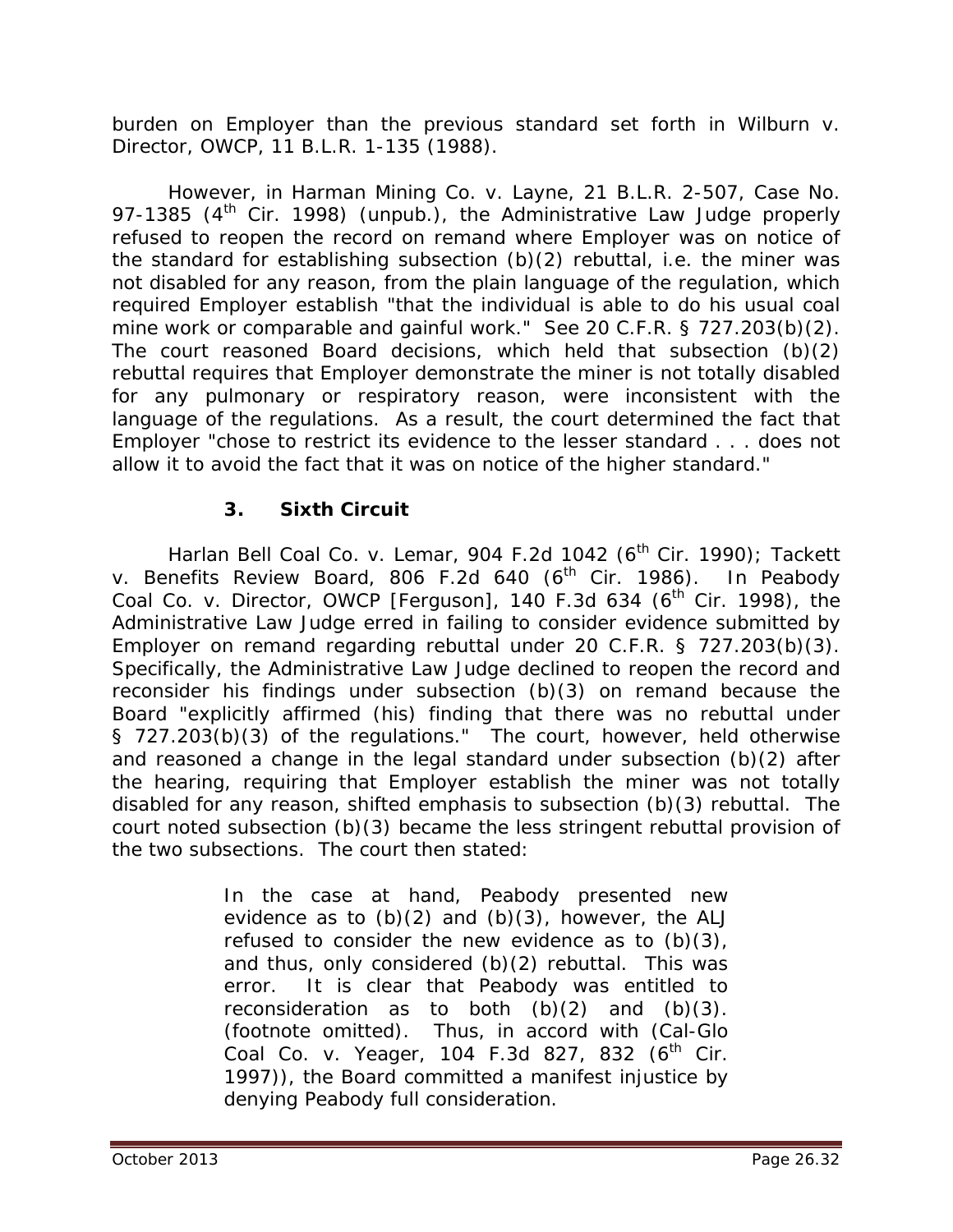burden on Employer than the previous standard set forth in *Wilburn v. Director, OWCP*, 11 B.L.R. 1-135 (1988).

However, in *Harman Mining Co. v. Layne*, 21 B.L.R. 2-507, Case No. 97-1385 (4th Cir. 1998) (unpub.), the Administrative Law Judge properly refused to reopen the record on remand where Employer was on notice of the standard for establishing subsection (b)(2) rebuttal, i.e. the miner was not disabled for any reason, from the plain language of the regulation, which required Employer establish "that the individual is able to do his usual coal mine work or comparable and gainful work." *See* 20 C.F.R. § 727.203(b)(2). The court reasoned Board decisions, which held that subsection (b)(2) rebuttal requires that Employer demonstrate the miner is not totally disabled for any pulmonary or respiratory reason, were inconsistent with the language of the regulations. As a result, the court determined the fact that Employer "chose to restrict its evidence to the lesser standard . . . does not allow it to avoid the fact that it was on notice of the higher standard."

### 3. Sixth Circuit

*Harlan Bell Coal Co. v. Lemar*, 904 F.2d 1042 (6th Cir. 1990); *Tackett v. Benefits Review Board*, 806 F.2d 640 (6th Cir. 1986). In *Peabody Coal Co. v. Director, OWCP [Ferguson]*, 140 F.3d 634 (6th Cir. 1998), the Administrative Law Judge erred in failing to consider evidence submitted by Employer on remand regarding rebuttal under 20 C.F.R. § 727.203(b)(3). Specifically, the Administrative Law Judge declined to reopen the record and reconsider his findings under subsection (b)(3) on remand because the Board "explicitly affirmed (his) finding that there was no rebuttal under § 727.203(b)(3) of the regulations." The court, however, held otherwise and reasoned a change in the legal standard under subsection (b)(2) after the hearing, requiring that Employer establish the miner was not totally disabled for any reason, shifted emphasis to subsection (b)(3) rebuttal. The court noted subsection (b)(3) became the less stringent rebuttal provision of the two subsections. The court then stated:

> In the case at hand, Peabody presented new evidence as to (b)(2) and (b)(3), however, the ALJ refused to consider the new evidence as to (b)(3), and thus, only considered (b)(2) rebuttal. This was error. It is clear that Peabody was entitled to reconsideration as to both (b)(2) and (b)(3). (footnote omitted). Thus, in accord with (*Cal-Glo Coal Co. v. Yeager*, 104 F.3d 827, 832 (6th Cir. 1997)), the Board committed a manifest injustice by denying Peabody full consideration.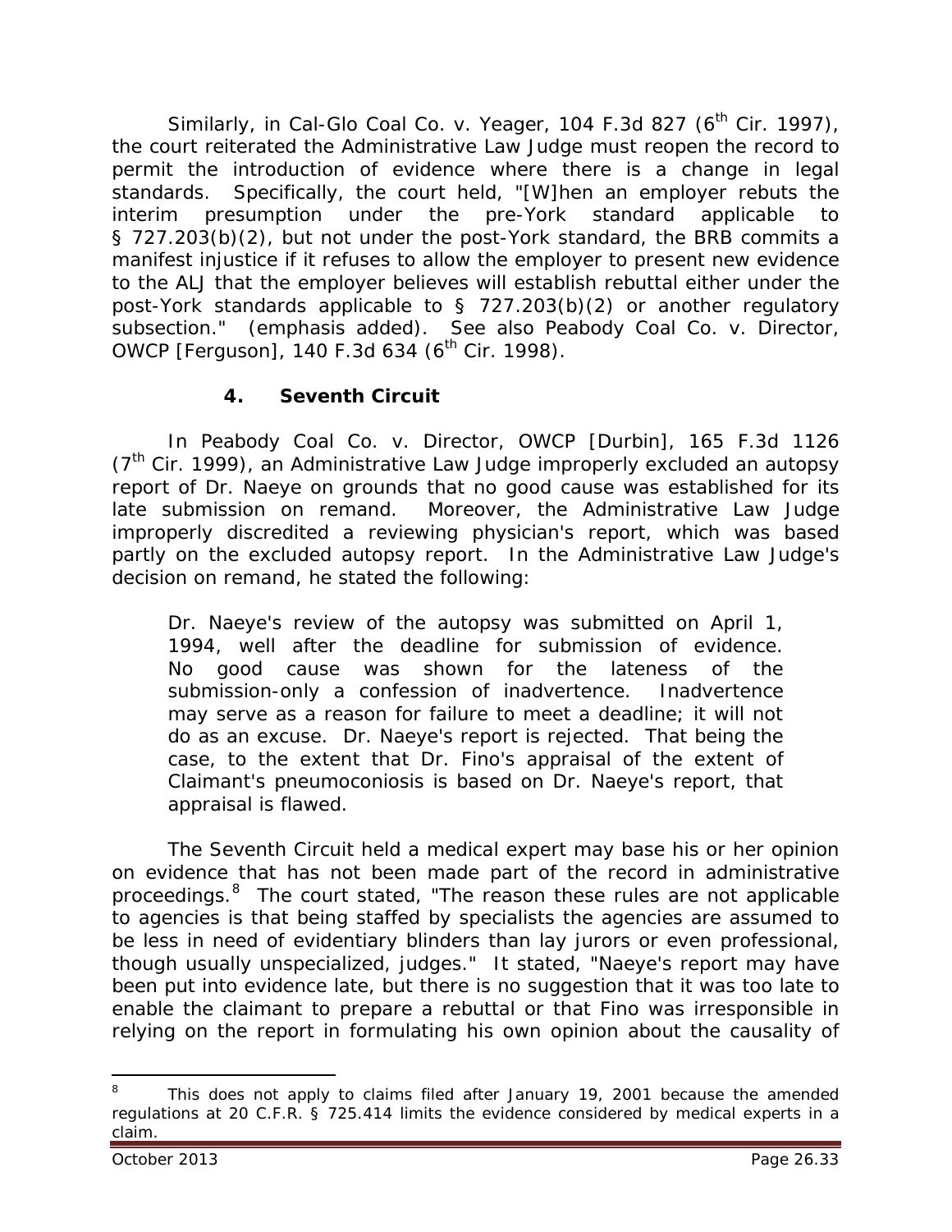Similarly, in *Cal-Glo Coal Co. v. Yeager*, 104 F.3d 827 (6th Cir. 1997), the court reiterated the Administrative Law Judge must reopen the record to permit the introduction of evidence where there is a change in legal standards. Specifically, the court held, "[W]hen an employer rebuts the interim presumption under the pre-*York* standard applicable to § 727.203(b)(2), but not under the post-*York* standard, the BRB commits a manifest injustice if it refuses to allow the employer to present new evidence to the ALJ that the employer believes will establish rebuttal either under the post-*York* standards applicable to § 727.203(b)(2) *or another regulatory subsection*." (emphasis added). *See also Peabody Coal Co. v. Director, OWCP [Ferguson]*, 140 F.3d 634 (6th Cir. 1998).

### 4. Seventh Circuit

In *Peabody Coal Co. v. Director, OWCP [Durbin]*, 165 F.3d 1126 (7th Cir. 1999), an Administrative Law Judge improperly excluded an autopsy report of Dr. Naeye on grounds that no good cause was established for its late submission on remand. Moreover, the Administrative Law Judge improperly discredited a reviewing physician's report, which was based partly on the excluded autopsy report. In the Administrative Law Judge's decision on remand, he stated the following:

> Dr. Naeye's review of the autopsy was submitted on April 1, 1994, well after the deadline for submission of evidence. No good cause was shown for the lateness of the submission-only a confession of inadvertence. Inadvertence may serve as a reason for failure to meet a deadline; it will not do as an excuse. Dr. Naeye's report is rejected. That being the case, to the extent that Dr. Fino's appraisal of the extent of Claimant's pneumoconiosis is based on Dr. Naeye's report, that appraisal is flawed.

The Seventh Circuit held a medical expert may base his or her opinion on evidence that has not been made part of the record in administrative proceedings.[8] The court stated, "The reason these rules are not applicable to agencies is that being staffed by specialists the agencies are assumed to be less in need of evidentiary blinders than lay jurors or even professional, though usually unspecialized, judges." It stated, "Naeye's report may have been put into evidence late, but there is no suggestion that it was too late to enable the claimant to prepare a rebuttal or that Fino was irresponsible in relying on the report in formulating his own opinion about the causality of

---

[8] This does not apply to claims filed after January 19, 2001 because the amended regulations at 20 C.F.R. § 725.414 limits the evidence considered by medical experts in a claim.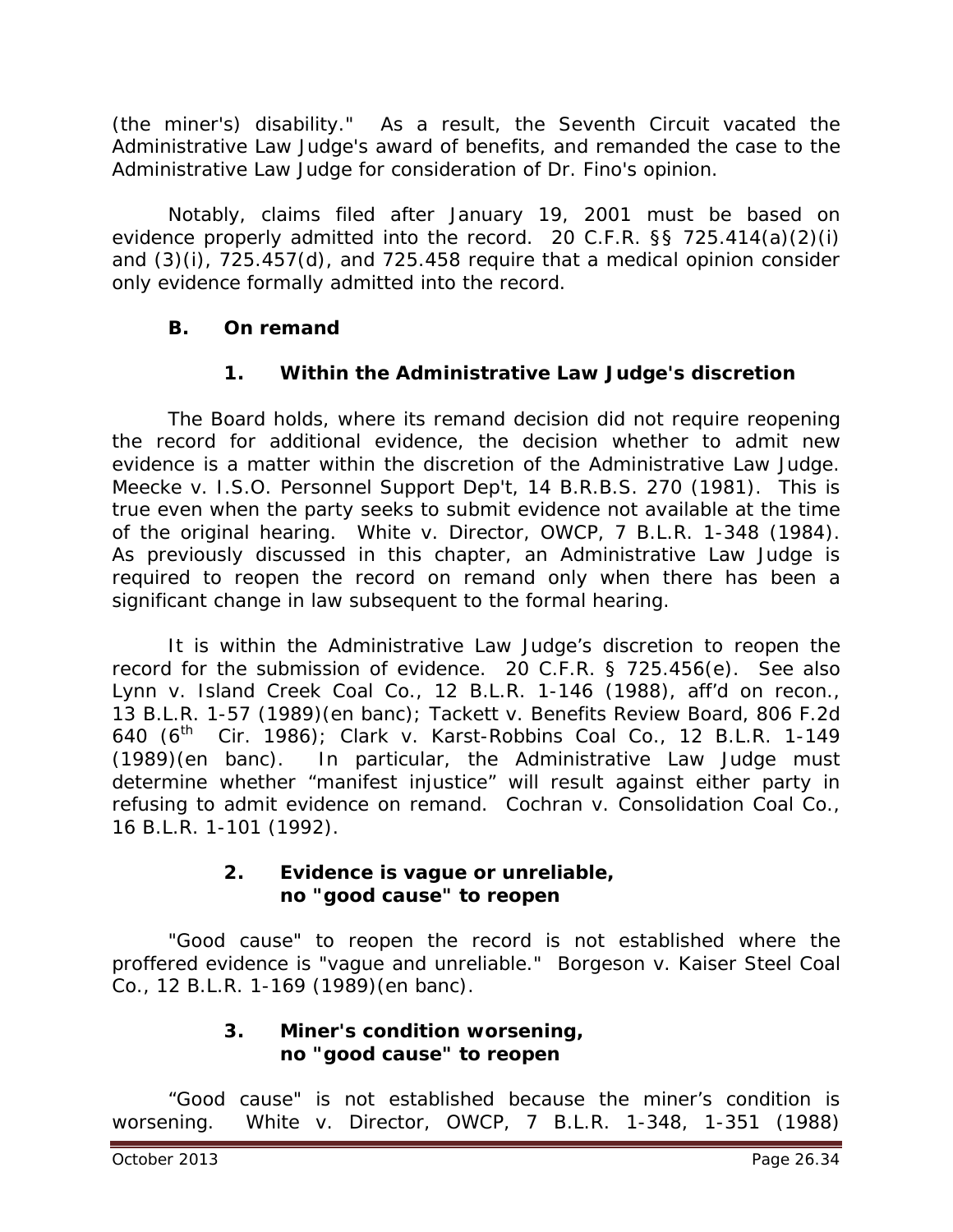(the miner's) disability." As a result, the Seventh Circuit vacated the Administrative Law Judge's award of benefits, and remanded the case to the Administrative Law Judge for consideration of Dr. Fino's opinion.

Notably, claims filed after January 19, 2001 must be based on evidence properly admitted into the record. 20 C.F.R. §§ 725.414(a)(2)(i) and (3)(i), 725.457(d), and 725.458 require that a medical opinion consider only evidence formally admitted into the record.

### B. On remand

#### 1. Within the Administrative Law Judge's discretion

The Board holds, where its remand decision did not require reopening the record for additional evidence, the decision whether to admit new evidence is a matter within the discretion of the Administrative Law Judge. *Meecke v. I.S.O. Personnel Support Dep't*, 14 B.R.B.S. 270 (1981). This is true even when the party seeks to submit evidence not available at the time of the original hearing. *White v. Director, OWCP*, 7 B.L.R. 1-348 (1984). As previously discussed in this chapter, an Administrative Law Judge is required to reopen the record on remand only when there has been a significant change in law subsequent to the formal hearing.

It is within the Administrative Law Judge's discretion to reopen the record for the submission of evidence. 20 C.F.R. § 725.456(e). *See also Lynn v. Island Creek Coal Co.*, 12 B.L.R. 1-146 (1988), *aff'd on recon.*, 13 B.L.R. 1-57 (1989)(en banc); *Tackett v. Benefits Review Board*, 806 F.2d 640 (6th Cir. 1986); *Clark v. Karst-Robbins Coal Co.*, 12 B.L.R. 1-149 (1989)(en banc). In particular, the Administrative Law Judge must determine whether "manifest injustice" will result against either party in refusing to admit evidence on remand. *Cochran v. Consolidation Coal Co.*, 16 B.L.R. 1-101 (1992).

#### 2. Evidence is vague or unreliable, no "good cause" to reopen

"Good cause" to reopen the record is not established where the proffered evidence is "vague and unreliable." *Borgeson v. Kaiser Steel Coal Co.*, 12 B.L.R. 1-169 (1989)(en banc).

#### 3. Miner's condition worsening, no "good cause" to reopen

"Good cause" is not established because the miner's condition is worsening. *White v. Director, OWCP*, 7 B.L.R. 1-348, 1-351 (1988)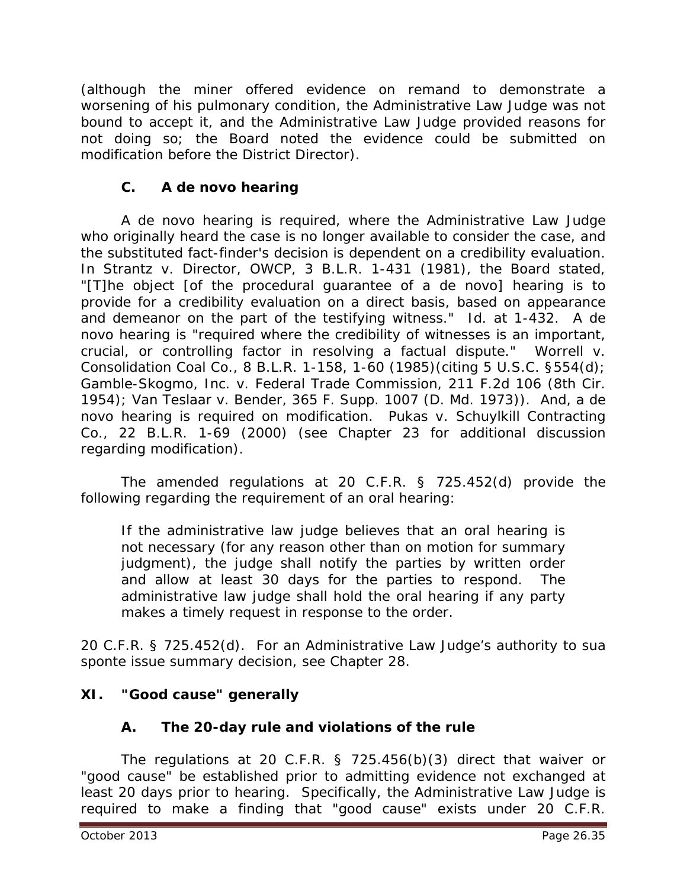(although the miner offered evidence on remand to demonstrate a worsening of his pulmonary condition, the Administrative Law Judge was not bound to accept it, and the Administrative Law Judge provided reasons for not doing so; the Board noted the evidence could be submitted on modification before the District Director).

### C. A de novo hearing

A de novo hearing is required, where the Administrative Law Judge who originally heard the case is no longer available to consider the case, and the substituted fact-finder's decision is dependent on a credibility evaluation. In *Strantz v. Director, OWCP*, 3 B.L.R. 1-431 (1981), the Board stated, "[T]he object [of the procedural guarantee of a de novo] hearing is to provide for a credibility evaluation on a direct basis, based on appearance and demeanor on the part of the testifying witness." *Id.* at 1-432. A de novo hearing is "required where the credibility of witnesses is an important, crucial, or controlling factor in resolving a factual dispute." *Worrell v. Consolidation Coal Co.*, 8 B.L.R. 1-158, 1-60 (1985)(citing 5 U.S.C. §554(d); *Gamble-Skogmo, Inc. v. Federal Trade Commission*, 211 F.2d 106 (8th Cir. 1954); *Van Teslaar v. Bender*, 365 F. Supp. 1007 (D. Md. 1973)). And, a de novo hearing is required on modification. *Pukas v. Schuylkill Contracting Co.*, 22 B.L.R. 1-69 (2000) (see Chapter 23 for additional discussion regarding modification).

The amended regulations at 20 C.F.R. § 725.452(d) provide the following regarding the requirement of an oral hearing:

> If the administrative law judge believes that an oral hearing is not necessary (for any reason other than on motion for summary judgment), the judge shall notify the parties by written order and allow at least 30 days for the parties to respond. The administrative law judge shall hold the oral hearing if any party makes a timely request in response to the order.

20 C.F.R. § 725.452(d). For an Administrative Law Judge's authority to sua sponte issue summary decision, see Chapter 28.

## XI. "Good cause" generally

### A. The 20-day rule and violations of the rule

The regulations at 20 C.F.R. § 725.456(b)(3) direct that waiver or "good cause" be established prior to admitting evidence not exchanged at least 20 days prior to hearing. Specifically, the Administrative Law Judge is required to make a finding that "good cause" exists under 20 C.F.R.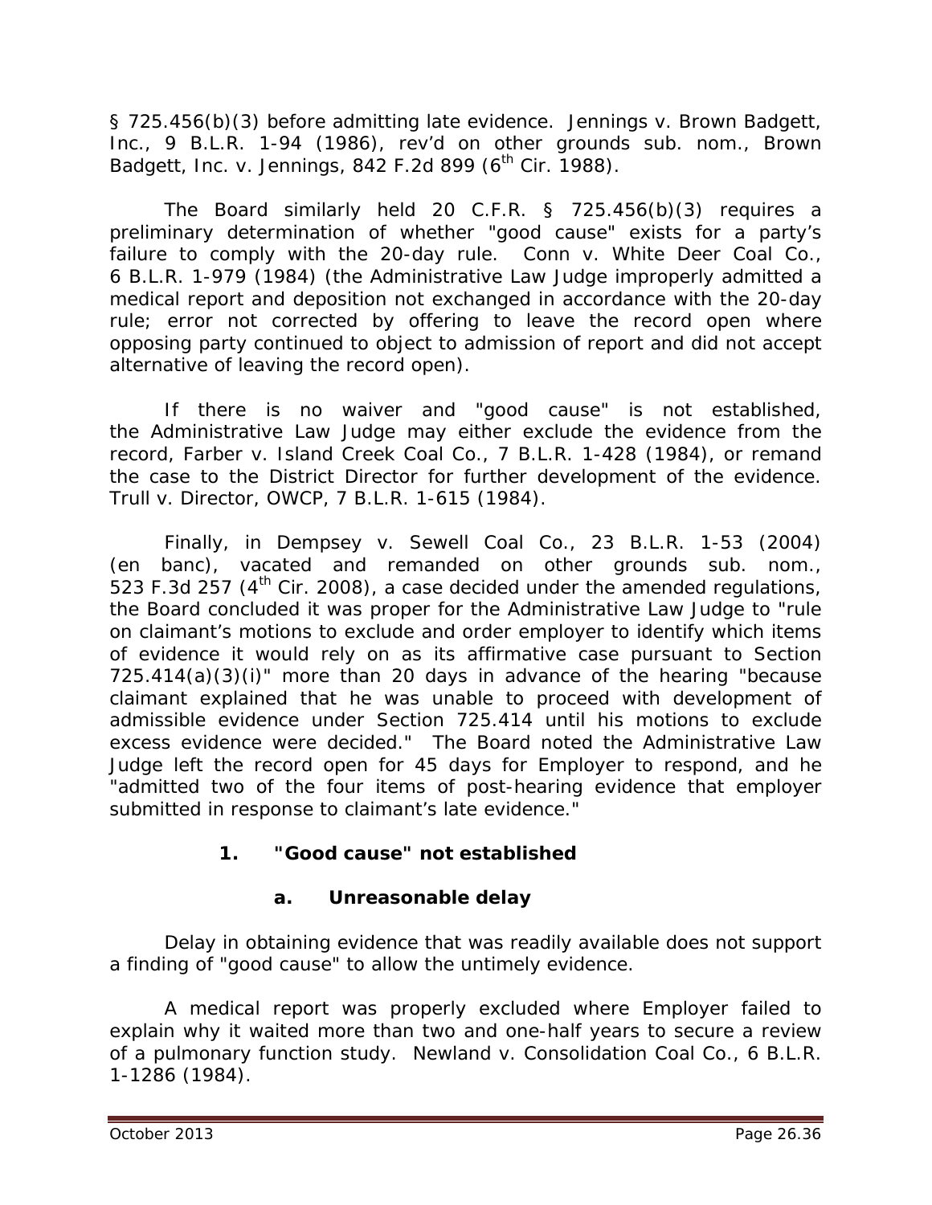§ 725.456(b)(3) before admitting late evidence. *Jennings v. Brown Badgett, Inc.*, 9 B.L.R. 1-94 (1986), *rev'd on other grounds sub. nom., Brown Badgett, Inc. v. Jennings*, 842 F.2d 899 (6th Cir. 1988).

The Board similarly held 20 C.F.R. § 725.456(b)(3) requires a preliminary determination of whether "good cause" exists for a party's failure to comply with the 20-day rule. *Conn v. White Deer Coal Co.*, 6 B.L.R. 1-979 (1984) (the Administrative Law Judge improperly admitted a medical report and deposition not exchanged in accordance with the 20-day rule; error not corrected by offering to leave the record open where opposing party continued to object to admission of report and did not accept alternative of leaving the record open).

If there is no waiver and "good cause" is not established, the Administrative Law Judge may either exclude the evidence from the record, *Farber v. Island Creek Coal Co.*, 7 B.L.R. 1-428 (1984), or remand the case to the District Director for further development of the evidence. *Trull v. Director, OWCP*, 7 B.L.R. 1-615 (1984).

Finally, in *Dempsey v. Sewell Coal Co.*, 23 B.L.R. 1-53 (2004) (en banc), *vacated and remanded on other grounds sub. nom.*, 523 F.3d 257 (4th Cir. 2008), a case decided under the amended regulations, the Board concluded it was proper for the Administrative Law Judge to "rule on claimant's motions to exclude and order employer to identify which items of evidence it would rely on as its affirmative case pursuant to Section 725.414(a)(3)(i)" more than 20 days in advance of the hearing "because claimant explained that he was unable to proceed with development of admissible evidence under Section 725.414 until his motions to exclude excess evidence were decided." The Board noted the Administrative Law Judge left the record open for 45 days for Employer to respond, and he "admitted two of the four items of post-hearing evidence that employer submitted in response to claimant's late evidence."

### 1. "Good cause" not established

#### a. Unreasonable delay

Delay in obtaining evidence that was readily available does not support a finding of "good cause" to allow the untimely evidence.

A medical report was properly excluded where Employer failed to explain why it waited more than two and one-half years to secure a review of a pulmonary function study. *Newland v. Consolidation Coal Co.*, 6 B.L.R. 1-1286 (1984).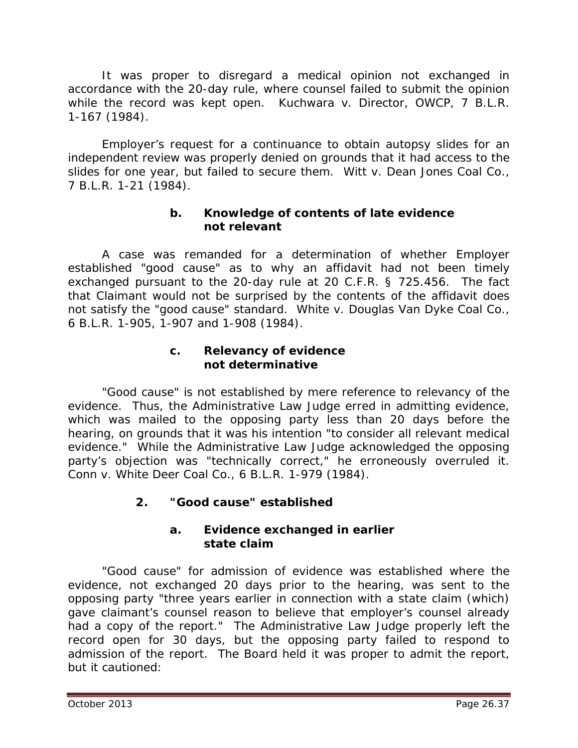It was proper to disregard a medical opinion not exchanged in accordance with the 20-day rule, where counsel failed to submit the opinion while the record was kept open. *Kuchwara v. Director, OWCP*, 7 B.L.R. 1-167 (1984).

Employer's request for a continuance to obtain autopsy slides for an independent review was properly denied on grounds that it had access to the slides for one year, but failed to secure them. *Witt v. Dean Jones Coal Co.*, 7 B.L.R. 1-21 (1984).

#### b. Knowledge of contents of late evidence not relevant

A case was remanded for a determination of whether Employer established "good cause" as to why an affidavit had not been timely exchanged pursuant to the 20-day rule at 20 C.F.R. § 725.456. The fact that Claimant would not be surprised by the contents of the affidavit does not satisfy the "good cause" standard. *White v. Douglas Van Dyke Coal Co.*, 6 B.L.R. 1-905, 1-907 and 1-908 (1984).

#### c. Relevancy of evidence not determinative

"Good cause" is not established by mere reference to relevancy of the evidence. Thus, the Administrative Law Judge erred in admitting evidence, which was mailed to the opposing party less than 20 days before the hearing, on grounds that it was his intention "to consider all relevant medical evidence." While the Administrative Law Judge acknowledged the opposing party's objection was "technically correct," he erroneously overruled it. *Conn v. White Deer Coal Co.*, 6 B.L.R. 1-979 (1984).

### 2. "Good cause" established

#### a. Evidence exchanged in earlier state claim

"Good cause" for admission of evidence was established where the evidence, not exchanged 20 days prior to the hearing, was sent to the opposing party "three years earlier in connection with a state claim (which) gave claimant's counsel reason to believe that employer's counsel already had a copy of the report." The Administrative Law Judge properly left the record open for 30 days, but the opposing party failed to respond to admission of the report. The Board held it was proper to admit the report, but it cautioned: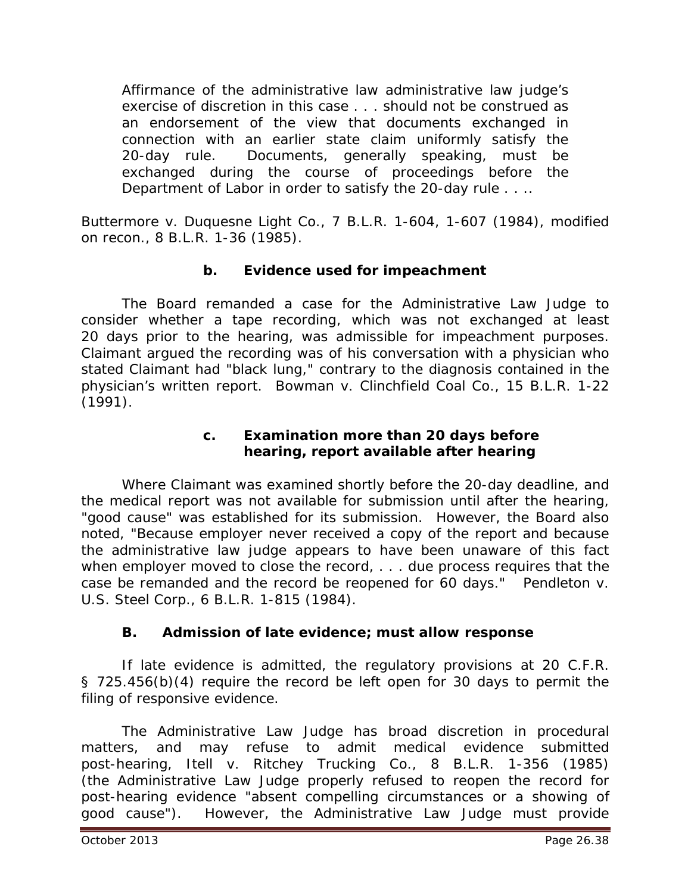> Affirmance of the administrative law administrative law judge's exercise of discretion in this case . . . should not be construed as an endorsement of the view that documents exchanged in connection with an earlier state claim uniformly satisfy the 20-day rule. Documents, generally speaking, must be exchanged during the course of proceedings before the Department of Labor in order to satisfy the 20-day rule . . ..

*Buttermore v. Duquesne Light Co.*, 7 B.L.R. 1-604, 1-607 (1984), *modified on recon.*, 8 B.L.R. 1-36 (1985).

#### b. Evidence used for impeachment

The Board remanded a case for the Administrative Law Judge to consider whether a tape recording, which was not exchanged at least 20 days prior to the hearing, was admissible for impeachment purposes. Claimant argued the recording was of his conversation with a physician who stated Claimant had "black lung," contrary to the diagnosis contained in the physician's written report. *Bowman v. Clinchfield Coal Co.*, 15 B.L.R. 1-22 (1991).

#### c. Examination more than 20 days before hearing, report available after hearing

Where Claimant was examined shortly before the 20-day deadline, and the medical report was not available for submission until after the hearing, "good cause" was established for its submission. However, the Board also noted, "Because employer never received a copy of the report and because the administrative law judge appears to have been unaware of this fact when employer moved to close the record, . . . due process requires that the case be remanded and the record be reopened for 60 days." *Pendleton v. U.S. Steel Corp.*, 6 B.L.R. 1-815 (1984).

### B. Admission of late evidence; must allow response

If late evidence is admitted, the regulatory provisions at 20 C.F.R. § 725.456(b)(4) require the record be left open for 30 days to permit the filing of responsive evidence.

The Administrative Law Judge has broad discretion in procedural matters, and may refuse to admit medical evidence submitted post-hearing, *Itell v. Ritchey Trucking Co.*, 8 B.L.R. 1-356 (1985) (the Administrative Law Judge properly refused to reopen the record for post-hearing evidence "absent compelling circumstances or a showing of good cause"). However, the Administrative Law Judge must provide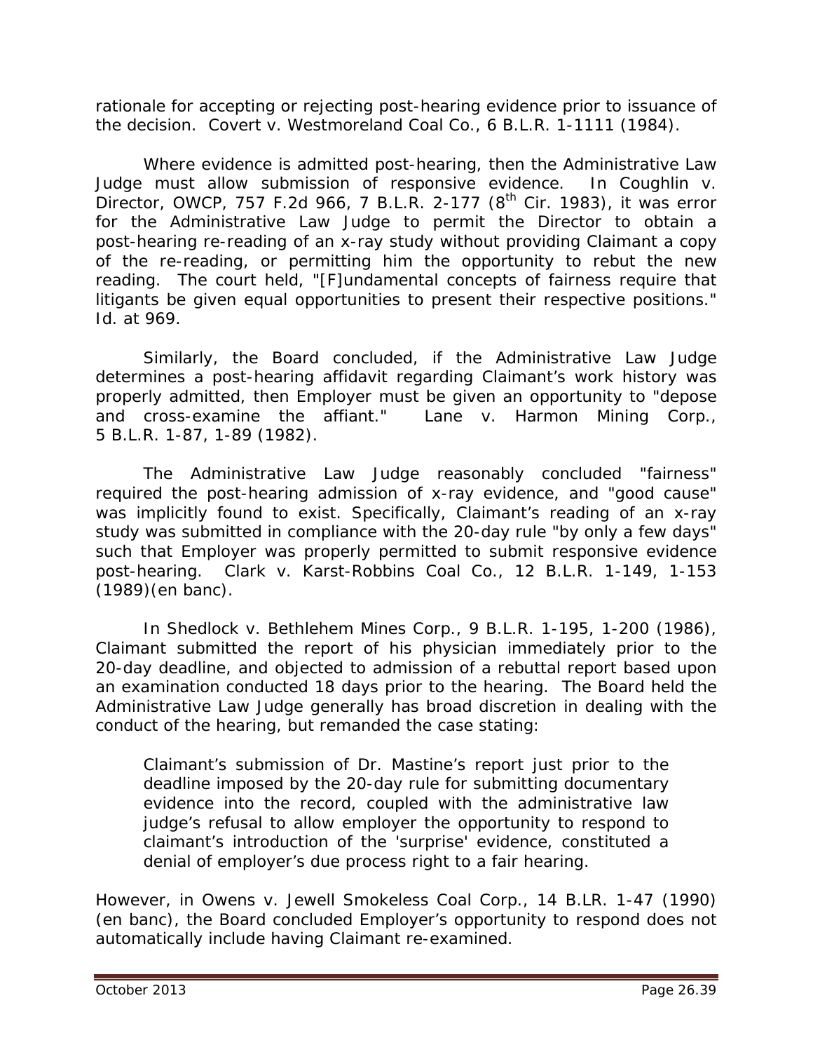rationale for accepting or rejecting post-hearing evidence prior to issuance of the decision. *Covert v. Westmoreland Coal Co.*, 6 B.L.R. 1-1111 (1984).

Where evidence is admitted post-hearing, then the Administrative Law Judge must allow submission of responsive evidence. In *Coughlin v. Director, OWCP*, 757 F.2d 966, 7 B.L.R. 2-177 (8th Cir. 1983), it was error for the Administrative Law Judge to permit the Director to obtain a post-hearing re-reading of an x-ray study without providing Claimant a copy of the re-reading, or permitting him the opportunity to rebut the new reading. The court held, "[F]undamental concepts of fairness require that litigants be given equal opportunities to present their respective positions." *Id.* at 969.

Similarly, the Board concluded, if the Administrative Law Judge determines a post-hearing affidavit regarding Claimant's work history was properly admitted, then Employer must be given an opportunity to "depose and cross-examine the affiant." *Lane v. Harmon Mining Corp.*, 5 B.L.R. 1-87, 1-89 (1982).

The Administrative Law Judge reasonably concluded "fairness" required the post-hearing admission of x-ray evidence, and "good cause" was implicitly found to exist. Specifically, Claimant's reading of an x-ray study was submitted in compliance with the 20-day rule "by only a few days" such that Employer was properly permitted to submit responsive evidence post-hearing. *Clark v. Karst-Robbins Coal Co.*, 12 B.L.R. 1-149, 1-153 (1989)(en banc).

In *Shedlock v. Bethlehem Mines Corp.*, 9 B.L.R. 1-195, 1-200 (1986), Claimant submitted the report of his physician immediately prior to the 20-day deadline, and objected to admission of a rebuttal report based upon an examination conducted 18 days prior to the hearing. The Board held the Administrative Law Judge generally has broad discretion in dealing with the conduct of the hearing, but remanded the case stating:

> Claimant's submission of Dr. Mastine's report just prior to the deadline imposed by the 20-day rule for submitting documentary evidence into the record, coupled with the administrative law judge's refusal to allow employer the opportunity to respond to claimant's introduction of the 'surprise' evidence, constituted a denial of employer's due process right to a fair hearing.

However, in *Owens v. Jewell Smokeless Coal Corp.*, 14 B.LR. 1-47 (1990) (en banc), the Board concluded Employer's opportunity to respond does not automatically include having Claimant re-examined.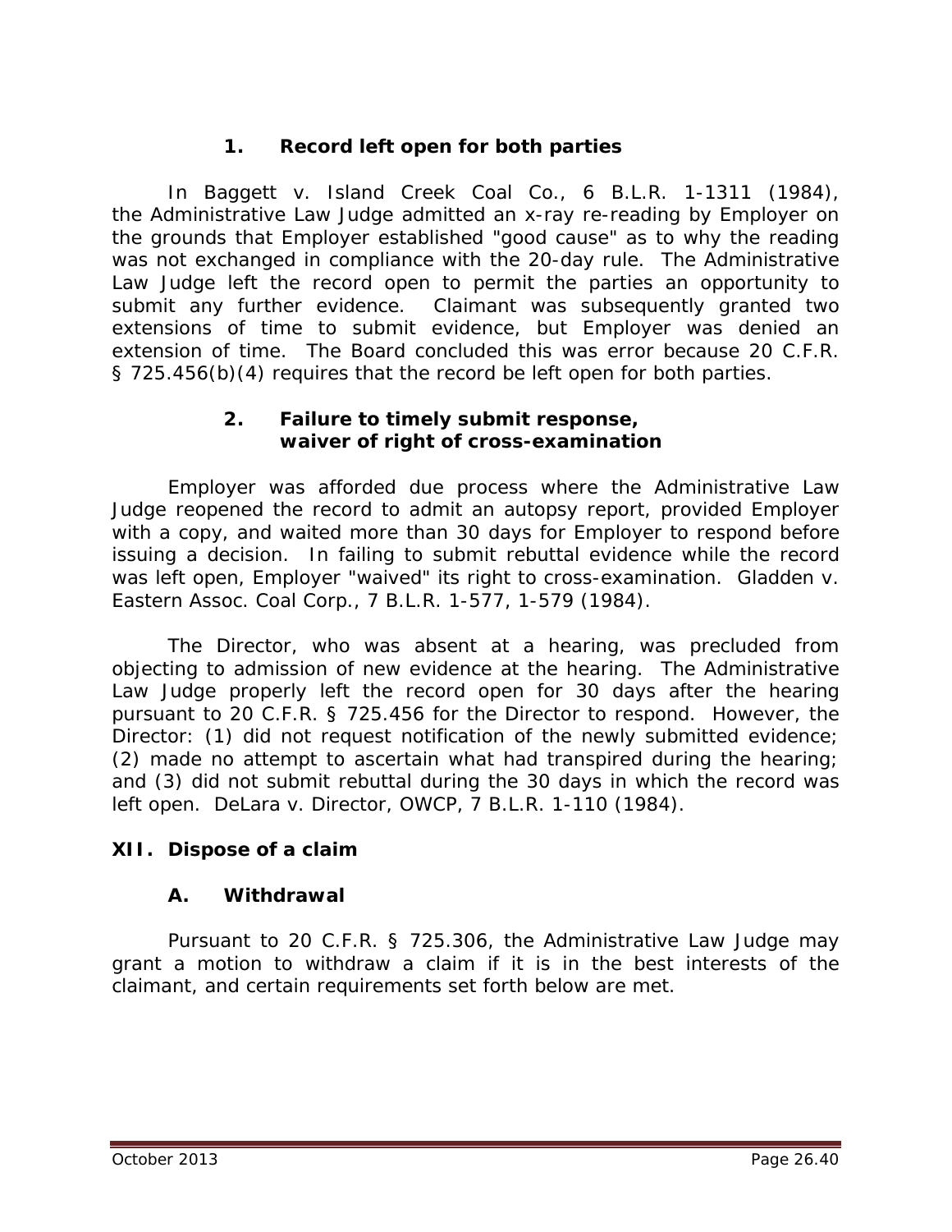#### 1. Record left open for both parties

In *Baggett v. Island Creek Coal Co.*, 6 B.L.R. 1-1311 (1984), the Administrative Law Judge admitted an x-ray re-reading by Employer on the grounds that Employer established "good cause" as to why the reading was not exchanged in compliance with the 20-day rule. The Administrative Law Judge left the record open to permit the parties an opportunity to submit any further evidence. Claimant was subsequently granted two extensions of time to submit evidence, but Employer was denied an extension of time. The Board concluded this was error because 20 C.F.R. § 725.456(b)(4) requires that the record be left open for both parties.

#### 2. Failure to timely submit response, waiver of right of cross-examination

Employer was afforded due process where the Administrative Law Judge reopened the record to admit an autopsy report, provided Employer with a copy, and waited more than 30 days for Employer to respond before issuing a decision. In failing to submit rebuttal evidence while the record was left open, Employer "waived" its right to cross-examination. *Gladden v. Eastern Assoc. Coal Corp.*, 7 B.L.R. 1-577, 1-579 (1984).

The Director, who was absent at a hearing, was precluded from objecting to admission of new evidence at the hearing. The Administrative Law Judge properly left the record open for 30 days after the hearing pursuant to 20 C.F.R. § 725.456 for the Director to respond. However, the Director: (1) did not request notification of the newly submitted evidence; (2) made no attempt to ascertain what had transpired during the hearing; and (3) did not submit rebuttal during the 30 days in which the record was left open. *DeLara v. Director, OWCP*, 7 B.L.R. 1-110 (1984).

## XII. Dispose of a claim

### A. Withdrawal

Pursuant to 20 C.F.R. § 725.306, the Administrative Law Judge may grant a motion to withdraw a claim if it is in the best interests of the claimant, and certain requirements set forth below are met.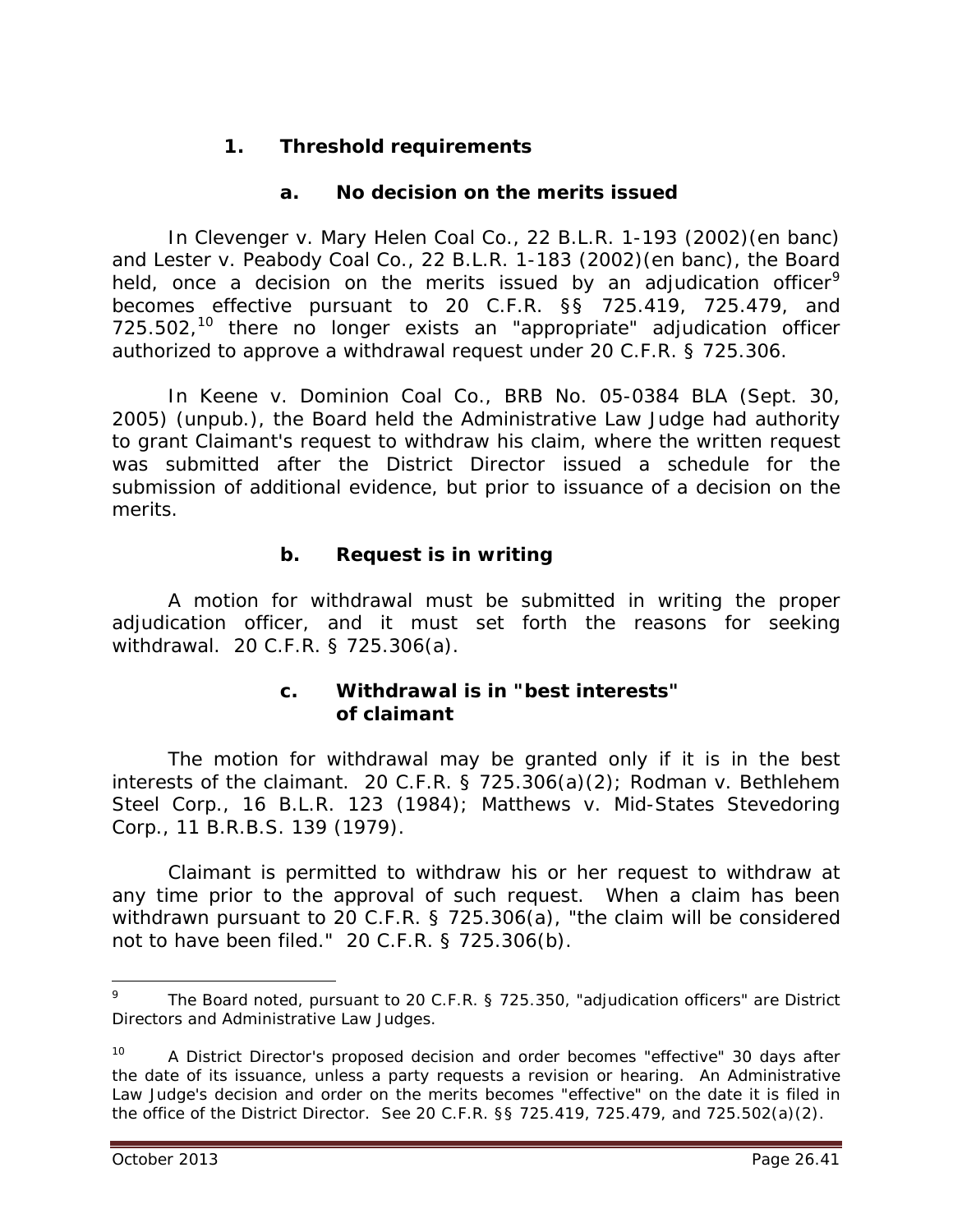### 1. Threshold requirements

#### a. No decision on the merits issued

In *Clevenger v. Mary Helen Coal Co.*, 22 B.L.R. 1-193 (2002)(en banc) and *Lester v. Peabody Coal Co.*, 22 B.L.R. 1-183 (2002)(en banc), the Board held, once a decision on the merits issued by an adjudication officer[9] becomes effective pursuant to 20 C.F.R. §§ 725.419, 725.479, and 725.502,[10] there no longer exists an "appropriate" adjudication officer authorized to approve a withdrawal request under 20 C.F.R. § 725.306.

In *Keene v. Dominion Coal Co.*, BRB No. 05-0384 BLA (Sept. 30, 2005) (unpub.), the Board held the Administrative Law Judge had authority to grant Claimant's request to withdraw his claim, where the written request was submitted after the District Director issued a schedule for the submission of additional evidence, but prior to issuance of a decision on the merits.

#### b. Request is in writing

A motion for withdrawal must be submitted in writing the proper adjudication officer, and it must set forth the reasons for seeking withdrawal. 20 C.F.R. § 725.306(a).

#### c. Withdrawal is in "best interests" of claimant

The motion for withdrawal may be granted only if it is in the best interests of the claimant. 20 C.F.R. § 725.306(a)(2); *Rodman v. Bethlehem Steel Corp.*, 16 B.L.R. 123 (1984); *Matthews v. Mid-States Stevedoring Corp.*, 11 B.R.B.S. 139 (1979).

Claimant is permitted to withdraw his or her request to withdraw at any time prior to the approval of such request. When a claim has been withdrawn pursuant to 20 C.F.R. § 725.306(a), "the claim will be considered not to have been filed." 20 C.F.R. § 725.306(b).

---

[9] The Board noted, pursuant to 20 C.F.R. § 725.350, "adjudication officers" are District Directors and Administrative Law Judges.

[10] A District Director's proposed decision and order becomes "effective" 30 days after the date of its issuance, unless a party requests a revision or hearing. An Administrative Law Judge's decision and order on the merits becomes "effective" on the date it is filed in the office of the District Director. *See* 20 C.F.R. §§ 725.419, 725.479, and 725.502(a)(2).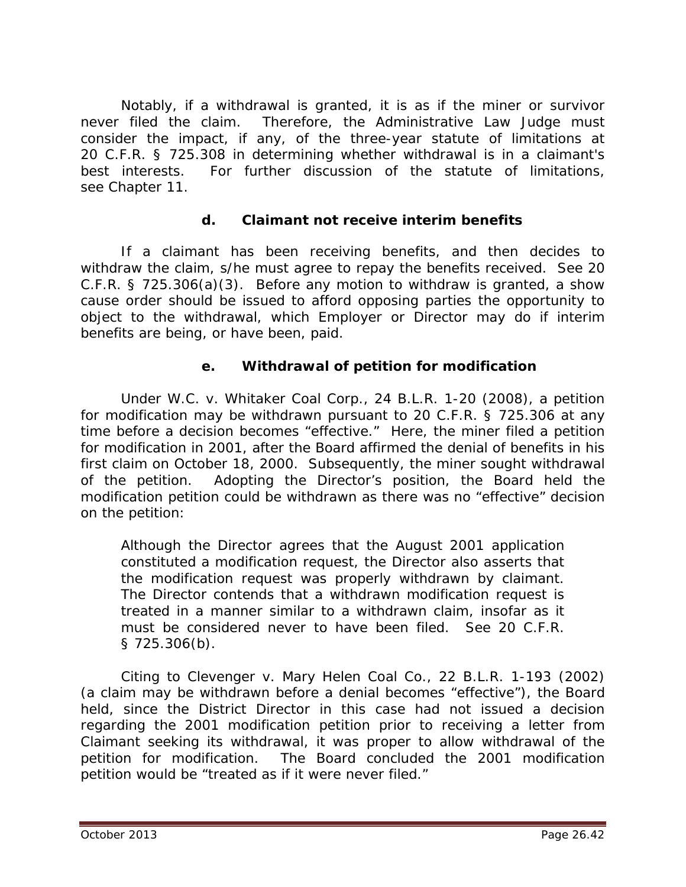Notably, if a withdrawal is granted, it is as if the miner or survivor never filed the claim. Therefore, the Administrative Law Judge must consider the impact, if any, of the three-year statute of limitations at 20 C.F.R. § 725.308 in determining whether withdrawal is in a claimant's best interests. For further discussion of the statute of limitations, see Chapter 11.

#### d. Claimant not receive interim benefits

If a claimant has been receiving benefits, and then decides to withdraw the claim, s/he must agree to repay the benefits received. *See* 20 C.F.R. § 725.306(a)(3). Before any motion to withdraw is granted, a show cause order should be issued to afford opposing parties the opportunity to object to the withdrawal, which Employer or Director may do if interim benefits are being, or have been, paid.

#### e. Withdrawal of petition for modification

Under *W.C. v. Whitaker Coal Corp.*, 24 B.L.R. 1-20 (2008), a petition for modification may be withdrawn pursuant to 20 C.F.R. § 725.306 at any time before a decision becomes "effective." Here, the miner filed a petition for modification in 2001, after the Board affirmed the denial of benefits in his first claim on October 18, 2000. Subsequently, the miner sought withdrawal of the petition. Adopting the Director's position, the Board held the modification petition could be withdrawn as there was no "effective" decision on the petition:

> Although the Director agrees that the August 2001 application constituted a modification request, the Director also asserts that the modification request was properly withdrawn by claimant. The Director contends that a withdrawn modification request is treated in a manner similar to a withdrawn claim, insofar as it must be considered never to have been filed. *See* 20 C.F.R. § 725.306(b).

Citing to *Clevenger v. Mary Helen Coal Co.*, 22 B.L.R. 1-193 (2002) (a claim may be withdrawn before a denial becomes "effective"), the Board held, since the District Director in this case had not issued a decision regarding the 2001 modification petition prior to receiving a letter from Claimant seeking its withdrawal, it was proper to allow withdrawal of the petition for modification. The Board concluded the 2001 modification petition would be "treated as if it were never filed."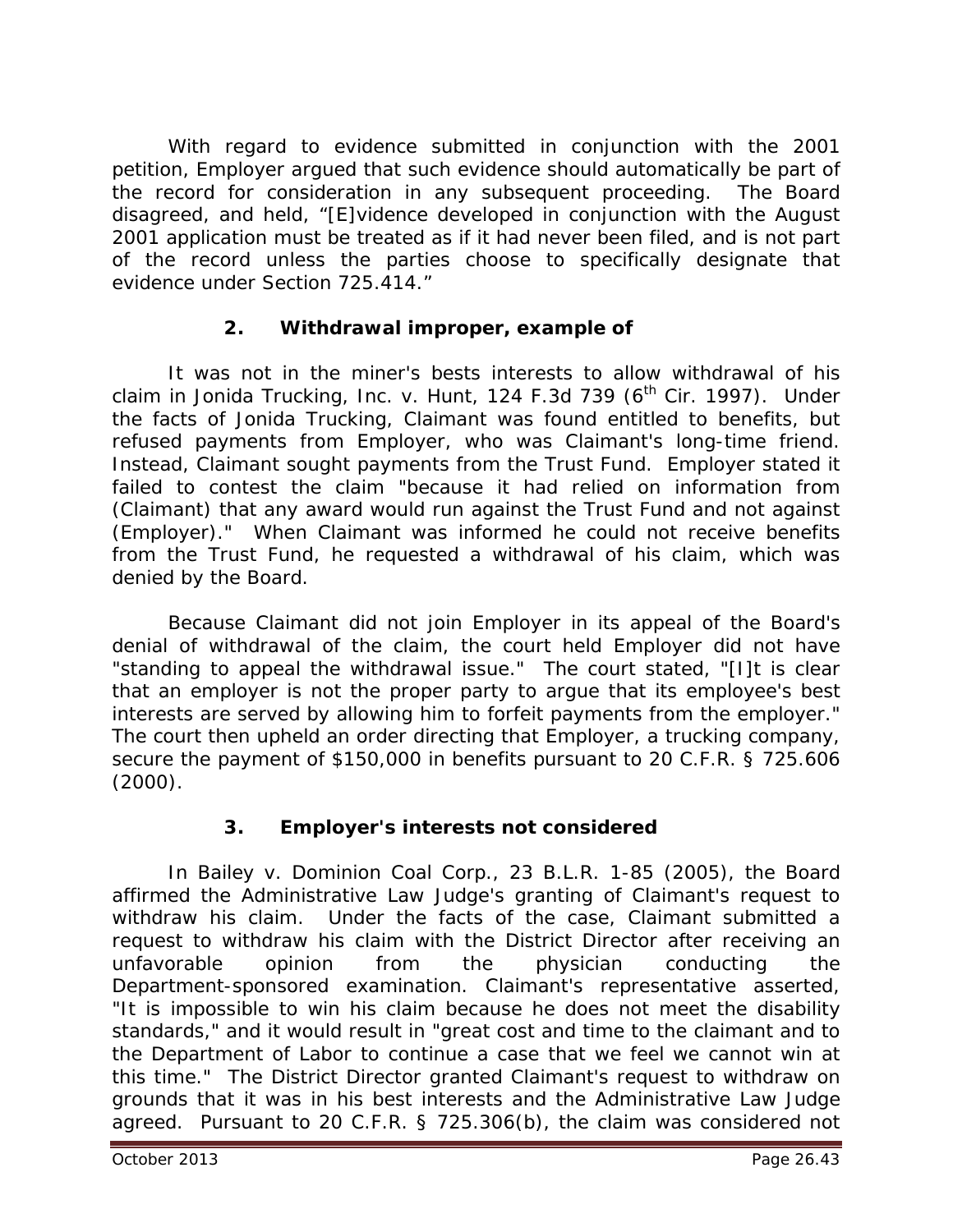With regard to evidence submitted in conjunction with the 2001 petition, Employer argued that such evidence should automatically be part of the record for consideration in any subsequent proceeding. The Board disagreed, and held, "[E]vidence developed in conjunction with the August 2001 application must be treated as if it had never been filed, and is not part of the record unless the parties choose to specifically designate that evidence under Section 725.414."

### 2. Withdrawal improper, example of

It was not in the miner's bests interests to allow withdrawal of his claim in *Jonida Trucking, Inc. v. Hunt*, 124 F.3d 739 (6th Cir. 1997). Under the facts of *Jonida Trucking*, Claimant was found entitled to benefits, but refused payments from Employer, who was Claimant's long-time friend. Instead, Claimant sought payments from the Trust Fund. Employer stated it failed to contest the claim "because it had relied on information from (Claimant) that any award would run against the Trust Fund and not against (Employer)." When Claimant was informed he could not receive benefits from the Trust Fund, he requested a withdrawal of his claim, which was denied by the Board.

Because Claimant did not join Employer in its appeal of the Board's denial of withdrawal of the claim, the court held Employer did not have "standing to appeal the withdrawal issue." The court stated, "[I]t is clear that an employer is not the proper party to argue that its employee's best interests are served by allowing him to forfeit payments from the employer." The court then upheld an order directing that Employer, a trucking company, secure the payment of $150,000 in benefits pursuant to 20 C.F.R. § 725.606 (2000).

### 3. Employer's interests not considered

In *Bailey v. Dominion Coal Corp.*, 23 B.L.R. 1-85 (2005), the Board affirmed the Administrative Law Judge's granting of Claimant's request to withdraw his claim. Under the facts of the case, Claimant submitted a request to withdraw his claim with the District Director after receiving an unfavorable opinion from the physician conducting the Department-sponsored examination. Claimant's representative asserted, "It is impossible to win his claim because he does not meet the disability standards," and it would result in "great cost and time to the claimant and to the Department of Labor to continue a case that we feel we cannot win at this time." The District Director granted Claimant's request to withdraw on grounds that it was in his best interests and the Administrative Law Judge agreed. Pursuant to 20 C.F.R. § 725.306(b), the claim was considered not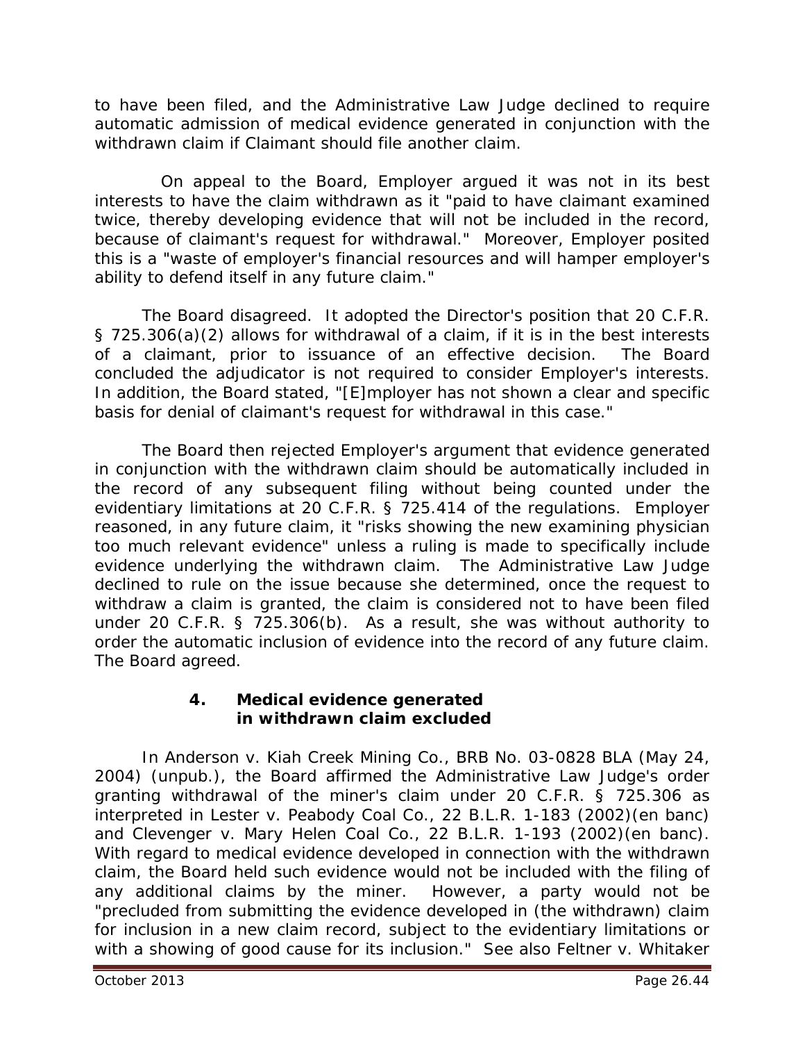to have been filed, and the Administrative Law Judge declined to require automatic admission of medical evidence generated in conjunction with the withdrawn claim if Claimant should file another claim.

On appeal to the Board, Employer argued it was not in its best interests to have the claim withdrawn as it "paid to have claimant examined twice, thereby developing evidence that will not be included in the record, because of claimant's request for withdrawal." Moreover, Employer posited this is a "waste of employer's financial resources and will hamper employer's ability to defend itself in any future claim."

The Board disagreed. It adopted the Director's position that 20 C.F.R. § 725.306(a)(2) allows for withdrawal of a claim, if it is in the best interests of a claimant, prior to issuance of an effective decision. The Board concluded the adjudicator is not required to consider Employer's interests. In addition, the Board stated, "[E]mployer has not shown a clear and specific basis for denial of claimant's request for withdrawal in this case."

The Board then rejected Employer's argument that evidence generated in conjunction with the withdrawn claim should be automatically included in the record of any subsequent filing without being counted under the evidentiary limitations at 20 C.F.R. § 725.414 of the regulations. Employer reasoned, in any future claim, it "risks showing the new examining physician too much relevant evidence" unless a ruling is made to specifically include evidence underlying the withdrawn claim. The Administrative Law Judge declined to rule on the issue because she determined, once the request to withdraw a claim is granted, the claim is considered not to have been filed under 20 C.F.R. § 725.306(b). As a result, she was without authority to order the automatic inclusion of evidence into the record of any future claim. The Board agreed.

### 4. Medical evidence generated in withdrawn claim excluded

In *Anderson v. Kiah Creek Mining Co.*, BRB No. 03-0828 BLA (May 24, 2004) (unpub.), the Board affirmed the Administrative Law Judge's order granting withdrawal of the miner's claim under 20 C.F.R. § 725.306 as interpreted in *Lester v. Peabody Coal Co.*, 22 B.L.R. 1-183 (2002)(en banc) and *Clevenger v. Mary Helen Coal Co.*, 22 B.L.R. 1-193 (2002)(en banc). With regard to medical evidence developed in connection with the withdrawn claim, the Board held such evidence would not be included with the filing of any additional claims by the miner. However, a party would not be "precluded from submitting the evidence developed in (the withdrawn) claim for inclusion in a new claim record, subject to the evidentiary limitations or with a showing of good cause for its inclusion." *See also Feltner v. Whitaker*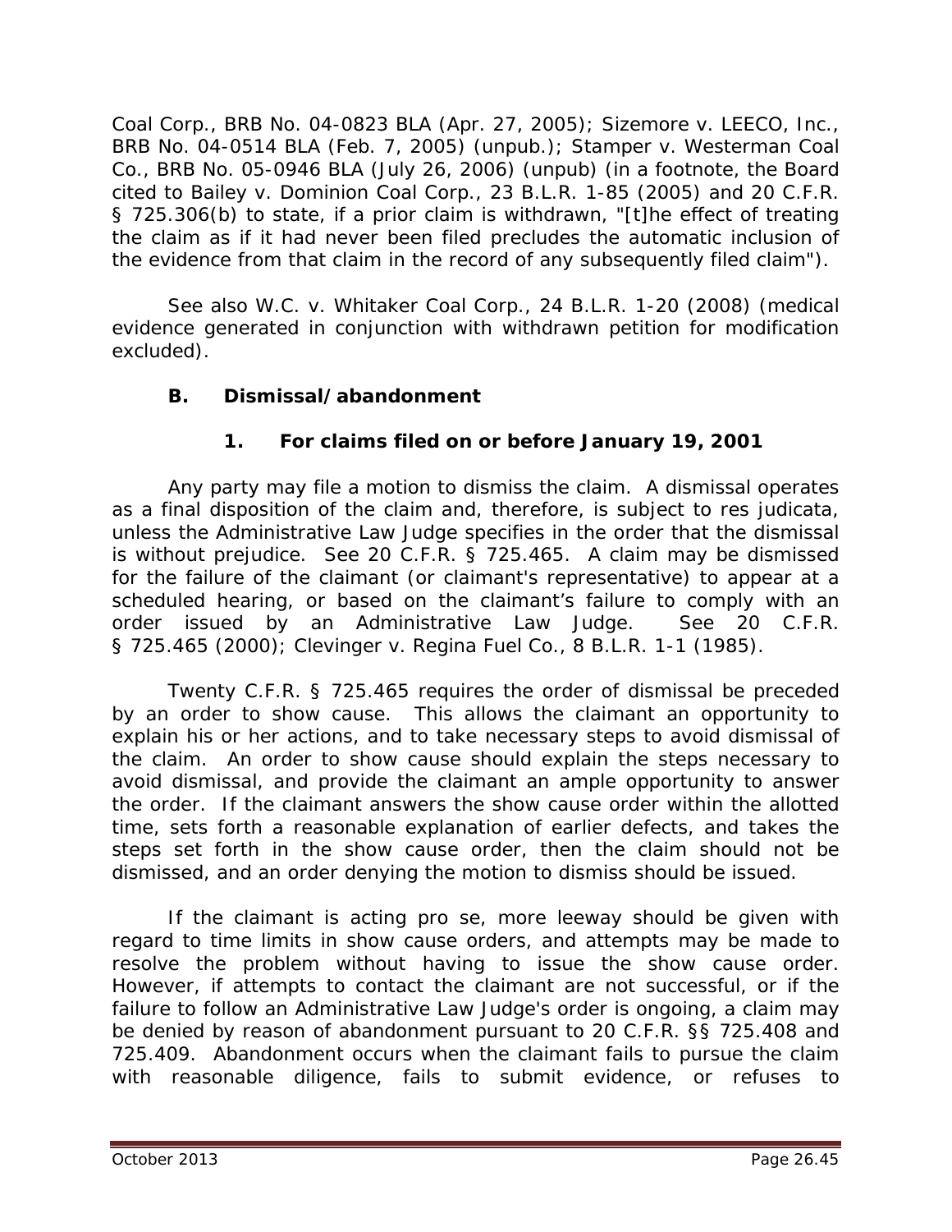Coal Corp., BRB No. 04-0823 BLA (Apr. 27, 2005); *Sizemore v. LEECO, Inc.*, BRB No. 04-0514 BLA (Feb. 7, 2005) (unpub.); *Stamper v. Westerman Coal Co.*, BRB No. 05-0946 BLA (July 26, 2006) (unpub) (in a footnote, the Board cited to *Bailey v. Dominion Coal Corp.*, 23 B.L.R. 1-85 (2005) and 20 C.F.R. § 725.306(b) to state, if a prior claim is withdrawn, "[t]he effect of treating the claim as if it had never been filed precludes the automatic inclusion of the evidence from that claim in the record of any subsequently filed claim").

*See also W.C. v. Whitaker Coal Corp.*, 24 B.L.R. 1-20 (2008) (medical evidence generated in conjunction with withdrawn petition for modification excluded).

### B. Dismissal/abandonment

#### 1. For claims filed on or before January 19, 2001

Any party may file a motion to dismiss the claim. A dismissal operates as a final disposition of the claim and, therefore, is subject to res judicata, unless the Administrative Law Judge specifies in the order that the dismissal is without prejudice. *See* 20 C.F.R. § 725.465. A claim may be dismissed for the failure of the claimant (or claimant's representative) to appear at a scheduled hearing, or based on the claimant's failure to comply with an order issued by an Administrative Law Judge. *See* 20 C.F.R. § 725.465 (2000); *Clevinger v. Regina Fuel Co.*, 8 B.L.R. 1-1 (1985).

Twenty C.F.R. § 725.465 requires the order of dismissal be preceded by an order to show cause. This allows the claimant an opportunity to explain his or her actions, and to take necessary steps to avoid dismissal of the claim. An order to show cause should explain the steps necessary to avoid dismissal, and provide the claimant an ample opportunity to answer the order. If the claimant answers the show cause order within the allotted time, sets forth a reasonable explanation of earlier defects, and takes the steps set forth in the show cause order, then the claim should not be dismissed, and an order denying the motion to dismiss should be issued.

If the claimant is acting pro se, more leeway should be given with regard to time limits in show cause orders, and attempts may be made to resolve the problem without having to issue the show cause order. However, if attempts to contact the claimant are not successful, or if the failure to follow an Administrative Law Judge's order is ongoing, a claim may be denied by reason of abandonment pursuant to 20 C.F.R. §§ 725.408 and 725.409. Abandonment occurs when the claimant fails to pursue the claim with reasonable diligence, fails to submit evidence, or refuses to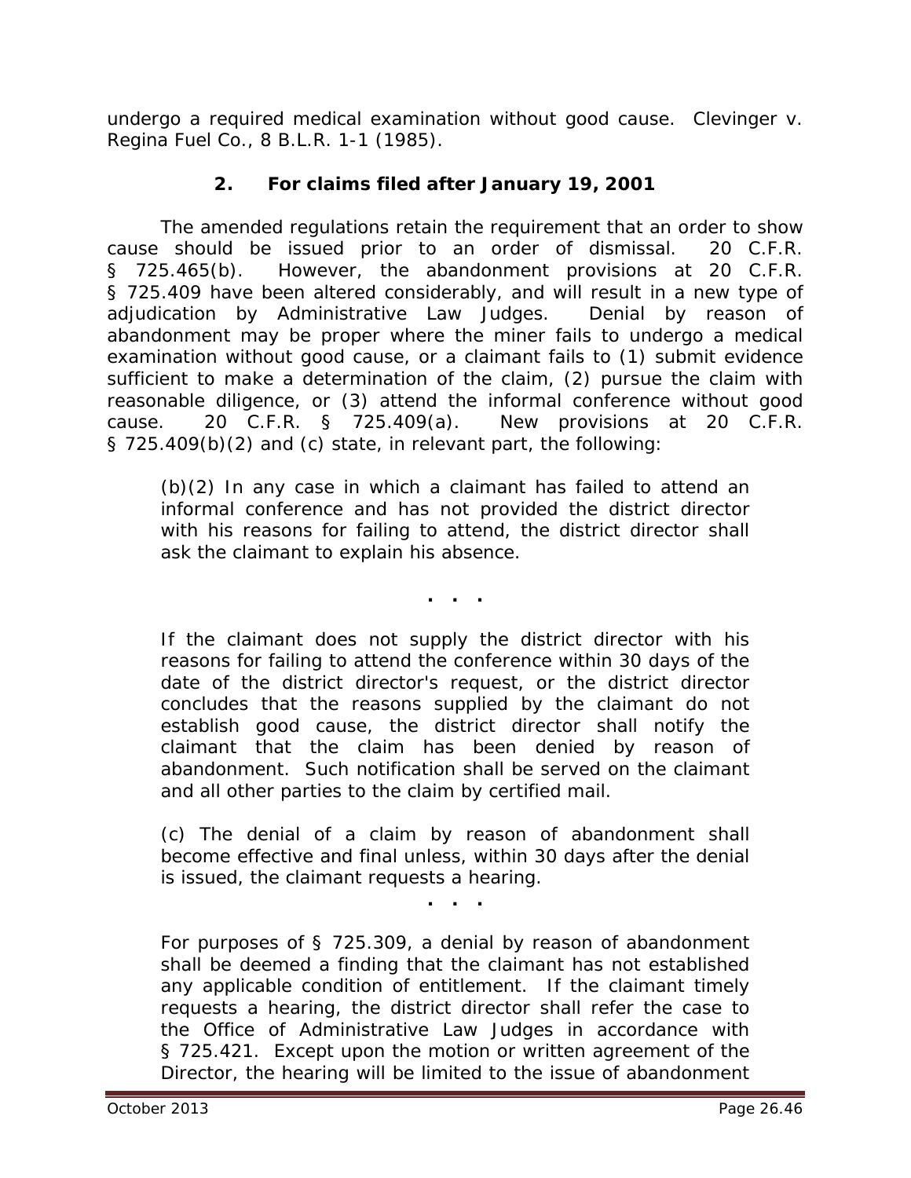undergo a required medical examination without good cause. *Clevinger v. Regina Fuel Co.*, 8 B.L.R. 1-1 (1985).

### 2. For claims filed after January 19, 2001

The amended regulations retain the requirement that an order to show cause should be issued prior to an order of dismissal. 20 C.F.R. § 725.465(b). However, the abandonment provisions at 20 C.F.R. § 725.409 have been altered considerably, and will result in a new type of adjudication by Administrative Law Judges. Denial by reason of abandonment may be proper where the miner fails to undergo a medical examination without good cause, or a claimant fails to (1) submit evidence sufficient to make a determination of the claim, (2) pursue the claim with reasonable diligence, or (3) attend the informal conference without good cause. 20 C.F.R. § 725.409(a). New provisions at 20 C.F.R. § 725.409(b)(2) and (c) state, in relevant part, the following:

> (b)(2) In any case in which a claimant has failed to attend an informal conference and has not provided the district director with his reasons for failing to attend, the district director shall ask the claimant to explain his absence.
>
> . . .
>
> If the claimant does not supply the district director with his reasons for failing to attend the conference within 30 days of the date of the district director's request, or the district director concludes that the reasons supplied by the claimant do not establish good cause, the district director shall notify the claimant that the claim has been denied by reason of abandonment. Such notification shall be served on the claimant and all other parties to the claim by certified mail.
>
> (c) The denial of a claim by reason of abandonment shall become effective and final unless, within 30 days after the denial is issued, the claimant requests a hearing.
>
> . . .
>
> For purposes of § 725.309, a denial by reason of abandonment shall be deemed a finding that the claimant has not established any applicable condition of entitlement. If the claimant timely requests a hearing, the district director shall refer the case to the Office of Administrative Law Judges in accordance with § 725.421. Except upon the motion or written agreement of the Director, the hearing will be limited to the issue of abandonment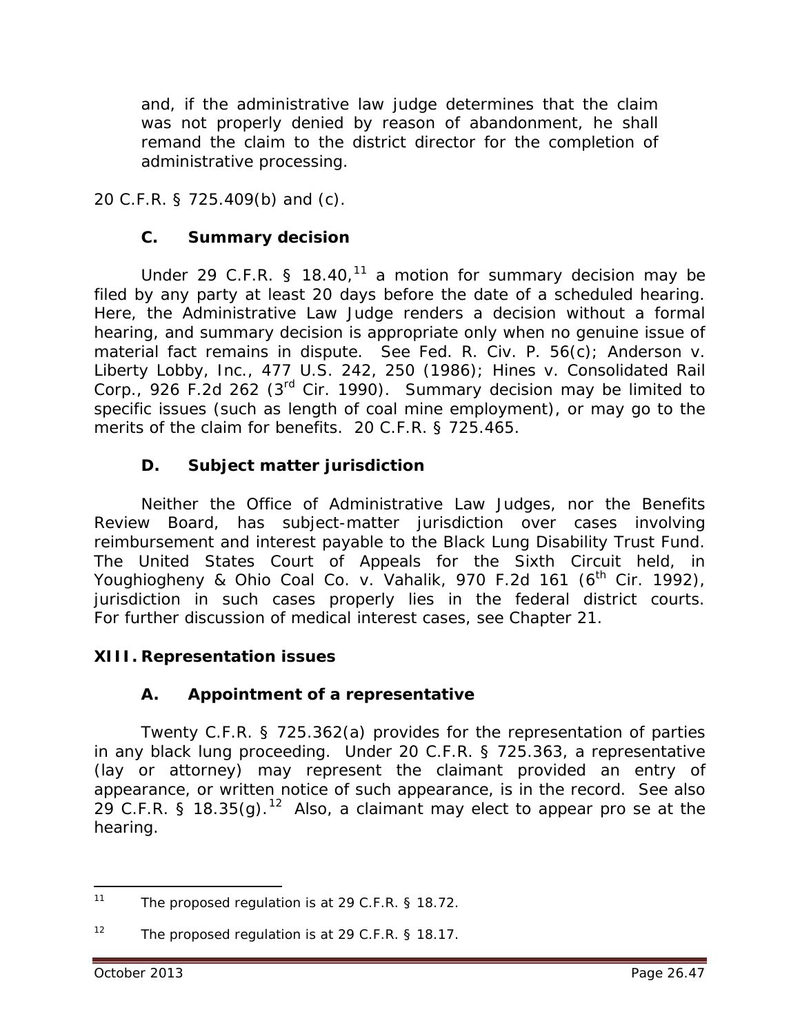and, if the administrative law judge determines that the claim was not properly denied by reason of abandonment, he shall remand the claim to the district director for the completion of administrative processing.

20 C.F.R. § 725.409(b) and (c).

### C. Summary decision

Under 29 C.F.R. § 18.40,[11] a motion for summary decision may be filed by any party at least 20 days before the date of a scheduled hearing. Here, the Administrative Law Judge renders a decision without a formal hearing, and summary decision is appropriate only when no genuine issue of material fact remains in dispute. *See* Fed. R. Civ. P. 56(c); *Anderson v. Liberty Lobby, Inc.*, 477 U.S. 242, 250 (1986); *Hines v. Consolidated Rail Corp.*, 926 F.2d 262 (3rd Cir. 1990). Summary decision may be limited to specific issues (such as length of coal mine employment), or may go to the merits of the claim for benefits. 20 C.F.R. § 725.465.

### D. Subject matter jurisdiction

Neither the Office of Administrative Law Judges, nor the Benefits Review Board, has subject-matter jurisdiction over cases involving reimbursement and interest payable to the Black Lung Disability Trust Fund. The United States Court of Appeals for the Sixth Circuit held, in *Youghiogheny & Ohio Coal Co. v. Vahalik*, 970 F.2d 161 (6th Cir. 1992), jurisdiction in such cases properly lies in the federal district courts. For further discussion of medical interest cases, see Chapter 21.

## XIII. Representation issues

### A. Appointment of a representative

Twenty C.F.R. § 725.362(a) provides for the representation of parties in any black lung proceeding. Under 20 C.F.R. § 725.363, a representative (lay or attorney) may represent the claimant provided an entry of appearance, or written notice of such appearance, is in the record. *See also* 29 C.F.R. § 18.35(g).[12] Also, a claimant may elect to appear *pro se* at the hearing.

---

[11] The proposed regulation is at 29 C.F.R. § 18.72.

[12] The proposed regulation is at 29 C.F.R. § 18.17.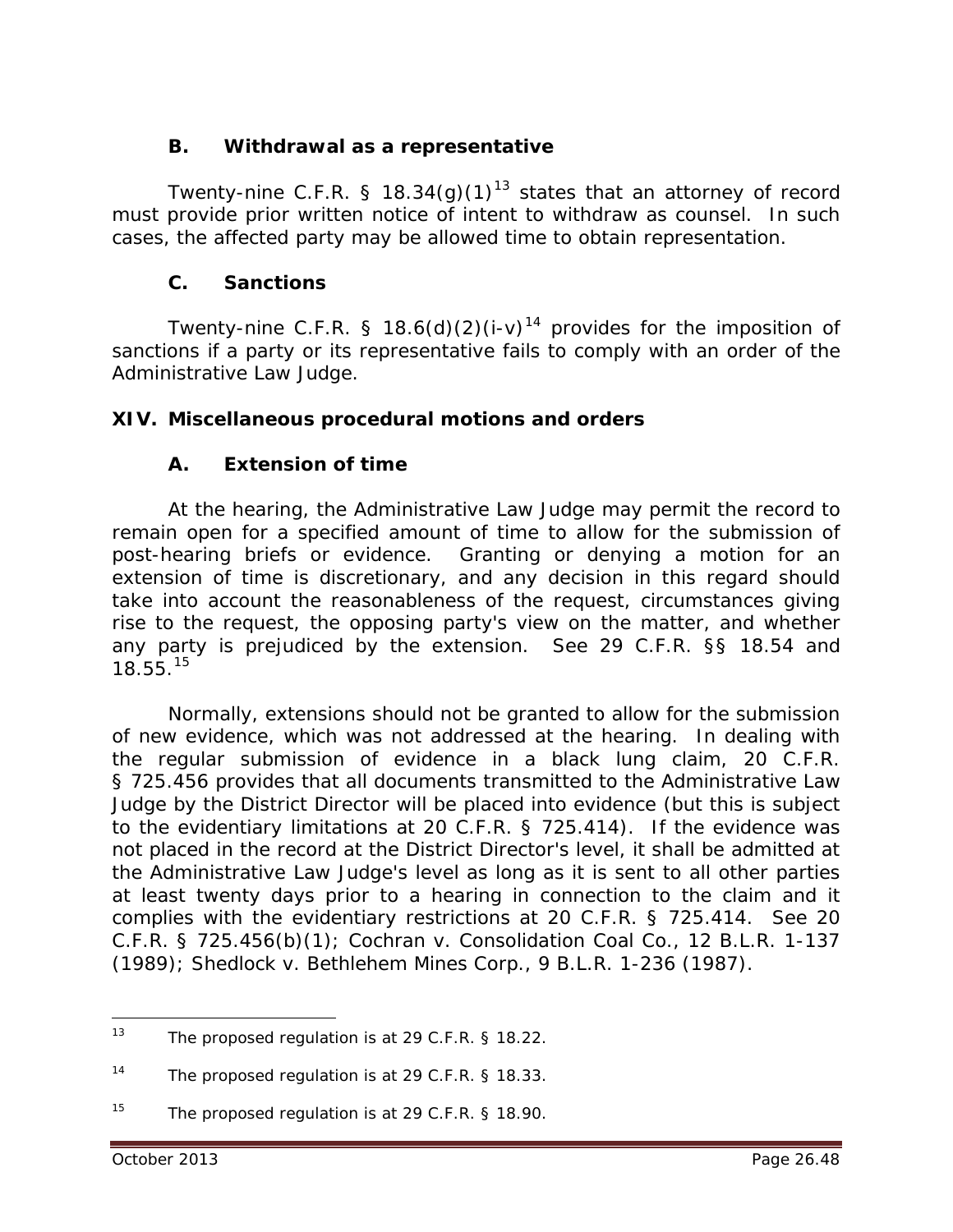### B. Withdrawal as a representative

Twenty-nine C.F.R. § 18.34(g)(1)[13] states that an attorney of record must provide prior written notice of intent to withdraw as counsel. In such cases, the affected party may be allowed time to obtain representation.

### C. Sanctions

Twenty-nine C.F.R. § 18.6(d)(2)(i-v)[14] provides for the imposition of sanctions if a party or its representative fails to comply with an order of the Administrative Law Judge.

## XIV. Miscellaneous procedural motions and orders

### A. Extension of time

At the hearing, the Administrative Law Judge may permit the record to remain open for a specified amount of time to allow for the submission of post-hearing briefs or evidence. Granting or denying a motion for an extension of time is discretionary, and any decision in this regard should take into account the reasonableness of the request, circumstances giving rise to the request, the opposing party's view on the matter, and whether any party is prejudiced by the extension. *See* 29 C.F.R. §§ 18.54 and 18.55.[15]

Normally, extensions should not be granted to allow for the submission of new evidence, which was not addressed at the hearing. In dealing with the regular submission of evidence in a black lung claim, 20 C.F.R. § 725.456 provides that all documents transmitted to the Administrative Law Judge by the District Director will be placed into evidence (but this is subject to the evidentiary limitations at 20 C.F.R. § 725.414). If the evidence was not placed in the record at the District Director's level, it shall be admitted at the Administrative Law Judge's level as long as it is sent to all other parties at least twenty days prior to a hearing in connection to the claim and it complies with the evidentiary restrictions at 20 C.F.R. § 725.414. *See* 20 C.F.R. § 725.456(b)(1); *Cochran v. Consolidation Coal Co.*, 12 B.L.R. 1-137 (1989); *Shedlock v. Bethlehem Mines Corp.*, 9 B.L.R. 1-236 (1987).

---

[13] The proposed regulation is at 29 C.F.R. § 18.22.

[14] The proposed regulation is at 29 C.F.R. § 18.33.

[15] The proposed regulation is at 29 C.F.R. § 18.90.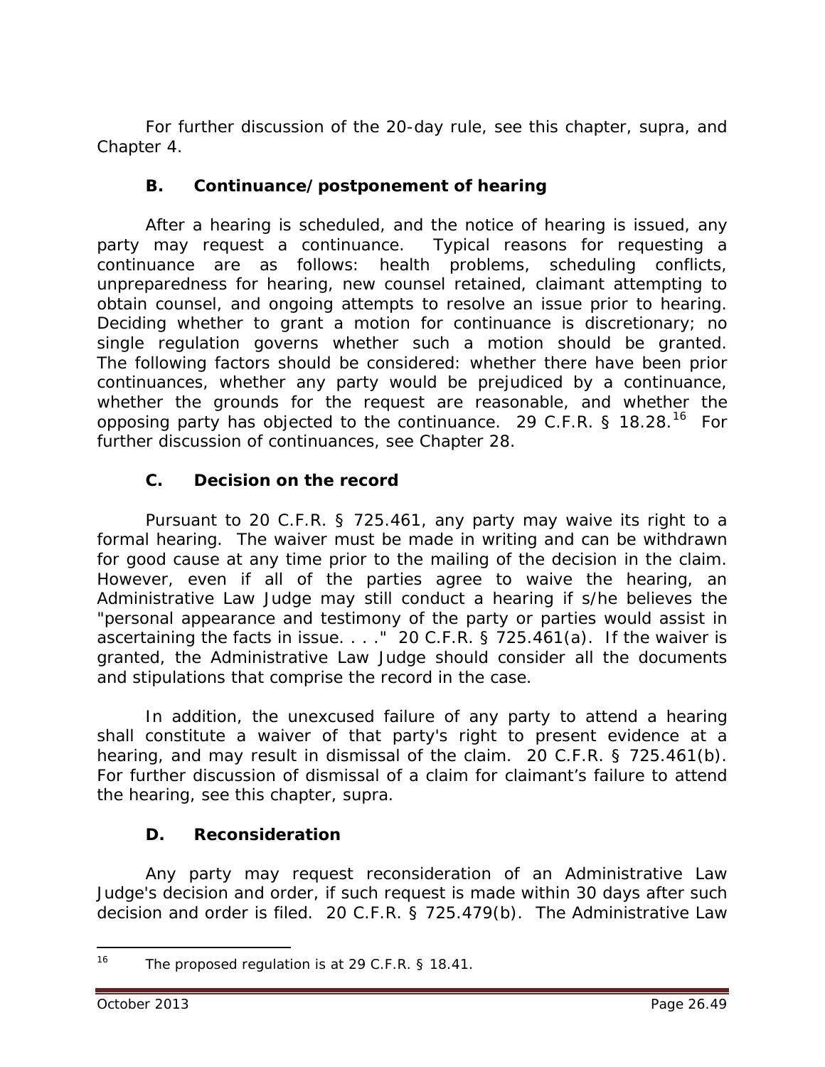For further discussion of the 20-day rule, see this chapter, *supra*, and Chapter 4.

### B. Continuance/postponement of hearing

After a hearing is scheduled, and the notice of hearing is issued, any party may request a continuance. Typical reasons for requesting a continuance are as follows: health problems, scheduling conflicts, unpreparedness for hearing, new counsel retained, claimant attempting to obtain counsel, and ongoing attempts to resolve an issue prior to hearing. Deciding whether to grant a motion for continuance is discretionary; no single regulation governs whether such a motion should be granted. The following factors should be considered: whether there have been prior continuances, whether any party would be prejudiced by a continuance, whether the grounds for the request are reasonable, and whether the opposing party has objected to the continuance. 29 C.F.R. § 18.28.[16] For further discussion of continuances, see Chapter 28.

### C. Decision on the record

Pursuant to 20 C.F.R. § 725.461, any party may waive its right to a formal hearing. The waiver must be made in writing and can be withdrawn for good cause at any time prior to the mailing of the decision in the claim. However, even if all of the parties agree to waive the hearing, an Administrative Law Judge may still conduct a hearing if s/he believes the "personal appearance and testimony of the party or parties would assist in ascertaining the facts in issue. . . ." 20 C.F.R. § 725.461(a). If the waiver is granted, the Administrative Law Judge should consider all the documents and stipulations that comprise the record in the case.

In addition, the unexcused failure of any party to attend a hearing shall constitute a waiver of that party's right to present evidence at a hearing, and may result in dismissal of the claim. 20 C.F.R. § 725.461(b). For further discussion of dismissal of a claim for claimant's failure to attend the hearing, see this chapter, *supra*.

### D. Reconsideration

Any party may request reconsideration of an Administrative Law Judge's decision and order, if such request is made within 30 days after such decision and order is filed. 20 C.F.R. § 725.479(b). The Administrative Law

---

[16] The proposed regulation is at 29 C.F.R. § 18.41.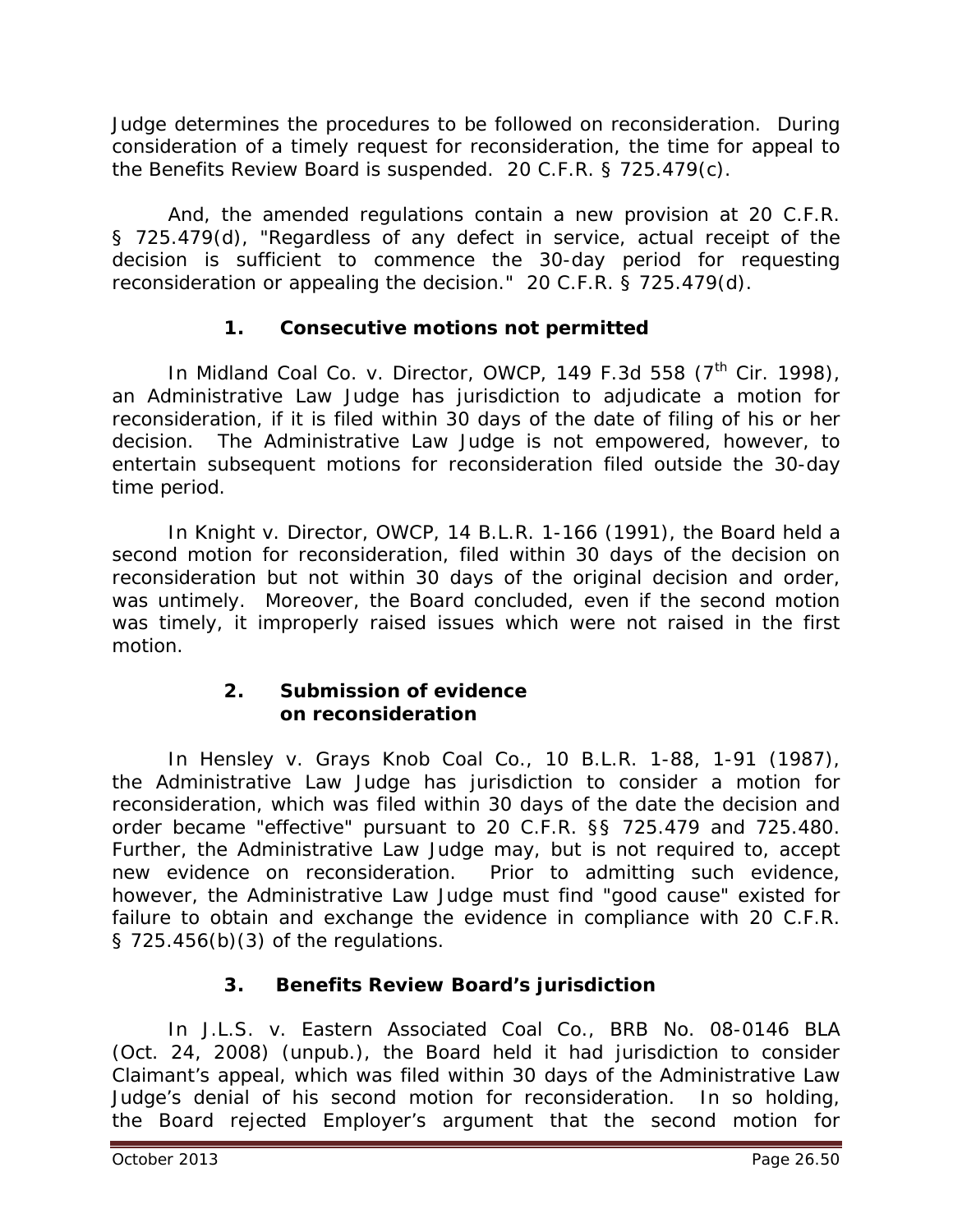Judge determines the procedures to be followed on reconsideration. During consideration of a timely request for reconsideration, the time for appeal to the Benefits Review Board is suspended. 20 C.F.R. § 725.479(c).

And, the amended regulations contain a new provision at 20 C.F.R. § 725.479(d), "Regardless of any defect in service, actual receipt of the decision is sufficient to commence the 30-day period for requesting reconsideration or appealing the decision." 20 C.F.R. § 725.479(d).

### 1. Consecutive motions not permitted

In *Midland Coal Co. v. Director, OWCP*, 149 F.3d 558 (7th Cir. 1998), an Administrative Law Judge has jurisdiction to adjudicate a motion for reconsideration, if it is filed within 30 days of the date of filing of his or her decision. The Administrative Law Judge is not empowered, however, to entertain subsequent motions for reconsideration filed outside the 30-day time period.

In *Knight v. Director, OWCP*, 14 B.L.R. 1-166 (1991), the Board held a second motion for reconsideration, filed within 30 days of the decision on reconsideration but not within 30 days of the original decision and order, was untimely. Moreover, the Board concluded, even if the second motion was timely, it improperly raised issues which were not raised in the first motion.

### 2. Submission of evidence on reconsideration

In *Hensley v. Grays Knob Coal Co.*, 10 B.L.R. 1-88, 1-91 (1987), the Administrative Law Judge has jurisdiction to consider a motion for reconsideration, which was filed within 30 days of the date the decision and order became "effective" pursuant to 20 C.F.R. §§ 725.479 and 725.480. Further, the Administrative Law Judge may, but is not required to, accept new evidence on reconsideration. Prior to admitting such evidence, however, the Administrative Law Judge must find "good cause" existed for failure to obtain and exchange the evidence in compliance with 20 C.F.R. § 725.456(b)(3) of the regulations.

### 3. Benefits Review Board's jurisdiction

In *J.L.S. v. Eastern Associated Coal Co.*, BRB No. 08-0146 BLA (Oct. 24, 2008) (unpub.), the Board held it had jurisdiction to consider Claimant's appeal, which was filed within 30 days of the Administrative Law Judge's denial of his second motion for reconsideration. In so holding, the Board rejected Employer's argument that the second motion for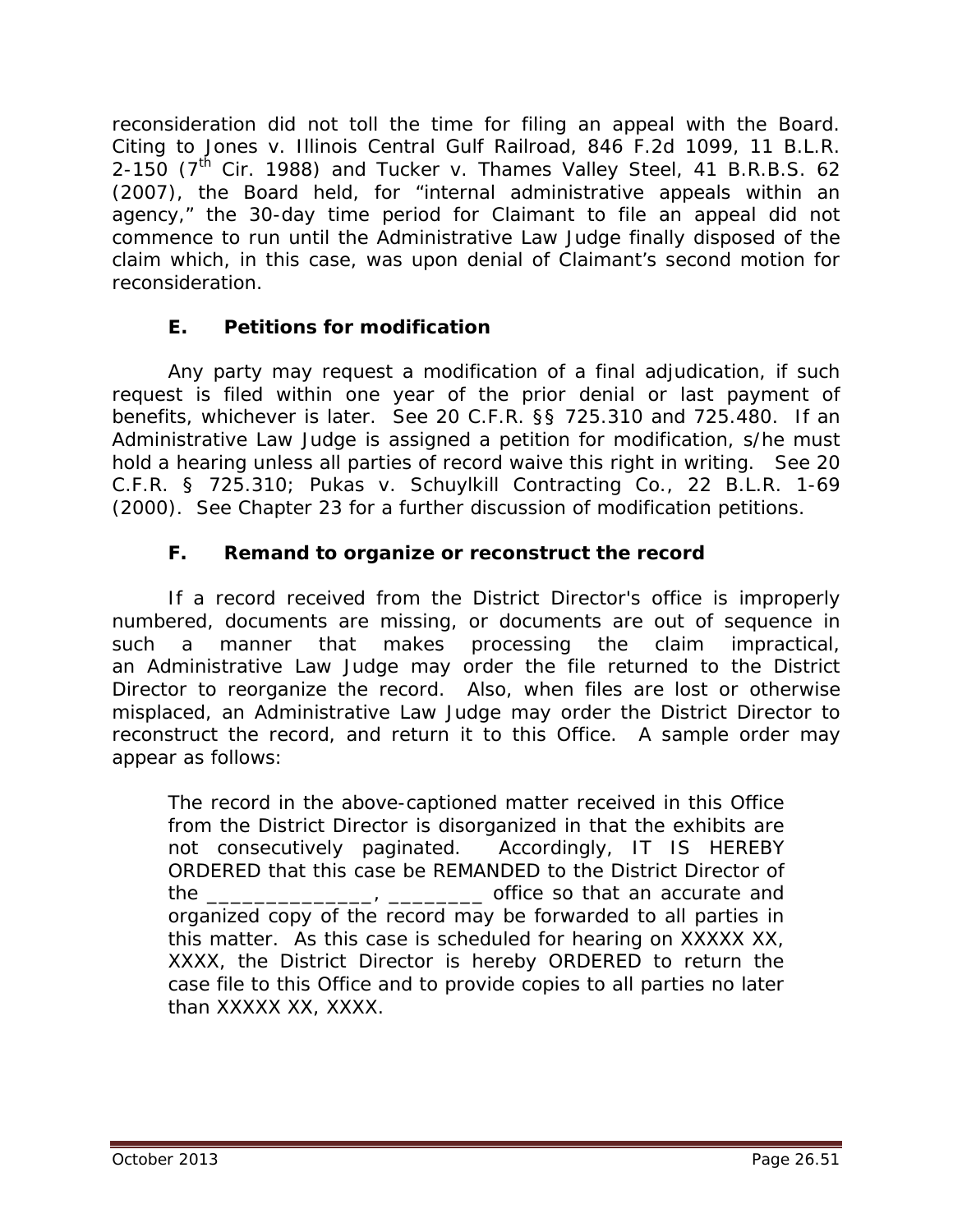reconsideration did not toll the time for filing an appeal with the Board. Citing to Jones v. Illinois Central Gulf Railroad, 846 F.2d 1099, 11 B.L.R. 2-150 (7th Cir. 1988) and Tucker v. Thames Valley Steel, 41 B.R.B.S. 62 (2007), the Board held, for "internal administrative appeals within an agency," the 30-day time period for Claimant to file an appeal did not commence to run until the Administrative Law Judge finally disposed of the claim which, in this case, was upon denial of Claimant's second motion for reconsideration.

### E. Petitions for modification

Any party may request a modification of a final adjudication, if such request is filed within one year of the prior denial or last payment of benefits, whichever is later. See 20 C.F.R. §§ 725.310 and 725.480. If an Administrative Law Judge is assigned a petition for modification, s/he must hold a hearing unless all parties of record waive this right in writing. See 20 C.F.R. § 725.310; Pukas v. Schuylkill Contracting Co., 22 B.L.R. 1-69 (2000). See Chapter 23 for a further discussion of modification petitions.

### F. Remand to organize or reconstruct the record

If a record received from the District Director's office is improperly numbered, documents are missing, or documents are out of sequence in such a manner that makes processing the claim impractical, an Administrative Law Judge may order the file returned to the District Director to reorganize the record. Also, when files are lost or otherwise misplaced, an Administrative Law Judge may order the District Director to reconstruct the record, and return it to this Office. A sample order may appear as follows:

> The record in the above-captioned matter received in this Office from the District Director is disorganized in that the exhibits are not consecutively paginated. Accordingly, IT IS HEREBY ORDERED that this case be REMANDED to the District Director of the _______________, _________ office so that an accurate and organized copy of the record may be forwarded to all parties in this matter. As this case is scheduled for hearing on XXXXX XX, XXXX, the District Director is hereby ORDERED to return the case file to this Office and to provide copies to all parties no later than XXXXX XX, XXXX.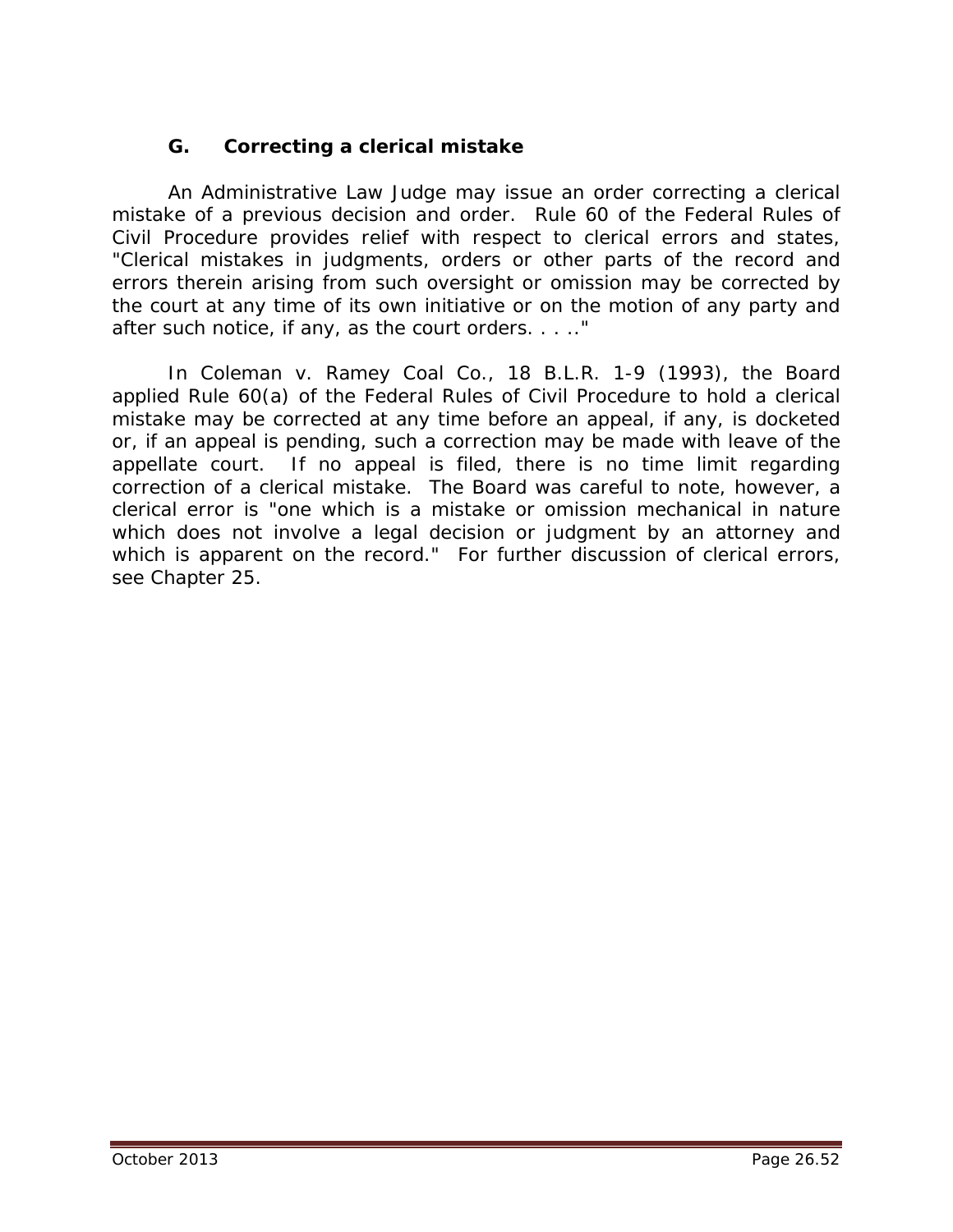### G. Correcting a clerical mistake

An Administrative Law Judge may issue an order correcting a clerical mistake of a previous decision and order. Rule 60 of the Federal Rules of Civil Procedure provides relief with respect to clerical errors and states, "Clerical mistakes in judgments, orders or other parts of the record and errors therein arising from such oversight or omission may be corrected by the court at any time of its own initiative or on the motion of any party and after such notice, if any, as the court orders. . . .."

In *Coleman v. Ramey Coal Co.*, 18 B.L.R. 1-9 (1993), the Board applied Rule 60(a) of the Federal Rules of Civil Procedure to hold a clerical mistake may be corrected at any time before an appeal, if any, is docketed or, if an appeal is pending, such a correction may be made with leave of the appellate court. If no appeal is filed, there is no time limit regarding correction of a clerical mistake. The Board was careful to note, however, a clerical error is "one which is a mistake or omission mechanical in nature which does not involve a legal decision or judgment by an attorney and which is apparent on the record." For further discussion of clerical errors, see Chapter 25.